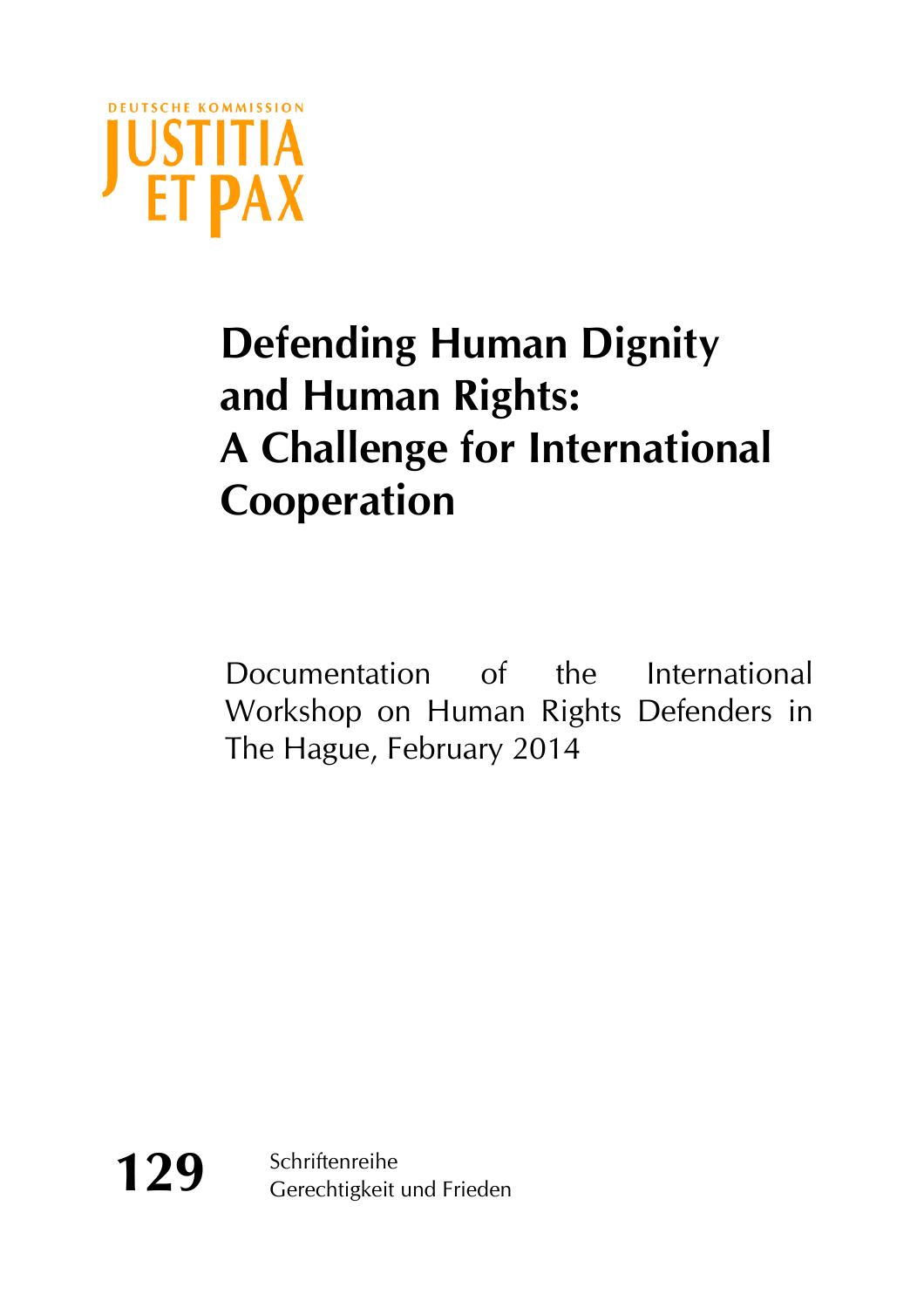DEUTSCHE KOMMISSION
JUSTITIA ET PAX

# Defending Human Dignity and Human Rights: A Challenge for International Cooperation

Documentation of the International Workshop on Human Rights Defenders in The Hague, February 2014

**129** Schriftenreihe Gerechtigkeit und Frieden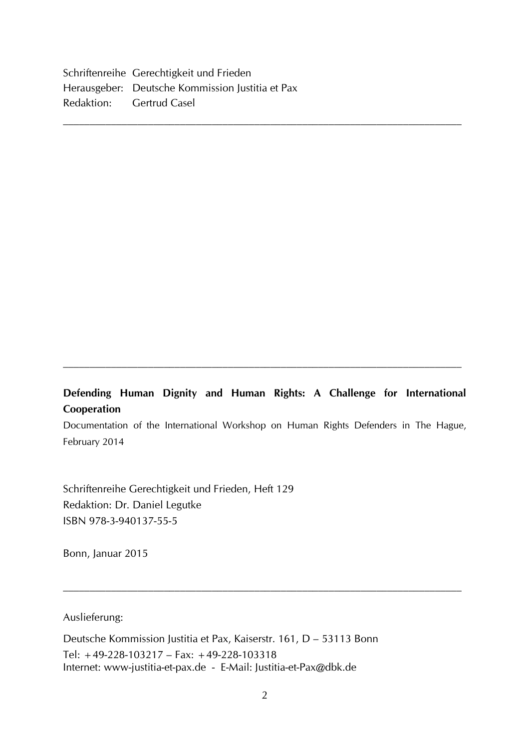Schriftenreihe Gerechtigkeit und Frieden
Herausgeber: Deutsche Kommission Justitia et Pax
Redaktion: Gertrud Casel

---

---

**Defending Human Dignity and Human Rights: A Challenge for International Cooperation**

Documentation of the International Workshop on Human Rights Defenders in The Hague, February 2014

Schriftenreihe Gerechtigkeit und Frieden, Heft 129
Redaktion: Dr. Daniel Legutke
ISBN 978-3-940137-55-5

Bonn, Januar 2015

---

Auslieferung:

Deutsche Kommission Justitia et Pax, Kaiserstr. 161, D – 53113 Bonn
Tel: +49-228-103217 – Fax: +49-228-103318
Internet: www-justitia-et-pax.de - E-Mail: Justitia-et-Pax@dbk.de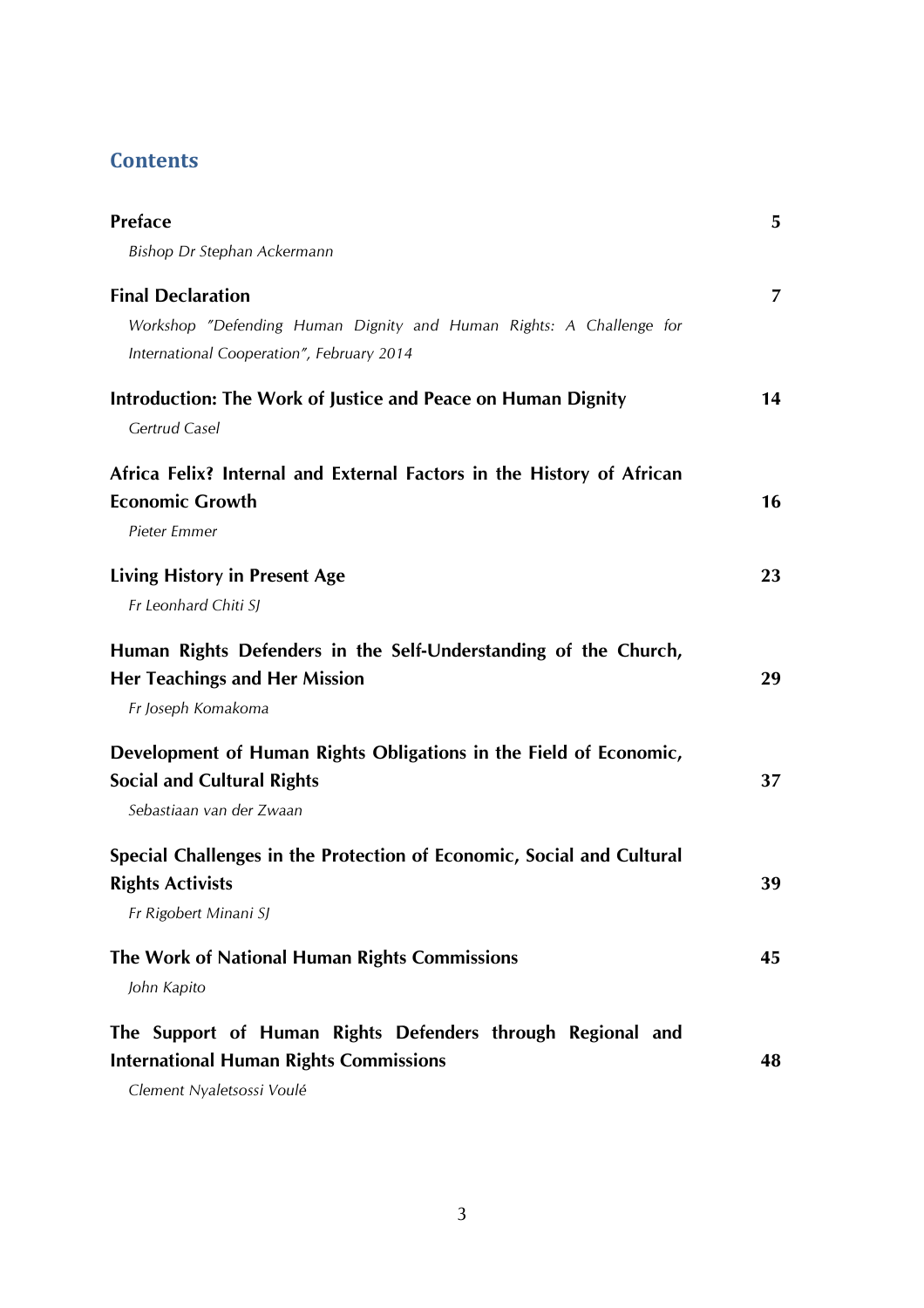## Contents

| | |
|---|---|
| **Preface**<br>*Bishop Dr Stephan Ackermann* | **5** |
| **Final Declaration**<br>*Workshop "Defending Human Dignity and Human Rights: A Challenge for International Cooperation", February 2014* | **7** |
| **Introduction: The Work of Justice and Peace on Human Dignity**<br>*Gertrud Casel* | **14** |
| **Africa Felix? Internal and External Factors in the History of African Economic Growth**<br>*Pieter Emmer* | **16** |
| **Living History in Present Age**<br>*Fr Leonhard Chiti SJ* | **23** |
| **Human Rights Defenders in the Self-Understanding of the Church, Her Teachings and Her Mission**<br>*Fr Joseph Komakoma* | **29** |
| **Development of Human Rights Obligations in the Field of Economic, Social and Cultural Rights**<br>*Sebastiaan van der Zwaan* | **37** |
| **Special Challenges in the Protection of Economic, Social and Cultural Rights Activists**<br>*Fr Rigobert Minani SJ* | **39** |
| **The Work of National Human Rights Commissions**<br>*John Kapito* | **45** |
| **The Support of Human Rights Defenders through Regional and International Human Rights Commissions**<br>*Clement Nyaletsossi Voulé* | **48** |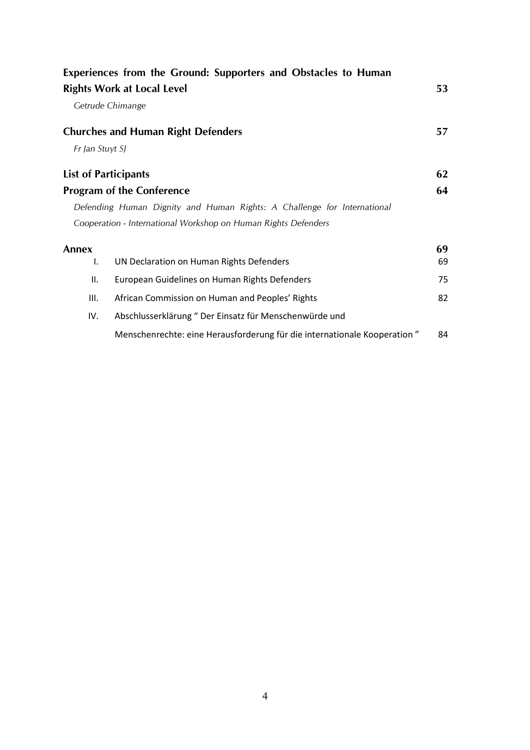**Experiences from the Ground: Supporters and Obstacles to Human Rights Work at Local Level** 53

*Getrude Chimange*

**Churches and Human Right Defenders** 57

*Fr Jan Stuyt SJ*

**List of Participants** 62

**Program of the Conference** 64

*Defending Human Dignity and Human Rights: A Challenge for International Cooperation - International Workshop on Human Rights Defenders*

**Annex** 69

I. UN Declaration on Human Rights Defenders 69

II. European Guidelines on Human Rights Defenders 75

III. African Commission on Human and Peoples' Rights 82

IV. Abschlusserklärung " Der Einsatz für Menschenwürde und Menschenrechte: eine Herausforderung für die internationale Kooperation " 84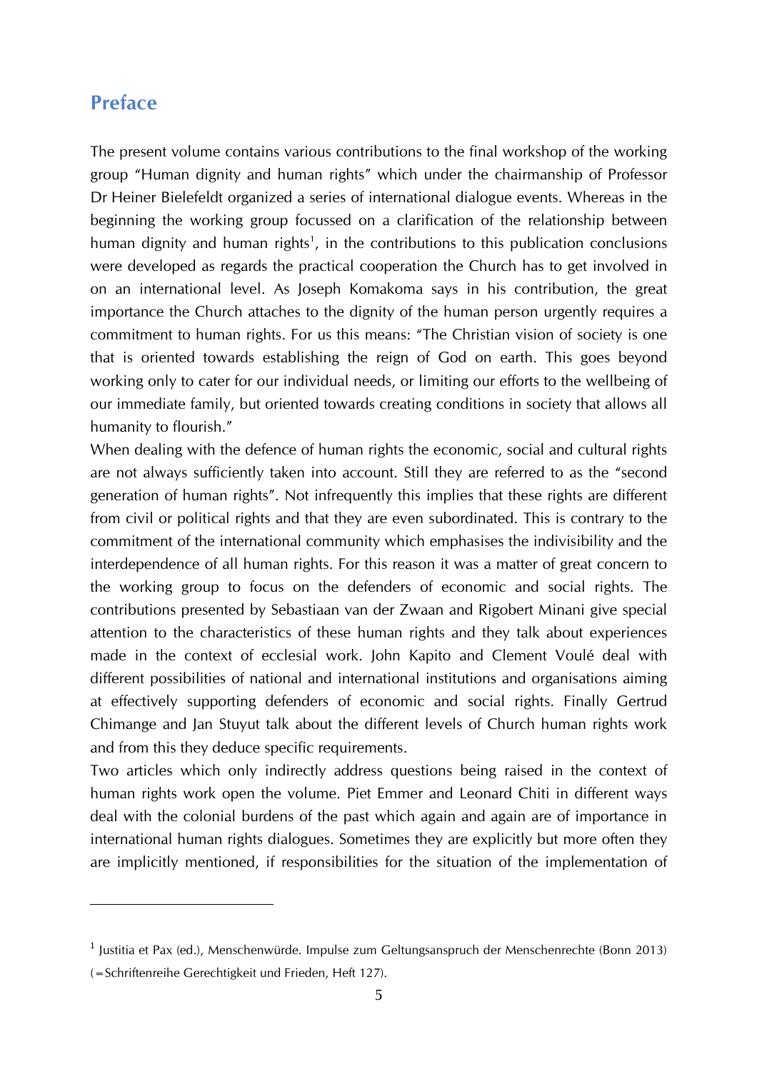# Preface

The present volume contains various contributions to the final workshop of the working group "Human dignity and human rights" which under the chairmanship of Professor Dr Heiner Bielefeldt organized a series of international dialogue events. Whereas in the beginning the working group focussed on a clarification of the relationship between human dignity and human rights[1], in the contributions to this publication conclusions were developed as regards the practical cooperation the Church has to get involved in on an international level. As Joseph Komakoma says in his contribution, the great importance the Church attaches to the dignity of the human person urgently requires a commitment to human rights. For us this means: "The Christian vision of society is one that is oriented towards establishing the reign of God on earth. This goes beyond working only to cater for our individual needs, or limiting our efforts to the wellbeing of our immediate family, but oriented towards creating conditions in society that allows all humanity to flourish."

When dealing with the defence of human rights the economic, social and cultural rights are not always sufficiently taken into account. Still they are referred to as the "second generation of human rights". Not infrequently this implies that these rights are different from civil or political rights and that they are even subordinated. This is contrary to the commitment of the international community which emphasises the indivisibility and the interdependence of all human rights. For this reason it was a matter of great concern to the working group to focus on the defenders of economic and social rights. The contributions presented by Sebastiaan van der Zwaan and Rigobert Minani give special attention to the characteristics of these human rights and they talk about experiences made in the context of ecclesial work. John Kapito and Clement Voulé deal with different possibilities of national and international institutions and organisations aiming at effectively supporting defenders of economic and social rights. Finally Gertrud Chimange and Jan Stuyut talk about the different levels of Church human rights work and from this they deduce specific requirements.

Two articles which only indirectly address questions being raised in the context of human rights work open the volume. Piet Emmer and Leonard Chiti in different ways deal with the colonial burdens of the past which again and again are of importance in international human rights dialogues. Sometimes they are explicitly but more often they are implicitly mentioned, if responsibilities for the situation of the implementation of

---

[1] Justitia et Pax (ed.), Menschenwürde. Impulse zum Geltungsanspruch der Menschenrechte (Bonn 2013) (=Schriftenreihe Gerechtigkeit und Frieden, Heft 127).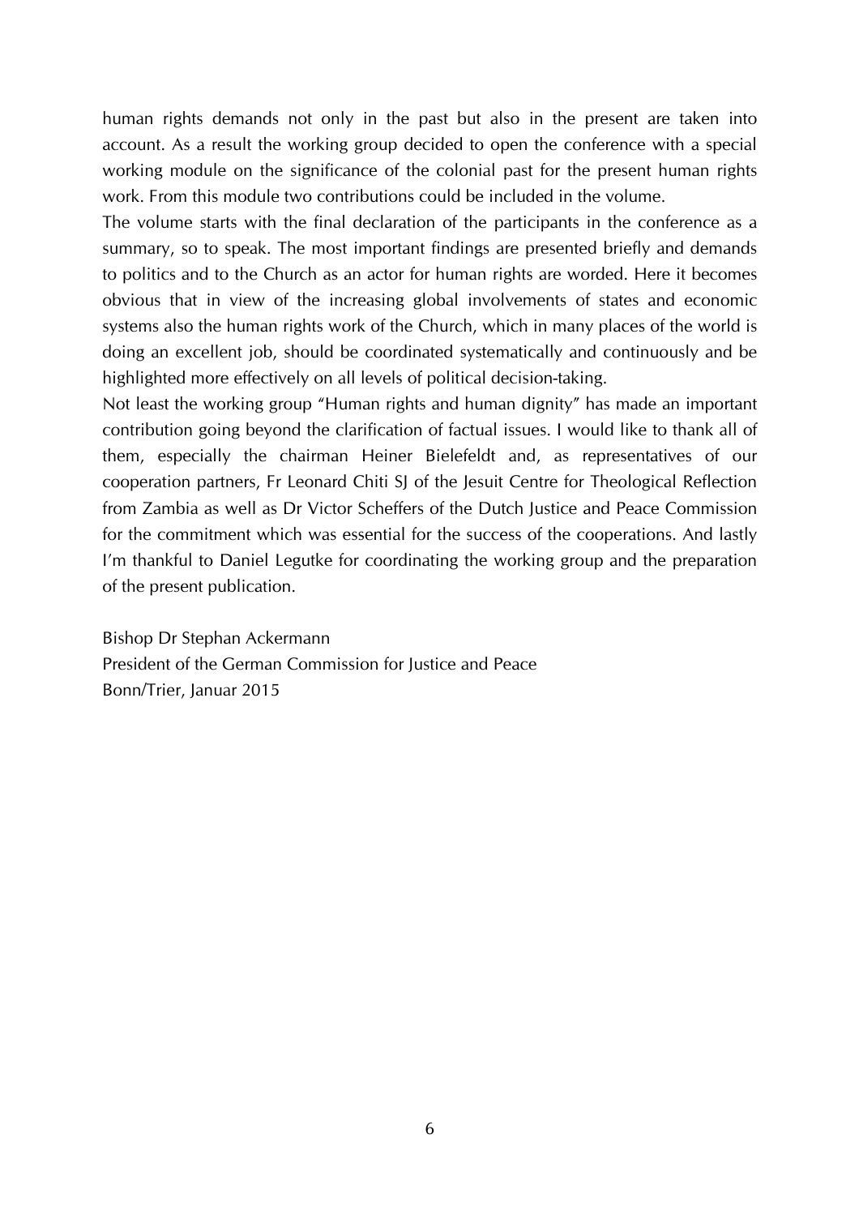human rights demands not only in the past but also in the present are taken into account. As a result the working group decided to open the conference with a special working module on the significance of the colonial past for the present human rights work. From this module two contributions could be included in the volume.

The volume starts with the final declaration of the participants in the conference as a summary, so to speak. The most important findings are presented briefly and demands to politics and to the Church as an actor for human rights are worded. Here it becomes obvious that in view of the increasing global involvements of states and economic systems also the human rights work of the Church, which in many places of the world is doing an excellent job, should be coordinated systematically and continuously and be highlighted more effectively on all levels of political decision-taking.

Not least the working group "Human rights and human dignity" has made an important contribution going beyond the clarification of factual issues. I would like to thank all of them, especially the chairman Heiner Bielefeldt and, as representatives of our cooperation partners, Fr Leonard Chiti SJ of the Jesuit Centre for Theological Reflection from Zambia as well as Dr Victor Scheffers of the Dutch Justice and Peace Commission for the commitment which was essential for the success of the cooperations. And lastly I'm thankful to Daniel Legutke for coordinating the working group and the preparation of the present publication.

Bishop Dr Stephan Ackermann
President of the German Commission for Justice and Peace
Bonn/Trier, Januar 2015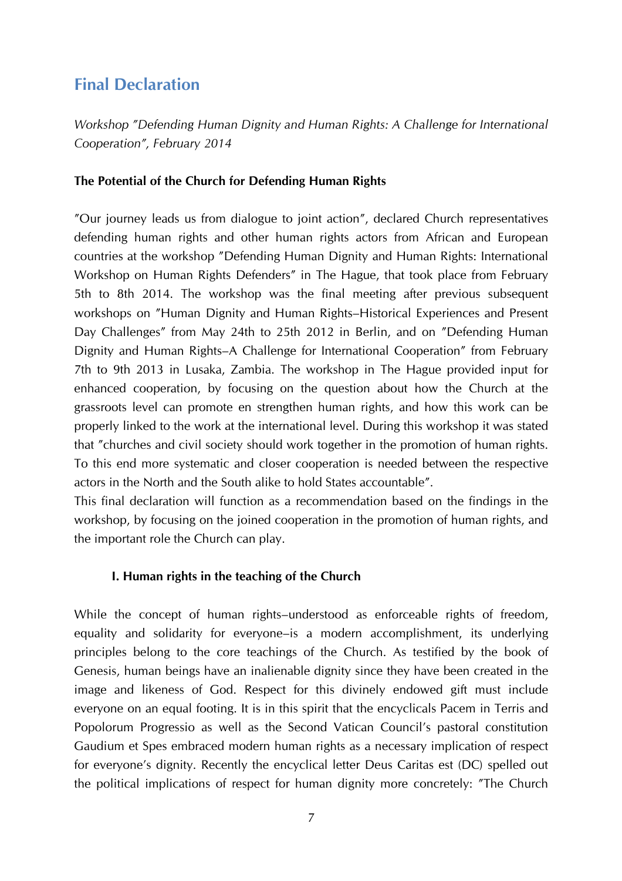## Final Declaration

*Workshop ″Defending Human Dignity and Human Rights: A Challenge for International Cooperation″, February 2014*

**The Potential of the Church for Defending Human Rights**

″Our journey leads us from dialogue to joint action″, declared Church representatives defending human rights and other human rights actors from African and European countries at the workshop ″Defending Human Dignity and Human Rights: International Workshop on Human Rights Defenders″ in The Hague, that took place from February 5th to 8th 2014. The workshop was the final meeting after previous subsequent workshops on ″Human Dignity and Human Rights–Historical Experiences and Present Day Challenges″ from May 24th to 25th 2012 in Berlin, and on ″Defending Human Dignity and Human Rights–A Challenge for International Cooperation″ from February 7th to 9th 2013 in Lusaka, Zambia. The workshop in The Hague provided input for enhanced cooperation, by focusing on the question about how the Church at the grassroots level can promote en strengthen human rights, and how this work can be properly linked to the work at the international level. During this workshop it was stated that ″churches and civil society should work together in the promotion of human rights. To this end more systematic and closer cooperation is needed between the respective actors in the North and the South alike to hold States accountable″.

This final declaration will function as a recommendation based on the findings in the workshop, by focusing on the joined cooperation in the promotion of human rights, and the important role the Church can play.

### I. Human rights in the teaching of the Church

While the concept of human rights–understood as enforceable rights of freedom, equality and solidarity for everyone–is a modern accomplishment, its underlying principles belong to the core teachings of the Church. As testified by the book of Genesis, human beings have an inalienable dignity since they have been created in the image and likeness of God. Respect for this divinely endowed gift must include everyone on an equal footing. It is in this spirit that the encyclicals Pacem in Terris and Popolorum Progressio as well as the Second Vatican Council's pastoral constitution Gaudium et Spes embraced modern human rights as a necessary implication of respect for everyone's dignity. Recently the encyclical letter Deus Caritas est (DC) spelled out the political implications of respect for human dignity more concretely: ″The Church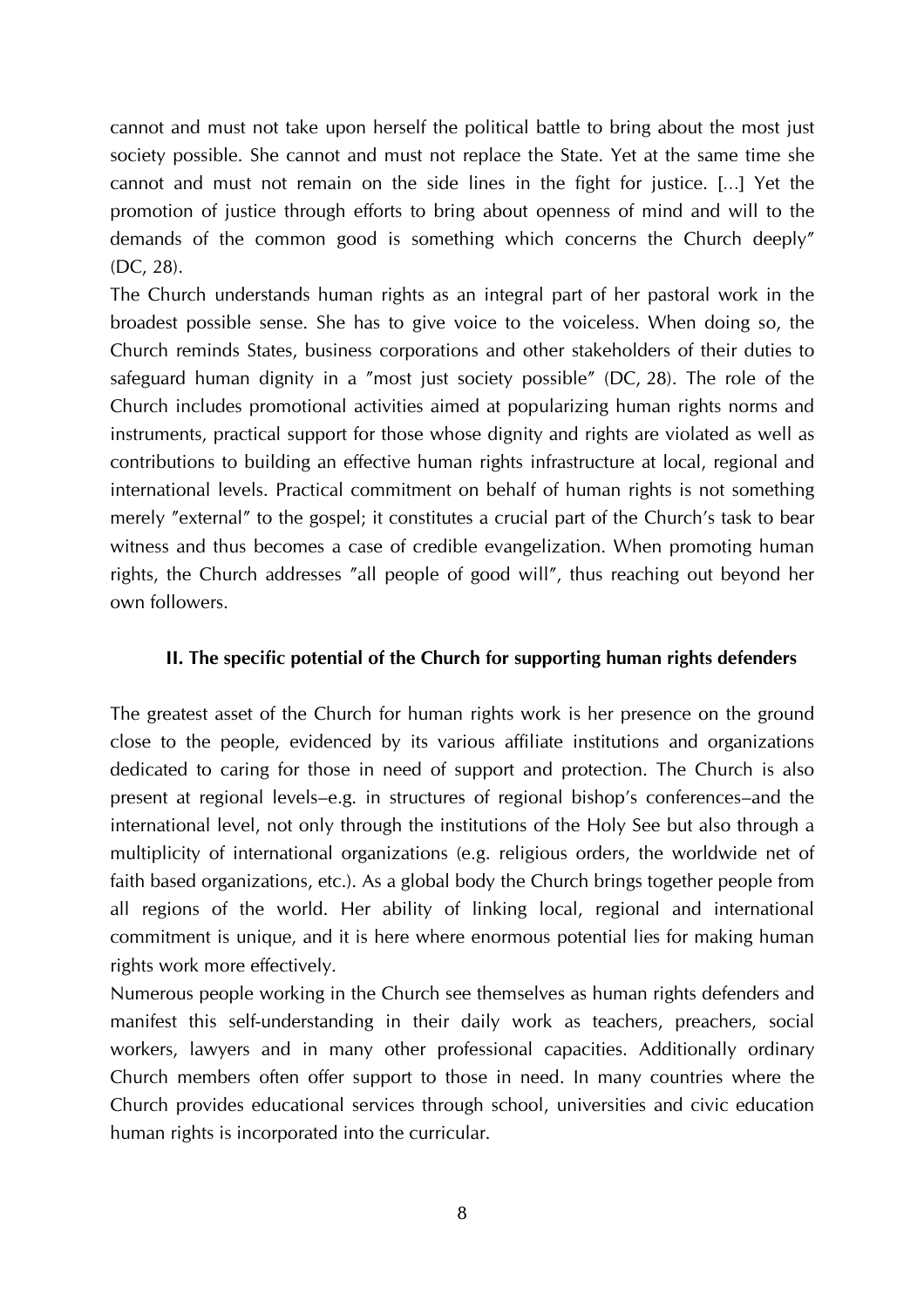cannot and must not take upon herself the political battle to bring about the most just society possible. She cannot and must not replace the State. Yet at the same time she cannot and must not remain on the side lines in the fight for justice. [...] Yet the promotion of justice through efforts to bring about openness of mind and will to the demands of the common good is something which concerns the Church deeply" (DC, 28).

The Church understands human rights as an integral part of her pastoral work in the broadest possible sense. She has to give voice to the voiceless. When doing so, the Church reminds States, business corporations and other stakeholders of their duties to safeguard human dignity in a "most just society possible" (DC, 28). The role of the Church includes promotional activities aimed at popularizing human rights norms and instruments, practical support for those whose dignity and rights are violated as well as contributions to building an effective human rights infrastructure at local, regional and international levels. Practical commitment on behalf of human rights is not something merely "external" to the gospel; it constitutes a crucial part of the Church's task to bear witness and thus becomes a case of credible evangelization. When promoting human rights, the Church addresses "all people of good will", thus reaching out beyond her own followers.

## II. The specific potential of the Church for supporting human rights defenders

The greatest asset of the Church for human rights work is her presence on the ground close to the people, evidenced by its various affiliate institutions and organizations dedicated to caring for those in need of support and protection. The Church is also present at regional levels–e.g. in structures of regional bishop's conferences–and the international level, not only through the institutions of the Holy See but also through a multiplicity of international organizations (e.g. religious orders, the worldwide net of faith based organizations, etc.). As a global body the Church brings together people from all regions of the world. Her ability of linking local, regional and international commitment is unique, and it is here where enormous potential lies for making human rights work more effectively.

Numerous people working in the Church see themselves as human rights defenders and manifest this self-understanding in their daily work as teachers, preachers, social workers, lawyers and in many other professional capacities. Additionally ordinary Church members often offer support to those in need. In many countries where the Church provides educational services through school, universities and civic education human rights is incorporated into the curricular.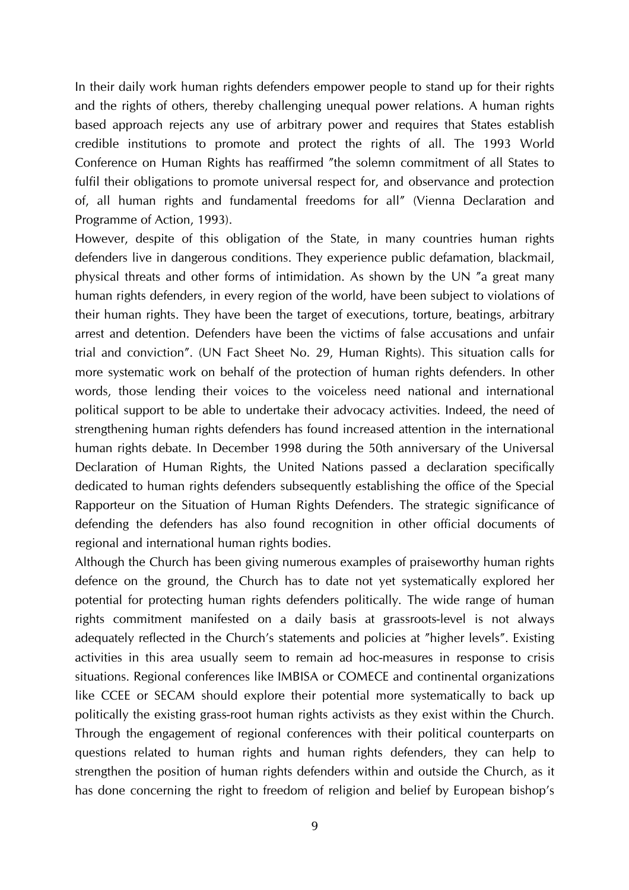In their daily work human rights defenders empower people to stand up for their rights and the rights of others, thereby challenging unequal power relations. A human rights based approach rejects any use of arbitrary power and requires that States establish credible institutions to promote and protect the rights of all. The 1993 World Conference on Human Rights has reaffirmed "the solemn commitment of all States to fulfil their obligations to promote universal respect for, and observance and protection of, all human rights and fundamental freedoms for all" (Vienna Declaration and Programme of Action, 1993).

However, despite of this obligation of the State, in many countries human rights defenders live in dangerous conditions. They experience public defamation, blackmail, physical threats and other forms of intimidation. As shown by the UN "a great many human rights defenders, in every region of the world, have been subject to violations of their human rights. They have been the target of executions, torture, beatings, arbitrary arrest and detention. Defenders have been the victims of false accusations and unfair trial and conviction". (UN Fact Sheet No. 29, Human Rights). This situation calls for more systematic work on behalf of the protection of human rights defenders. In other words, those lending their voices to the voiceless need national and international political support to be able to undertake their advocacy activities. Indeed, the need of strengthening human rights defenders has found increased attention in the international human rights debate. In December 1998 during the 50th anniversary of the Universal Declaration of Human Rights, the United Nations passed a declaration specifically dedicated to human rights defenders subsequently establishing the office of the Special Rapporteur on the Situation of Human Rights Defenders. The strategic significance of defending the defenders has also found recognition in other official documents of regional and international human rights bodies.

Although the Church has been giving numerous examples of praiseworthy human rights defence on the ground, the Church has to date not yet systematically explored her potential for protecting human rights defenders politically. The wide range of human rights commitment manifested on a daily basis at grassroots-level is not always adequately reflected in the Church's statements and policies at "higher levels". Existing activities in this area usually seem to remain ad hoc-measures in response to crisis situations. Regional conferences like IMBISA or COMECE and continental organizations like CCEE or SECAM should explore their potential more systematically to back up politically the existing grass-root human rights activists as they exist within the Church. Through the engagement of regional conferences with their political counterparts on questions related to human rights and human rights defenders, they can help to strengthen the position of human rights defenders within and outside the Church, as it has done concerning the right to freedom of religion and belief by European bishop's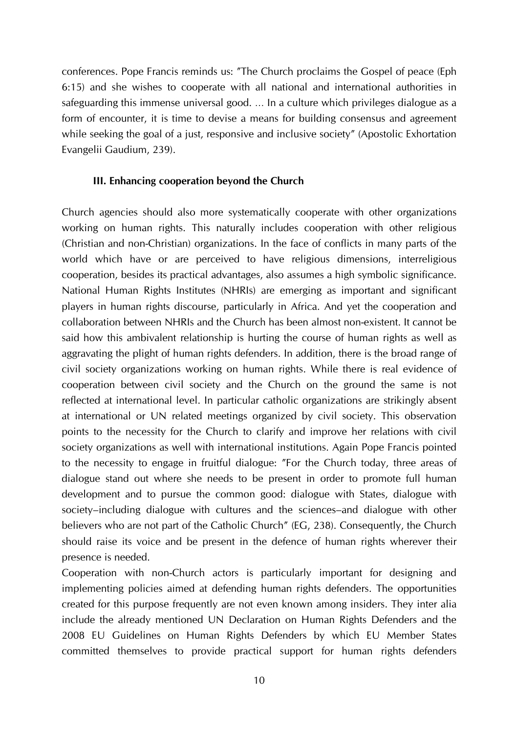conferences. Pope Francis reminds us: "The Church proclaims the Gospel of peace (Eph 6:15) and she wishes to cooperate with all national and international authorities in safeguarding this immense universal good. ... In a culture which privileges dialogue as a form of encounter, it is time to devise a means for building consensus and agreement while seeking the goal of a just, responsive and inclusive society" (Apostolic Exhortation Evangelii Gaudium, 239).

### III. Enhancing cooperation beyond the Church

Church agencies should also more systematically cooperate with other organizations working on human rights. This naturally includes cooperation with other religious (Christian and non-Christian) organizations. In the face of conflicts in many parts of the world which have or are perceived to have religious dimensions, interreligious cooperation, besides its practical advantages, also assumes a high symbolic significance. National Human Rights Institutes (NHRIs) are emerging as important and significant players in human rights discourse, particularly in Africa. And yet the cooperation and collaboration between NHRIs and the Church has been almost non-existent. It cannot be said how this ambivalent relationship is hurting the course of human rights as well as aggravating the plight of human rights defenders. In addition, there is the broad range of civil society organizations working on human rights. While there is real evidence of cooperation between civil society and the Church on the ground the same is not reflected at international level. In particular catholic organizations are strikingly absent at international or UN related meetings organized by civil society. This observation points to the necessity for the Church to clarify and improve her relations with civil society organizations as well with international institutions. Again Pope Francis pointed to the necessity to engage in fruitful dialogue: "For the Church today, three areas of dialogue stand out where she needs to be present in order to promote full human development and to pursue the common good: dialogue with States, dialogue with society–including dialogue with cultures and the sciences–and dialogue with other believers who are not part of the Catholic Church" (EG, 238). Consequently, the Church should raise its voice and be present in the defence of human rights wherever their presence is needed.

Cooperation with non-Church actors is particularly important for designing and implementing policies aimed at defending human rights defenders. The opportunities created for this purpose frequently are not even known among insiders. They inter alia include the already mentioned UN Declaration on Human Rights Defenders and the 2008 EU Guidelines on Human Rights Defenders by which EU Member States committed themselves to provide practical support for human rights defenders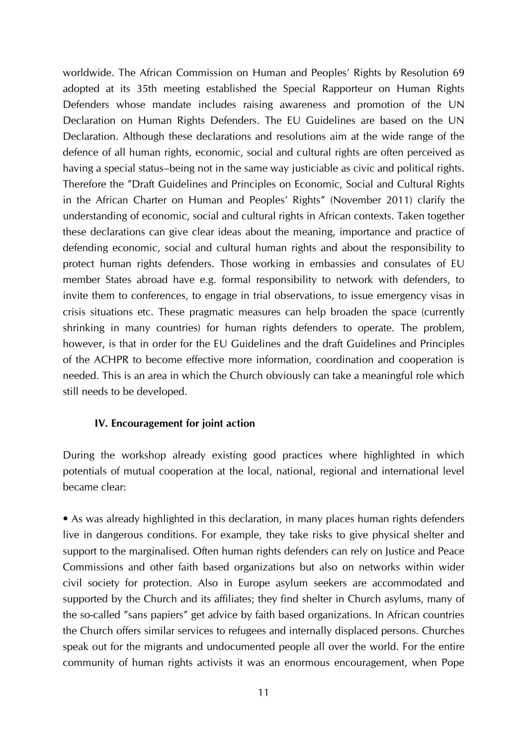worldwide. The African Commission on Human and Peoples' Rights by Resolution 69 adopted at its 35th meeting established the Special Rapporteur on Human Rights Defenders whose mandate includes raising awareness and promotion of the UN Declaration on Human Rights Defenders. The EU Guidelines are based on the UN Declaration. Although these declarations and resolutions aim at the wide range of the defence of all human rights, economic, social and cultural rights are often perceived as having a special status–being not in the same way justiciable as civic and political rights. Therefore the "Draft Guidelines and Principles on Economic, Social and Cultural Rights in the African Charter on Human and Peoples' Rights" (November 2011) clarify the understanding of economic, social and cultural rights in African contexts. Taken together these declarations can give clear ideas about the meaning, importance and practice of defending economic, social and cultural human rights and about the responsibility to protect human rights defenders. Those working in embassies and consulates of EU member States abroad have e.g. formal responsibility to network with defenders, to invite them to conferences, to engage in trial observations, to issue emergency visas in crisis situations etc. These pragmatic measures can help broaden the space (currently shrinking in many countries) for human rights defenders to operate. The problem, however, is that in order for the EU Guidelines and the draft Guidelines and Principles of the ACHPR to become effective more information, coordination and cooperation is needed. This is an area in which the Church obviously can take a meaningful role which still needs to be developed.

### IV. Encouragement for joint action

During the workshop already existing good practices where highlighted in which potentials of mutual cooperation at the local, national, regional and international level became clear:

- As was already highlighted in this declaration, in many places human rights defenders live in dangerous conditions. For example, they take risks to give physical shelter and support to the marginalised. Often human rights defenders can rely on Justice and Peace Commissions and other faith based organizations but also on networks within wider civil society for protection. Also in Europe asylum seekers are accommodated and supported by the Church and its affiliates; they find shelter in Church asylums, many of the so-called "sans papiers" get advice by faith based organizations. In African countries the Church offers similar services to refugees and internally displaced persons. Churches speak out for the migrants and undocumented people all over the world. For the entire community of human rights activists it was an enormous encouragement, when Pope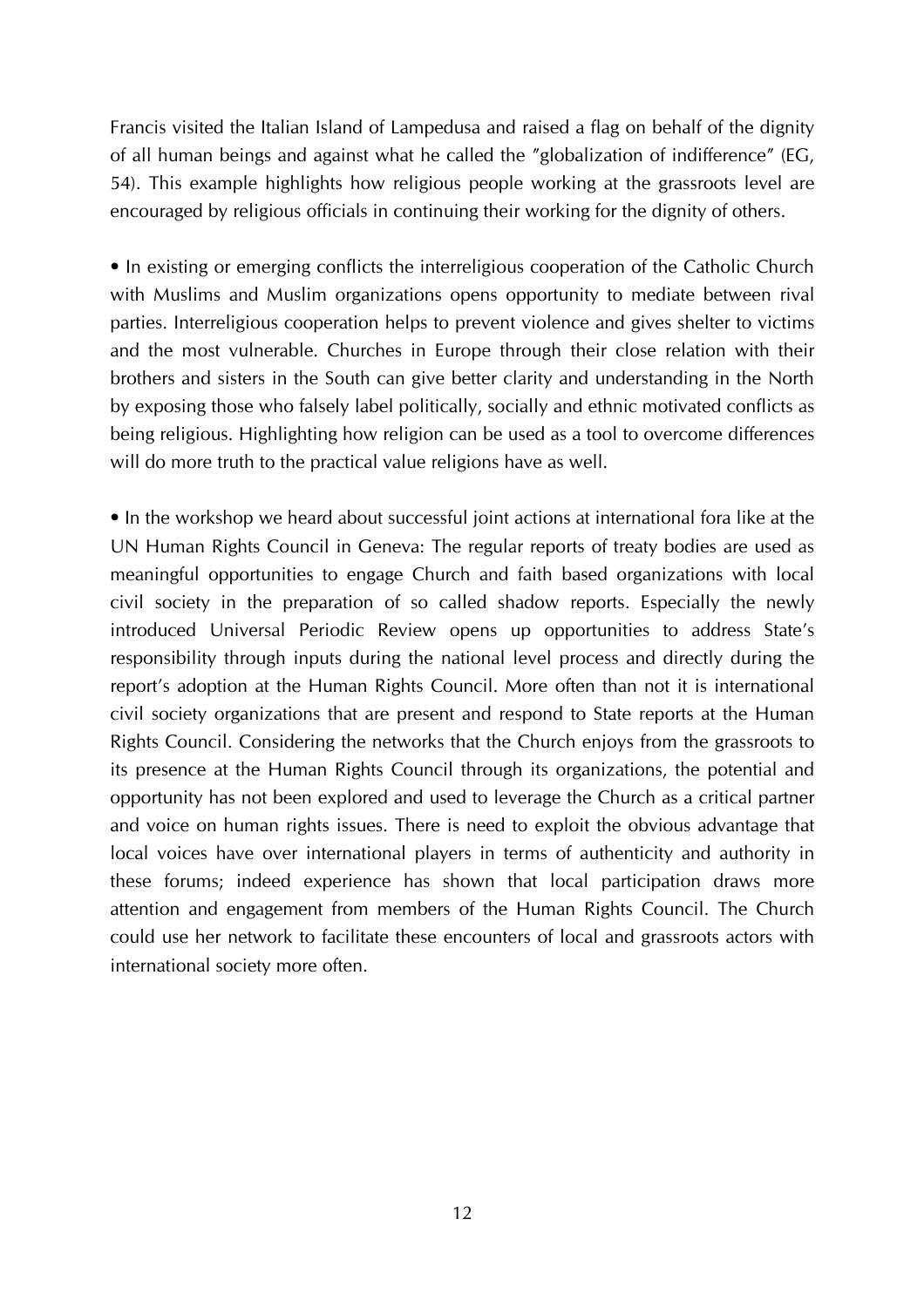Francis visited the Italian Island of Lampedusa and raised a flag on behalf of the dignity of all human beings and against what he called the "globalization of indifference" (EG, 54). This example highlights how religious people working at the grassroots level are encouraged by religious officials in continuing their working for the dignity of others.

- In existing or emerging conflicts the interreligious cooperation of the Catholic Church with Muslims and Muslim organizations opens opportunity to mediate between rival parties. Interreligious cooperation helps to prevent violence and gives shelter to victims and the most vulnerable. Churches in Europe through their close relation with their brothers and sisters in the South can give better clarity and understanding in the North by exposing those who falsely label politically, socially and ethnic motivated conflicts as being religious. Highlighting how religion can be used as a tool to overcome differences will do more truth to the practical value religions have as well.

- In the workshop we heard about successful joint actions at international fora like at the UN Human Rights Council in Geneva: The regular reports of treaty bodies are used as meaningful opportunities to engage Church and faith based organizations with local civil society in the preparation of so called shadow reports. Especially the newly introduced Universal Periodic Review opens up opportunities to address State's responsibility through inputs during the national level process and directly during the report's adoption at the Human Rights Council. More often than not it is international civil society organizations that are present and respond to State reports at the Human Rights Council. Considering the networks that the Church enjoys from the grassroots to its presence at the Human Rights Council through its organizations, the potential and opportunity has not been explored and used to leverage the Church as a critical partner and voice on human rights issues. There is need to exploit the obvious advantage that local voices have over international players in terms of authenticity and authority in these forums; indeed experience has shown that local participation draws more attention and engagement from members of the Human Rights Council. The Church could use her network to facilitate these encounters of local and grassroots actors with international society more often.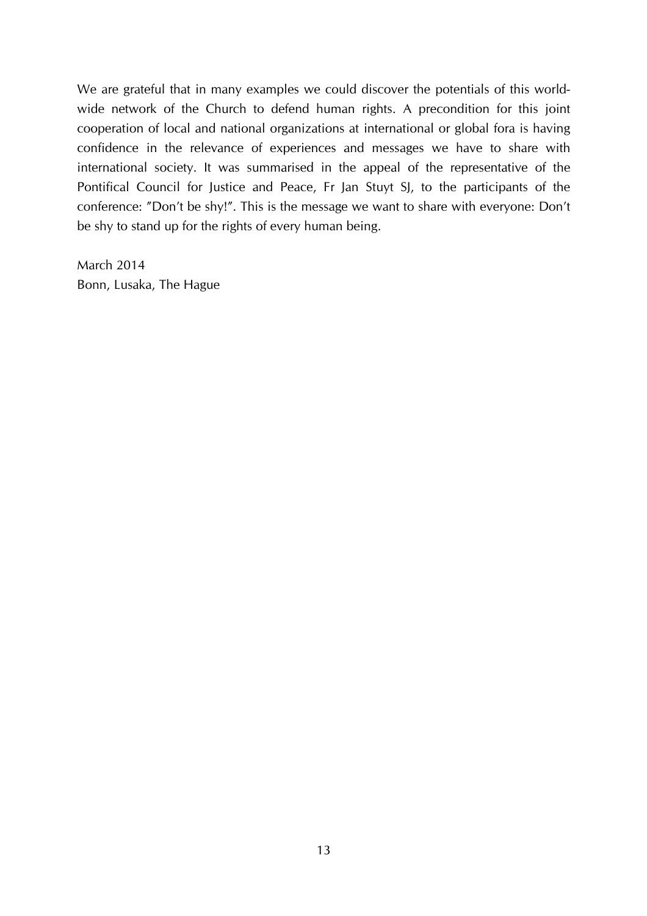We are grateful that in many examples we could discover the potentials of this world-wide network of the Church to defend human rights. A precondition for this joint cooperation of local and national organizations at international or global fora is having confidence in the relevance of experiences and messages we have to share with international society. It was summarised in the appeal of the representative of the Pontifical Council for Justice and Peace, Fr Jan Stuyt SJ, to the participants of the conference: "Don't be shy!". This is the message we want to share with everyone: Don't be shy to stand up for the rights of every human being.

March 2014  
Bonn, Lusaka, The Hague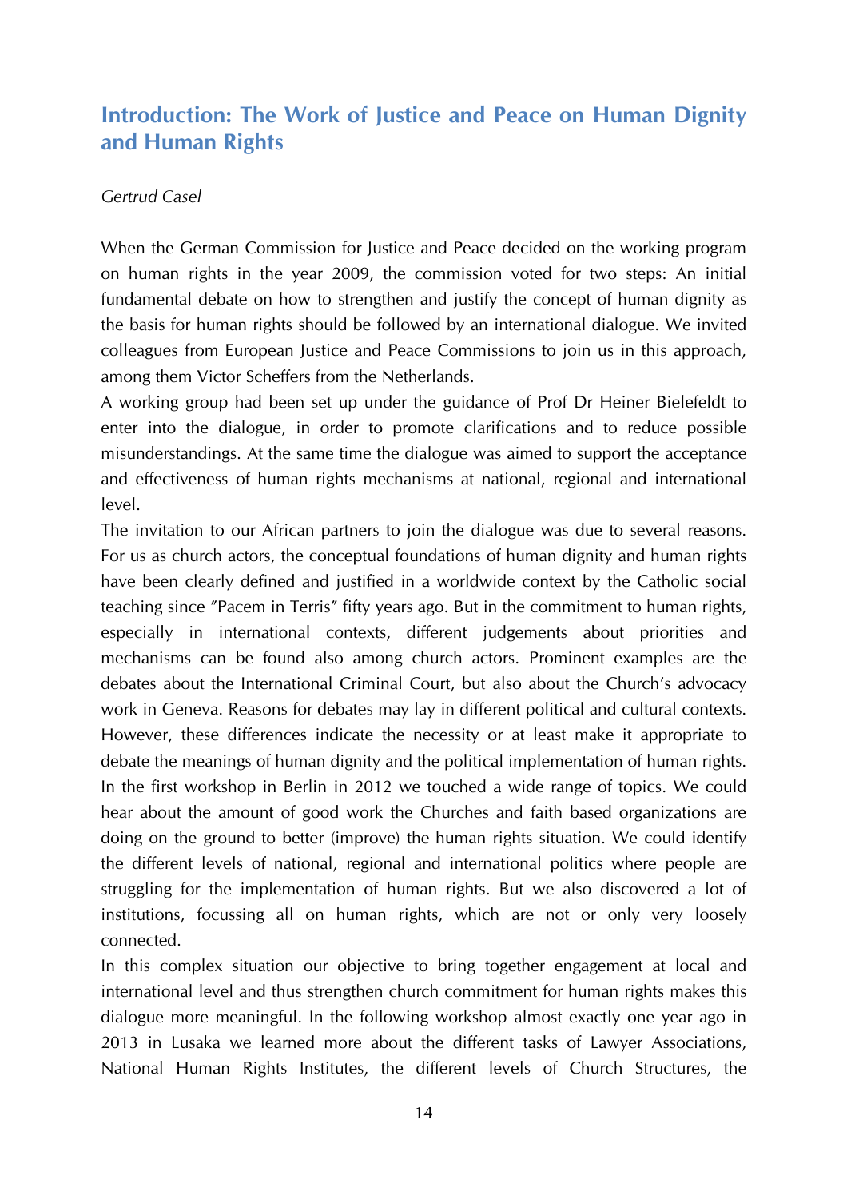## Introduction: The Work of Justice and Peace on Human Dignity and Human Rights

*Gertrud Casel*

When the German Commission for Justice and Peace decided on the working program on human rights in the year 2009, the commission voted for two steps: An initial fundamental debate on how to strengthen and justify the concept of human dignity as the basis for human rights should be followed by an international dialogue. We invited colleagues from European Justice and Peace Commissions to join us in this approach, among them Victor Scheffers from the Netherlands.

A working group had been set up under the guidance of Prof Dr Heiner Bielefeldt to enter into the dialogue, in order to promote clarifications and to reduce possible misunderstandings. At the same time the dialogue was aimed to support the acceptance and effectiveness of human rights mechanisms at national, regional and international level.

The invitation to our African partners to join the dialogue was due to several reasons. For us as church actors, the conceptual foundations of human dignity and human rights have been clearly defined and justified in a worldwide context by the Catholic social teaching since "Pacem in Terris" fifty years ago. But in the commitment to human rights, especially in international contexts, different judgements about priorities and mechanisms can be found also among church actors. Prominent examples are the debates about the International Criminal Court, but also about the Church's advocacy work in Geneva. Reasons for debates may lay in different political and cultural contexts. However, these differences indicate the necessity or at least make it appropriate to debate the meanings of human dignity and the political implementation of human rights.

In the first workshop in Berlin in 2012 we touched a wide range of topics. We could hear about the amount of good work the Churches and faith based organizations are doing on the ground to better (improve) the human rights situation. We could identify the different levels of national, regional and international politics where people are struggling for the implementation of human rights. But we also discovered a lot of institutions, focussing all on human rights, which are not or only very loosely connected.

In this complex situation our objective to bring together engagement at local and international level and thus strengthen church commitment for human rights makes this dialogue more meaningful. In the following workshop almost exactly one year ago in 2013 in Lusaka we learned more about the different tasks of Lawyer Associations, National Human Rights Institutes, the different levels of Church Structures, the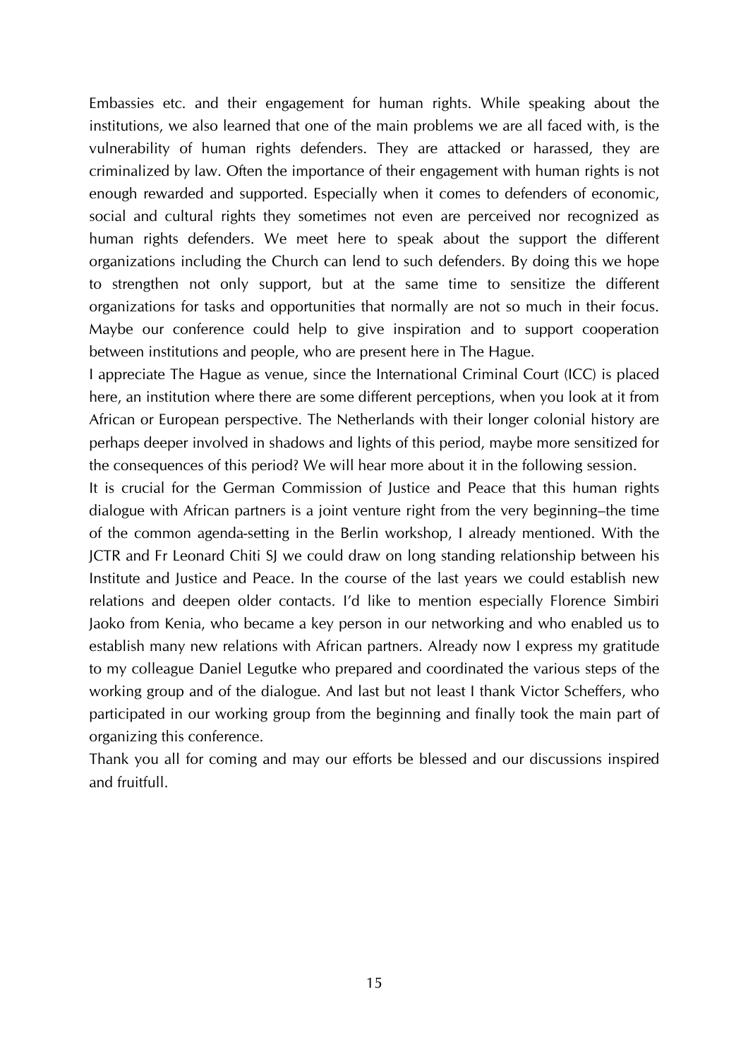Embassies etc. and their engagement for human rights. While speaking about the institutions, we also learned that one of the main problems we are all faced with, is the vulnerability of human rights defenders. They are attacked or harassed, they are criminalized by law. Often the importance of their engagement with human rights is not enough rewarded and supported. Especially when it comes to defenders of economic, social and cultural rights they sometimes not even are perceived nor recognized as human rights defenders. We meet here to speak about the support the different organizations including the Church can lend to such defenders. By doing this we hope to strengthen not only support, but at the same time to sensitize the different organizations for tasks and opportunities that normally are not so much in their focus. Maybe our conference could help to give inspiration and to support cooperation between institutions and people, who are present here in The Hague.

I appreciate The Hague as venue, since the International Criminal Court (ICC) is placed here, an institution where there are some different perceptions, when you look at it from African or European perspective. The Netherlands with their longer colonial history are perhaps deeper involved in shadows and lights of this period, maybe more sensitized for the consequences of this period? We will hear more about it in the following session.

It is crucial for the German Commission of Justice and Peace that this human rights dialogue with African partners is a joint venture right from the very beginning–the time of the common agenda-setting in the Berlin workshop, I already mentioned. With the JCTR and Fr Leonard Chiti SJ we could draw on long standing relationship between his Institute and Justice and Peace. In the course of the last years we could establish new relations and deepen older contacts. I'd like to mention especially Florence Simbiri Jaoko from Kenia, who became a key person in our networking and who enabled us to establish many new relations with African partners. Already now I express my gratitude to my colleague Daniel Legutke who prepared and coordinated the various steps of the working group and of the dialogue. And last but not least I thank Victor Scheffers, who participated in our working group from the beginning and finally took the main part of organizing this conference.

Thank you all for coming and may our efforts be blessed and our discussions inspired and fruitfull.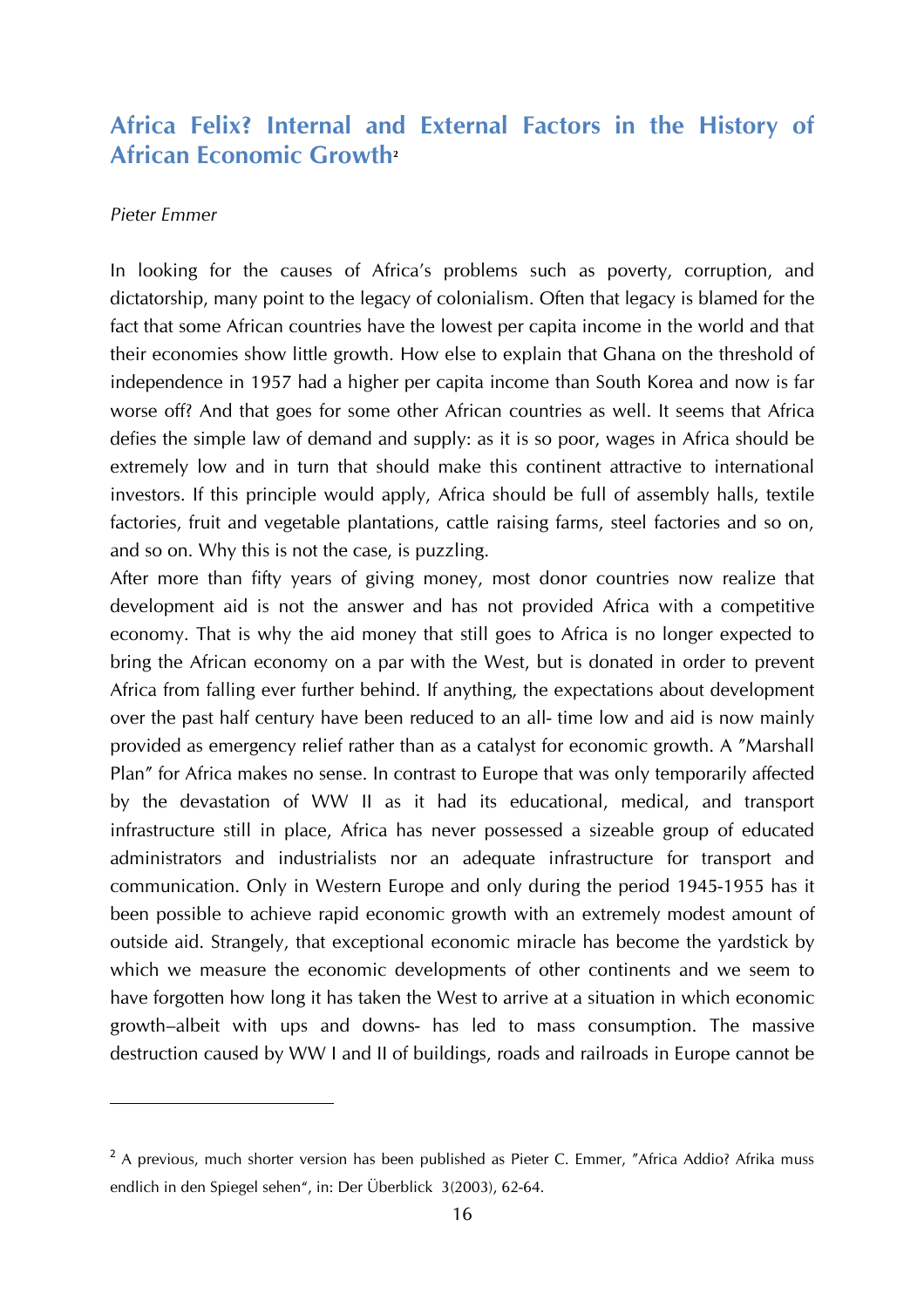## Africa Felix? Internal and External Factors in the History of African Economic Growth[2]

*Pieter Emmer*

In looking for the causes of Africa's problems such as poverty, corruption, and dictatorship, many point to the legacy of colonialism. Often that legacy is blamed for the fact that some African countries have the lowest per capita income in the world and that their economies show little growth. How else to explain that Ghana on the threshold of independence in 1957 had a higher per capita income than South Korea and now is far worse off? And that goes for some other African countries as well. It seems that Africa defies the simple law of demand and supply: as it is so poor, wages in Africa should be extremely low and in turn that should make this continent attractive to international investors. If this principle would apply, Africa should be full of assembly halls, textile factories, fruit and vegetable plantations, cattle raising farms, steel factories and so on, and so on. Why this is not the case, is puzzling.

After more than fifty years of giving money, most donor countries now realize that development aid is not the answer and has not provided Africa with a competitive economy. That is why the aid money that still goes to Africa is no longer expected to bring the African economy on a par with the West, but is donated in order to prevent Africa from falling ever further behind. If anything, the expectations about development over the past half century have been reduced to an all- time low and aid is now mainly provided as emergency relief rather than as a catalyst for economic growth. A "Marshall Plan" for Africa makes no sense. In contrast to Europe that was only temporarily affected by the devastation of WW II as it had its educational, medical, and transport infrastructure still in place, Africa has never possessed a sizeable group of educated administrators and industrialists nor an adequate infrastructure for transport and communication. Only in Western Europe and only during the period 1945-1955 has it been possible to achieve rapid economic growth with an extremely modest amount of outside aid. Strangely, that exceptional economic miracle has become the yardstick by which we measure the economic developments of other continents and we seem to have forgotten how long it has taken the West to arrive at a situation in which economic growth–albeit with ups and downs- has led to mass consumption. The massive destruction caused by WW I and II of buildings, roads and railroads in Europe cannot be

---

[2] A previous, much shorter version has been published as Pieter C. Emmer, "Africa Addio? Afrika muss endlich in den Spiegel sehen", in: Der Überblick 3(2003), 62-64.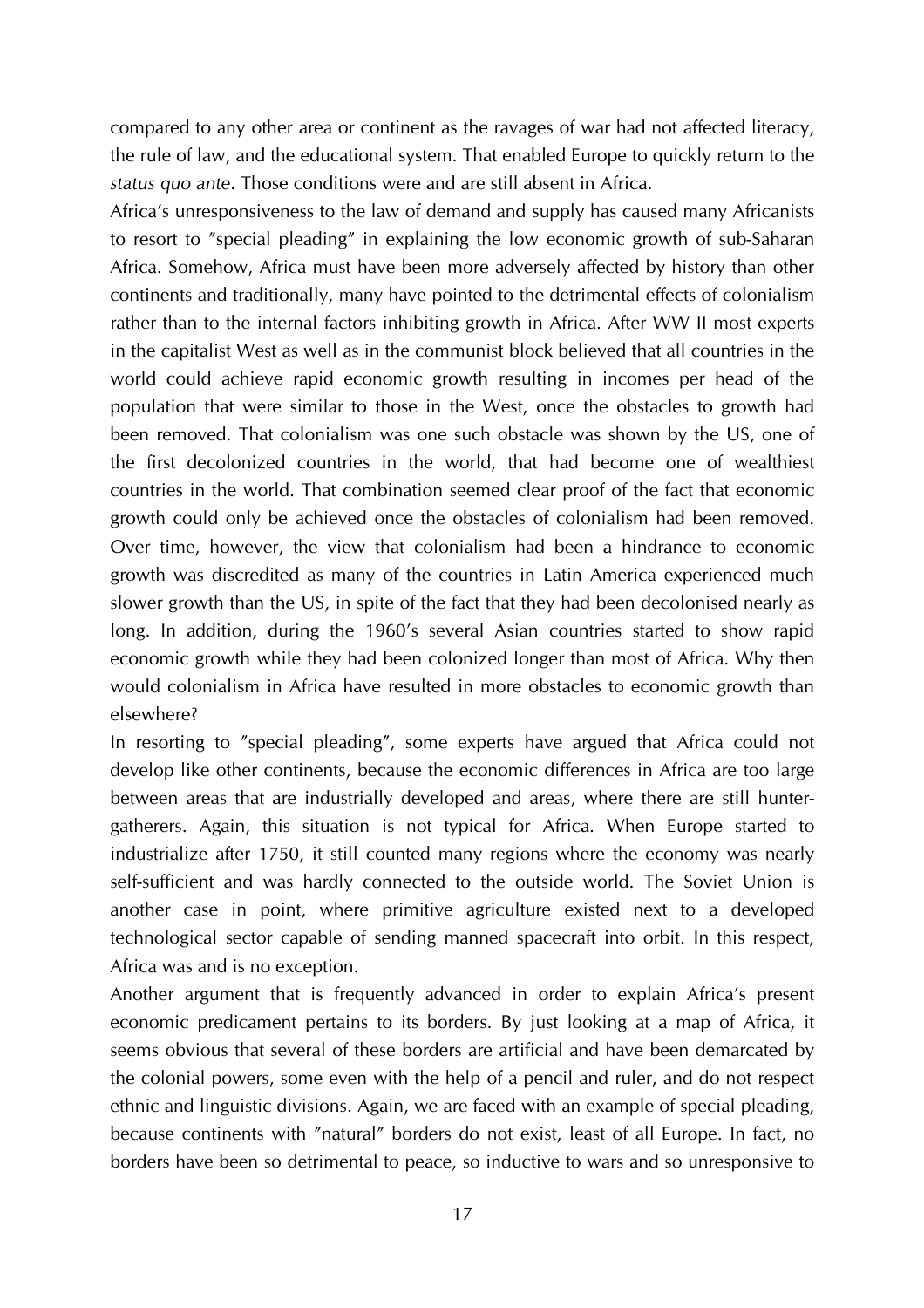compared to any other area or continent as the ravages of war had not affected literacy, the rule of law, and the educational system. That enabled Europe to quickly return to the *status quo ante*. Those conditions were and are still absent in Africa.

Africa's unresponsiveness to the law of demand and supply has caused many Africanists to resort to "special pleading" in explaining the low economic growth of sub-Saharan Africa. Somehow, Africa must have been more adversely affected by history than other continents and traditionally, many have pointed to the detrimental effects of colonialism rather than to the internal factors inhibiting growth in Africa. After WW II most experts in the capitalist West as well as in the communist block believed that all countries in the world could achieve rapid economic growth resulting in incomes per head of the population that were similar to those in the West, once the obstacles to growth had been removed. That colonialism was one such obstacle was shown by the US, one of the first decolonized countries in the world, that had become one of wealthiest countries in the world. That combination seemed clear proof of the fact that economic growth could only be achieved once the obstacles of colonialism had been removed. Over time, however, the view that colonialism had been a hindrance to economic growth was discredited as many of the countries in Latin America experienced much slower growth than the US, in spite of the fact that they had been decolonised nearly as long. In addition, during the 1960's several Asian countries started to show rapid economic growth while they had been colonized longer than most of Africa. Why then would colonialism in Africa have resulted in more obstacles to economic growth than elsewhere?

In resorting to "special pleading", some experts have argued that Africa could not develop like other continents, because the economic differences in Africa are too large between areas that are industrially developed and areas, where there are still hunter-gatherers. Again, this situation is not typical for Africa. When Europe started to industrialize after 1750, it still counted many regions where the economy was nearly self-sufficient and was hardly connected to the outside world. The Soviet Union is another case in point, where primitive agriculture existed next to a developed technological sector capable of sending manned spacecraft into orbit. In this respect, Africa was and is no exception.

Another argument that is frequently advanced in order to explain Africa's present economic predicament pertains to its borders. By just looking at a map of Africa, it seems obvious that several of these borders are artificial and have been demarcated by the colonial powers, some even with the help of a pencil and ruler, and do not respect ethnic and linguistic divisions. Again, we are faced with an example of special pleading, because continents with "natural" borders do not exist, least of all Europe. In fact, no borders have been so detrimental to peace, so inductive to wars and so unresponsive to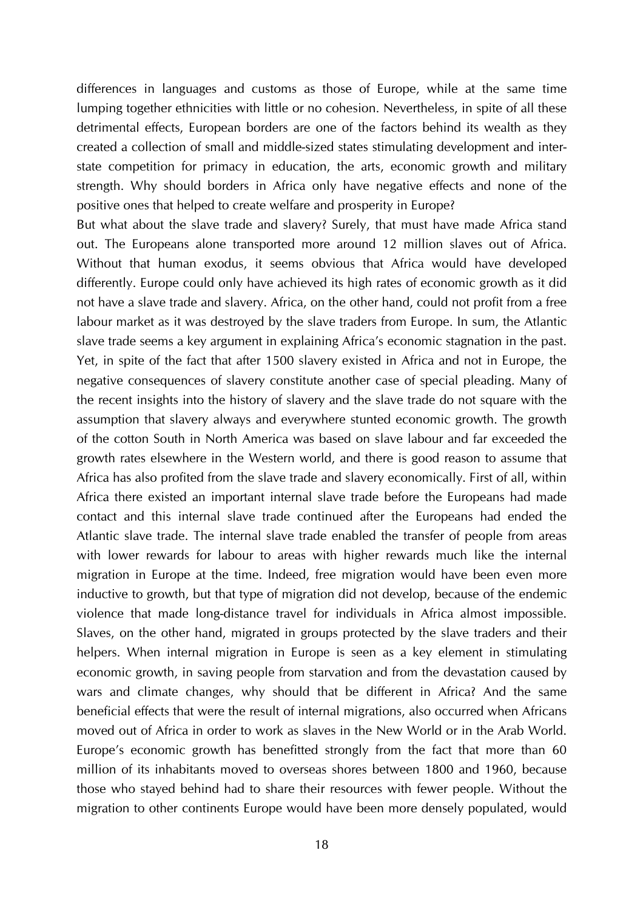differences in languages and customs as those of Europe, while at the same time lumping together ethnicities with little or no cohesion. Nevertheless, in spite of all these detrimental effects, European borders are one of the factors behind its wealth as they created a collection of small and middle-sized states stimulating development and inter-state competition for primacy in education, the arts, economic growth and military strength. Why should borders in Africa only have negative effects and none of the positive ones that helped to create welfare and prosperity in Europe?

But what about the slave trade and slavery? Surely, that must have made Africa stand out. The Europeans alone transported more around 12 million slaves out of Africa. Without that human exodus, it seems obvious that Africa would have developed differently. Europe could only have achieved its high rates of economic growth as it did not have a slave trade and slavery. Africa, on the other hand, could not profit from a free labour market as it was destroyed by the slave traders from Europe. In sum, the Atlantic slave trade seems a key argument in explaining Africa's economic stagnation in the past. Yet, in spite of the fact that after 1500 slavery existed in Africa and not in Europe, the negative consequences of slavery constitute another case of special pleading. Many of the recent insights into the history of slavery and the slave trade do not square with the assumption that slavery always and everywhere stunted economic growth. The growth of the cotton South in North America was based on slave labour and far exceeded the growth rates elsewhere in the Western world, and there is good reason to assume that Africa has also profited from the slave trade and slavery economically. First of all, within Africa there existed an important internal slave trade before the Europeans had made contact and this internal slave trade continued after the Europeans had ended the Atlantic slave trade. The internal slave trade enabled the transfer of people from areas with lower rewards for labour to areas with higher rewards much like the internal migration in Europe at the time. Indeed, free migration would have been even more inductive to growth, but that type of migration did not develop, because of the endemic violence that made long-distance travel for individuals in Africa almost impossible. Slaves, on the other hand, migrated in groups protected by the slave traders and their helpers. When internal migration in Europe is seen as a key element in stimulating economic growth, in saving people from starvation and from the devastation caused by wars and climate changes, why should that be different in Africa? And the same beneficial effects that were the result of internal migrations, also occurred when Africans moved out of Africa in order to work as slaves in the New World or in the Arab World. Europe's economic growth has benefitted strongly from the fact that more than 60 million of its inhabitants moved to overseas shores between 1800 and 1960, because those who stayed behind had to share their resources with fewer people. Without the migration to other continents Europe would have been more densely populated, would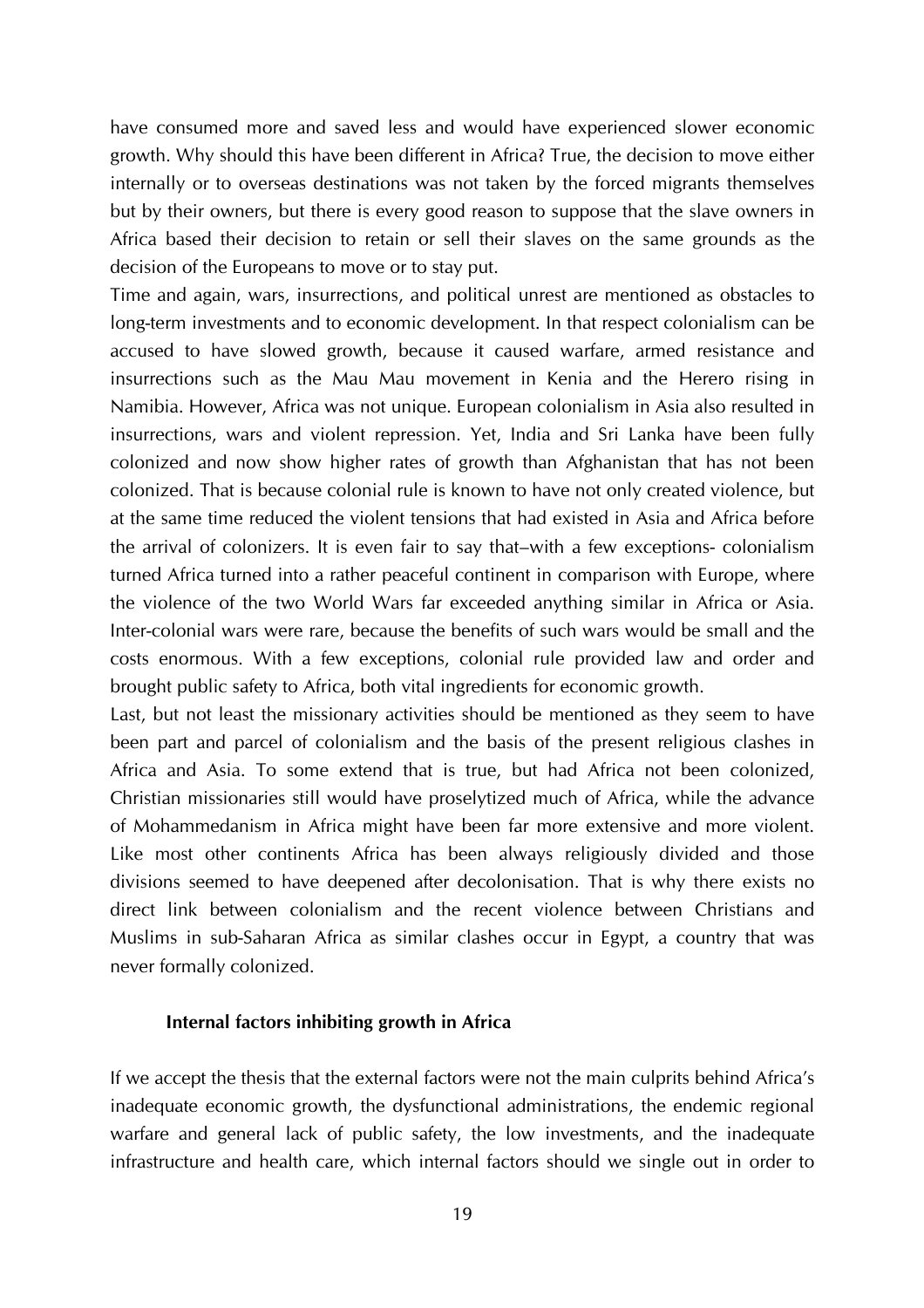have consumed more and saved less and would have experienced slower economic growth. Why should this have been different in Africa? True, the decision to move either internally or to overseas destinations was not taken by the forced migrants themselves but by their owners, but there is every good reason to suppose that the slave owners in Africa based their decision to retain or sell their slaves on the same grounds as the decision of the Europeans to move or to stay put.

Time and again, wars, insurrections, and political unrest are mentioned as obstacles to long-term investments and to economic development. In that respect colonialism can be accused to have slowed growth, because it caused warfare, armed resistance and insurrections such as the Mau Mau movement in Kenia and the Herero rising in Namibia. However, Africa was not unique. European colonialism in Asia also resulted in insurrections, wars and violent repression. Yet, India and Sri Lanka have been fully colonized and now show higher rates of growth than Afghanistan that has not been colonized. That is because colonial rule is known to have not only created violence, but at the same time reduced the violent tensions that had existed in Asia and Africa before the arrival of colonizers. It is even fair to say that–with a few exceptions- colonialism turned Africa turned into a rather peaceful continent in comparison with Europe, where the violence of the two World Wars far exceeded anything similar in Africa or Asia. Inter-colonial wars were rare, because the benefits of such wars would be small and the costs enormous. With a few exceptions, colonial rule provided law and order and brought public safety to Africa, both vital ingredients for economic growth.

Last, but not least the missionary activities should be mentioned as they seem to have been part and parcel of colonialism and the basis of the present religious clashes in Africa and Asia. To some extend that is true, but had Africa not been colonized, Christian missionaries still would have proselytized much of Africa, while the advance of Mohammedanism in Africa might have been far more extensive and more violent. Like most other continents Africa has been always religiously divided and those divisions seemed to have deepened after decolonisation. That is why there exists no direct link between colonialism and the recent violence between Christians and Muslims in sub-Saharan Africa as similar clashes occur in Egypt, a country that was never formally colonized.

### Internal factors inhibiting growth in Africa

If we accept the thesis that the external factors were not the main culprits behind Africa's inadequate economic growth, the dysfunctional administrations, the endemic regional warfare and general lack of public safety, the low investments, and the inadequate infrastructure and health care, which internal factors should we single out in order to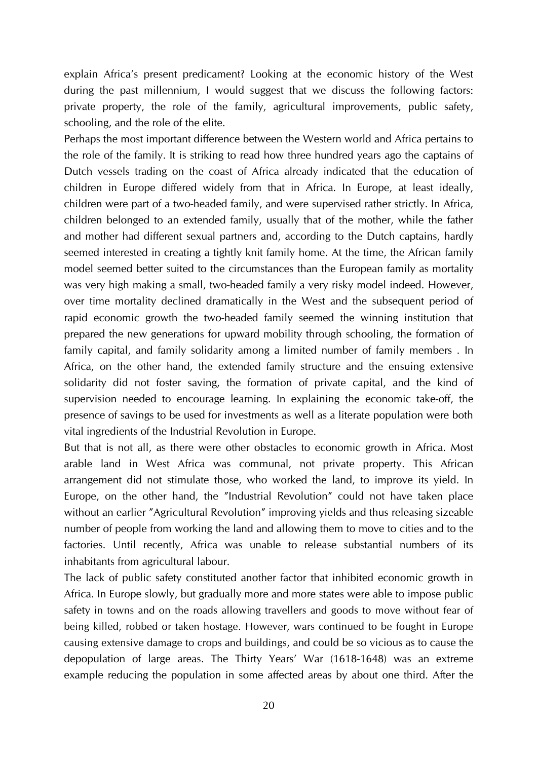explain Africa's present predicament? Looking at the economic history of the West during the past millennium, I would suggest that we discuss the following factors: private property, the role of the family, agricultural improvements, public safety, schooling, and the role of the elite.

Perhaps the most important difference between the Western world and Africa pertains to the role of the family. It is striking to read how three hundred years ago the captains of Dutch vessels trading on the coast of Africa already indicated that the education of children in Europe differed widely from that in Africa. In Europe, at least ideally, children were part of a two-headed family, and were supervised rather strictly. In Africa, children belonged to an extended family, usually that of the mother, while the father and mother had different sexual partners and, according to the Dutch captains, hardly seemed interested in creating a tightly knit family home. At the time, the African family model seemed better suited to the circumstances than the European family as mortality was very high making a small, two-headed family a very risky model indeed. However, over time mortality declined dramatically in the West and the subsequent period of rapid economic growth the two-headed family seemed the winning institution that prepared the new generations for upward mobility through schooling, the formation of family capital, and family solidarity among a limited number of family members . In Africa, on the other hand, the extended family structure and the ensuing extensive solidarity did not foster saving, the formation of private capital, and the kind of supervision needed to encourage learning. In explaining the economic take-off, the presence of savings to be used for investments as well as a literate population were both vital ingredients of the Industrial Revolution in Europe.

But that is not all, as there were other obstacles to economic growth in Africa. Most arable land in West Africa was communal, not private property. This African arrangement did not stimulate those, who worked the land, to improve its yield. In Europe, on the other hand, the "Industrial Revolution" could not have taken place without an earlier "Agricultural Revolution" improving yields and thus releasing sizeable number of people from working the land and allowing them to move to cities and to the factories. Until recently, Africa was unable to release substantial numbers of its inhabitants from agricultural labour.

The lack of public safety constituted another factor that inhibited economic growth in Africa. In Europe slowly, but gradually more and more states were able to impose public safety in towns and on the roads allowing travellers and goods to move without fear of being killed, robbed or taken hostage. However, wars continued to be fought in Europe causing extensive damage to crops and buildings, and could be so vicious as to cause the depopulation of large areas. The Thirty Years' War (1618-1648) was an extreme example reducing the population in some affected areas by about one third. After the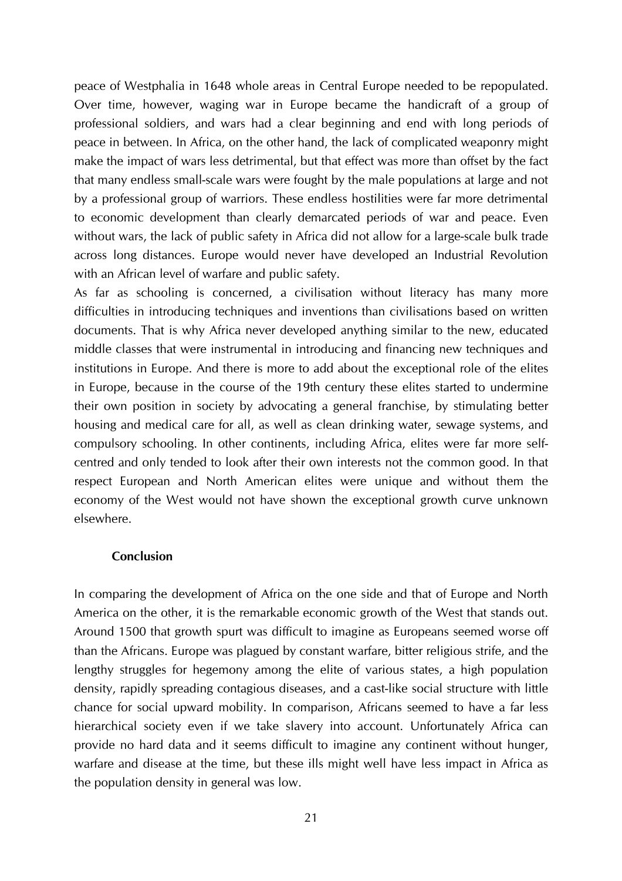peace of Westphalia in 1648 whole areas in Central Europe needed to be repopulated. Over time, however, waging war in Europe became the handicraft of a group of professional soldiers, and wars had a clear beginning and end with long periods of peace in between. In Africa, on the other hand, the lack of complicated weaponry might make the impact of wars less detrimental, but that effect was more than offset by the fact that many endless small-scale wars were fought by the male populations at large and not by a professional group of warriors. These endless hostilities were far more detrimental to economic development than clearly demarcated periods of war and peace. Even without wars, the lack of public safety in Africa did not allow for a large-scale bulk trade across long distances. Europe would never have developed an Industrial Revolution with an African level of warfare and public safety.

As far as schooling is concerned, a civilisation without literacy has many more difficulties in introducing techniques and inventions than civilisations based on written documents. That is why Africa never developed anything similar to the new, educated middle classes that were instrumental in introducing and financing new techniques and institutions in Europe. And there is more to add about the exceptional role of the elites in Europe, because in the course of the 19th century these elites started to undermine their own position in society by advocating a general franchise, by stimulating better housing and medical care for all, as well as clean drinking water, sewage systems, and compulsory schooling. In other continents, including Africa, elites were far more self-centred and only tended to look after their own interests not the common good. In that respect European and North American elites were unique and without them the economy of the West would not have shown the exceptional growth curve unknown elsewhere.

## Conclusion

In comparing the development of Africa on the one side and that of Europe and North America on the other, it is the remarkable economic growth of the West that stands out. Around 1500 that growth spurt was difficult to imagine as Europeans seemed worse off than the Africans. Europe was plagued by constant warfare, bitter religious strife, and the lengthy struggles for hegemony among the elite of various states, a high population density, rapidly spreading contagious diseases, and a cast-like social structure with little chance for social upward mobility. In comparison, Africans seemed to have a far less hierarchical society even if we take slavery into account. Unfortunately Africa can provide no hard data and it seems difficult to imagine any continent without hunger, warfare and disease at the time, but these ills might well have less impact in Africa as the population density in general was low.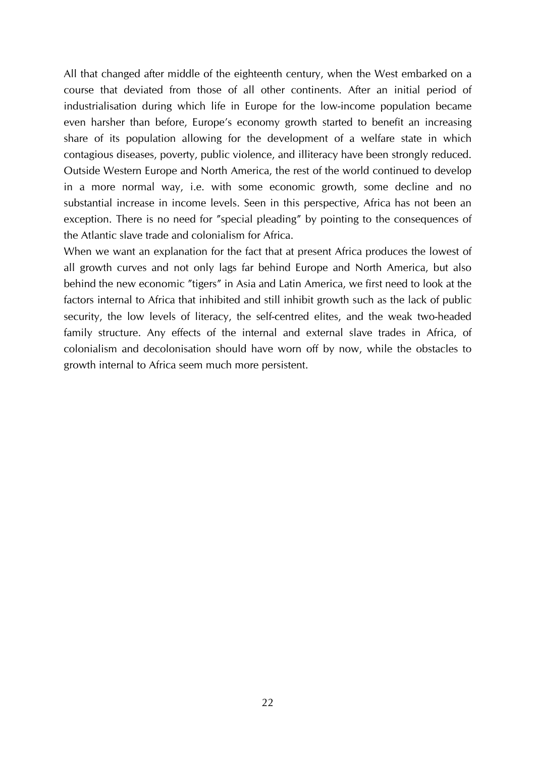All that changed after middle of the eighteenth century, when the West embarked on a course that deviated from those of all other continents. After an initial period of industrialisation during which life in Europe for the low-income population became even harsher than before, Europe's economy growth started to benefit an increasing share of its population allowing for the development of a welfare state in which contagious diseases, poverty, public violence, and illiteracy have been strongly reduced. Outside Western Europe and North America, the rest of the world continued to develop in a more normal way, i.e. with some economic growth, some decline and no substantial increase in income levels. Seen in this perspective, Africa has not been an exception. There is no need for ″special pleading″ by pointing to the consequences of the Atlantic slave trade and colonialism for Africa.

When we want an explanation for the fact that at present Africa produces the lowest of all growth curves and not only lags far behind Europe and North America, but also behind the new economic ″tigers″ in Asia and Latin America, we first need to look at the factors internal to Africa that inhibited and still inhibit growth such as the lack of public security, the low levels of literacy, the self-centred elites, and the weak two-headed family structure. Any effects of the internal and external slave trades in Africa, of colonialism and decolonisation should have worn off by now, while the obstacles to growth internal to Africa seem much more persistent.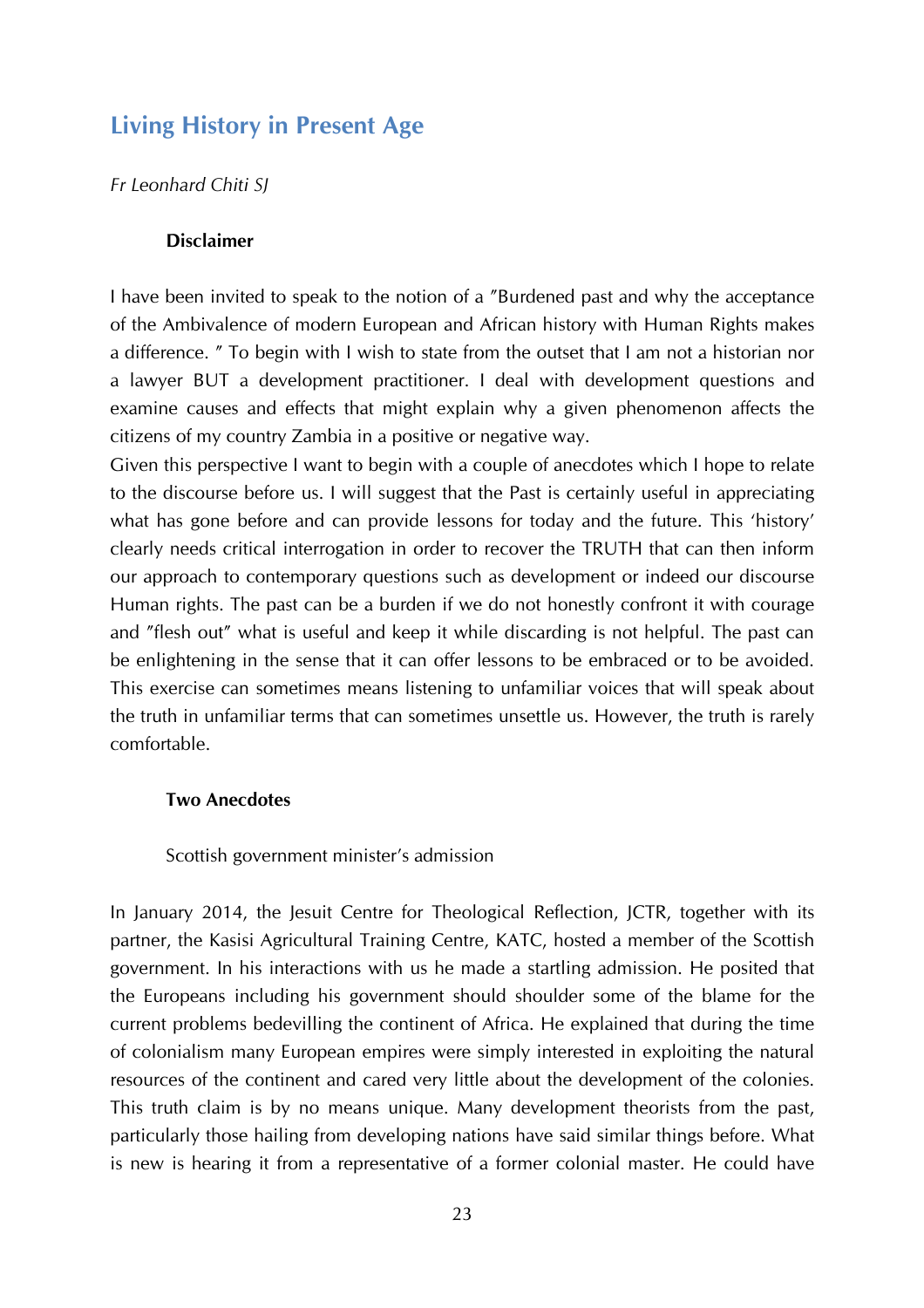## Living History in Present Age

*Fr Leonhard Chiti SJ*

**Disclaimer**

I have been invited to speak to the notion of a ″Burdened past and why the acceptance of the Ambivalence of modern European and African history with Human Rights makes a difference. ″ To begin with I wish to state from the outset that I am not a historian nor a lawyer BUT a development practitioner. I deal with development questions and examine causes and effects that might explain why a given phenomenon affects the citizens of my country Zambia in a positive or negative way.

Given this perspective I want to begin with a couple of anecdotes which I hope to relate to the discourse before us. I will suggest that the Past is certainly useful in appreciating what has gone before and can provide lessons for today and the future. This 'history' clearly needs critical interrogation in order to recover the TRUTH that can then inform our approach to contemporary questions such as development or indeed our discourse Human rights. The past can be a burden if we do not honestly confront it with courage and ″flesh out″ what is useful and keep it while discarding is not helpful. The past can be enlightening in the sense that it can offer lessons to be embraced or to be avoided. This exercise can sometimes means listening to unfamiliar voices that will speak about the truth in unfamiliar terms that can sometimes unsettle us. However, the truth is rarely comfortable.

**Two Anecdotes**

Scottish government minister's admission

In January 2014, the Jesuit Centre for Theological Reflection, JCTR, together with its partner, the Kasisi Agricultural Training Centre, KATC, hosted a member of the Scottish government. In his interactions with us he made a startling admission. He posited that the Europeans including his government should shoulder some of the blame for the current problems bedevilling the continent of Africa. He explained that during the time of colonialism many European empires were simply interested in exploiting the natural resources of the continent and cared very little about the development of the colonies. This truth claim is by no means unique. Many development theorists from the past, particularly those hailing from developing nations have said similar things before. What is new is hearing it from a representative of a former colonial master. He could have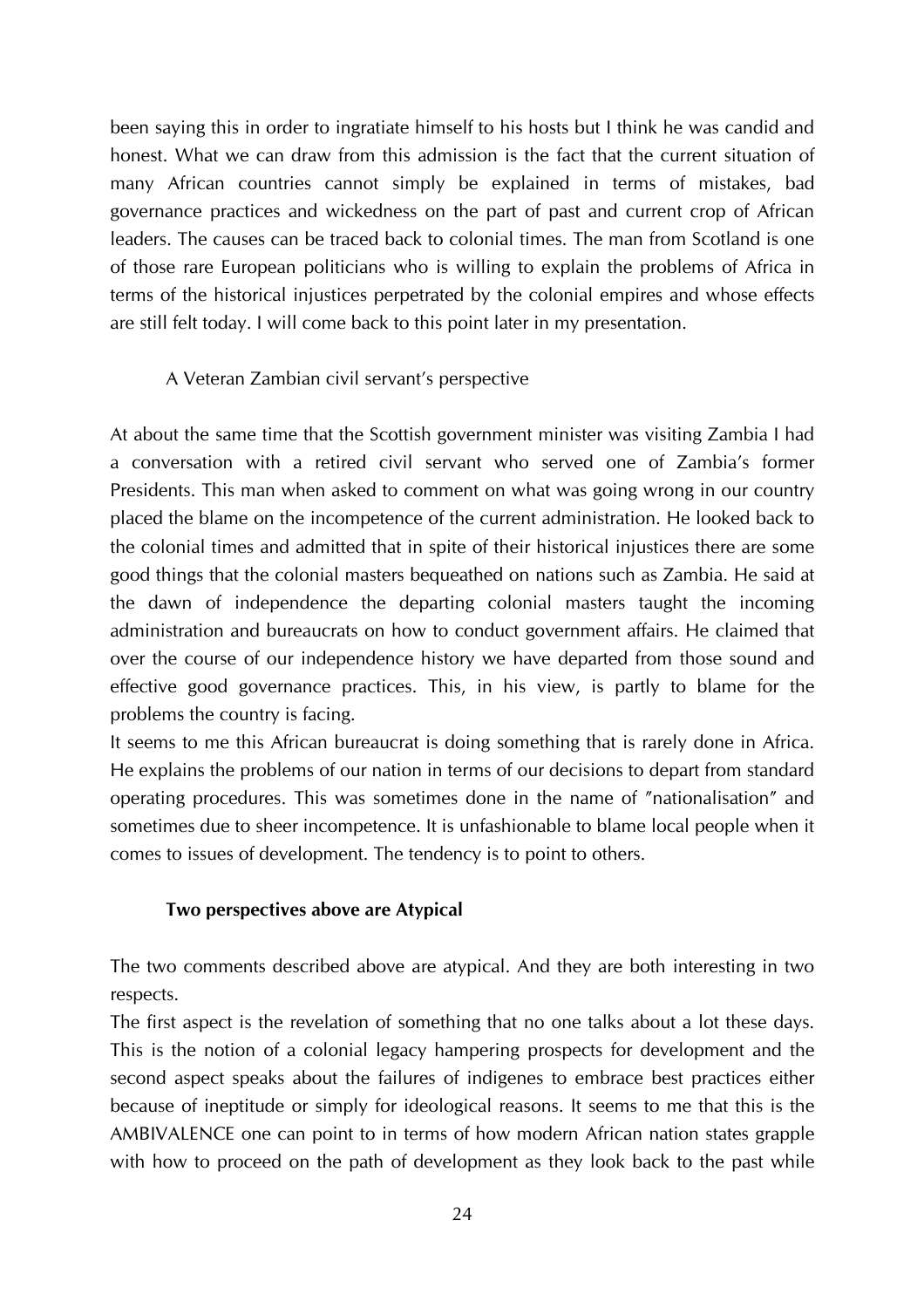been saying this in order to ingratiate himself to his hosts but I think he was candid and honest. What we can draw from this admission is the fact that the current situation of many African countries cannot simply be explained in terms of mistakes, bad governance practices and wickedness on the part of past and current crop of African leaders. The causes can be traced back to colonial times. The man from Scotland is one of those rare European politicians who is willing to explain the problems of Africa in terms of the historical injustices perpetrated by the colonial empires and whose effects are still felt today. I will come back to this point later in my presentation.

### A Veteran Zambian civil servant's perspective

At about the same time that the Scottish government minister was visiting Zambia I had a conversation with a retired civil servant who served one of Zambia's former Presidents. This man when asked to comment on what was going wrong in our country placed the blame on the incompetence of the current administration. He looked back to the colonial times and admitted that in spite of their historical injustices there are some good things that the colonial masters bequeathed on nations such as Zambia. He said at the dawn of independence the departing colonial masters taught the incoming administration and bureaucrats on how to conduct government affairs. He claimed that over the course of our independence history we have departed from those sound and effective good governance practices. This, in his view, is partly to blame for the problems the country is facing.

It seems to me this African bureaucrat is doing something that is rarely done in Africa. He explains the problems of our nation in terms of our decisions to depart from standard operating procedures. This was sometimes done in the name of "nationalisation" and sometimes due to sheer incompetence. It is unfashionable to blame local people when it comes to issues of development. The tendency is to point to others.

### **Two perspectives above are Atypical**

The two comments described above are atypical. And they are both interesting in two respects.

The first aspect is the revelation of something that no one talks about a lot these days. This is the notion of a colonial legacy hampering prospects for development and the second aspect speaks about the failures of indigenes to embrace best practices either because of ineptitude or simply for ideological reasons. It seems to me that this is the AMBIVALENCE one can point to in terms of how modern African nation states grapple with how to proceed on the path of development as they look back to the past while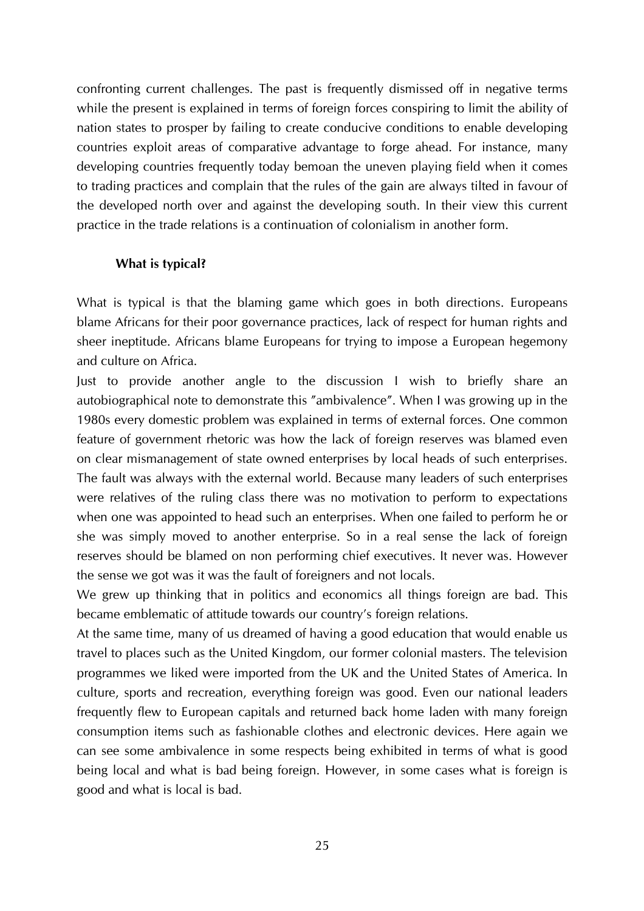confronting current challenges. The past is frequently dismissed off in negative terms while the present is explained in terms of foreign forces conspiring to limit the ability of nation states to prosper by failing to create conducive conditions to enable developing countries exploit areas of comparative advantage to forge ahead. For instance, many developing countries frequently today bemoan the uneven playing field when it comes to trading practices and complain that the rules of the gain are always tilted in favour of the developed north over and against the developing south. In their view this current practice in the trade relations is a continuation of colonialism in another form.

### What is typical?

What is typical is that the blaming game which goes in both directions. Europeans blame Africans for their poor governance practices, lack of respect for human rights and sheer ineptitude. Africans blame Europeans for trying to impose a European hegemony and culture on Africa.

Just to provide another angle to the discussion I wish to briefly share an autobiographical note to demonstrate this "ambivalence". When I was growing up in the 1980s every domestic problem was explained in terms of external forces. One common feature of government rhetoric was how the lack of foreign reserves was blamed even on clear mismanagement of state owned enterprises by local heads of such enterprises. The fault was always with the external world. Because many leaders of such enterprises were relatives of the ruling class there was no motivation to perform to expectations when one was appointed to head such an enterprises. When one failed to perform he or she was simply moved to another enterprise. So in a real sense the lack of foreign reserves should be blamed on non performing chief executives. It never was. However the sense we got was it was the fault of foreigners and not locals.

We grew up thinking that in politics and economics all things foreign are bad. This became emblematic of attitude towards our country's foreign relations.

At the same time, many of us dreamed of having a good education that would enable us travel to places such as the United Kingdom, our former colonial masters. The television programmes we liked were imported from the UK and the United States of America. In culture, sports and recreation, everything foreign was good. Even our national leaders frequently flew to European capitals and returned back home laden with many foreign consumption items such as fashionable clothes and electronic devices. Here again we can see some ambivalence in some respects being exhibited in terms of what is good being local and what is bad being foreign. However, in some cases what is foreign is good and what is local is bad.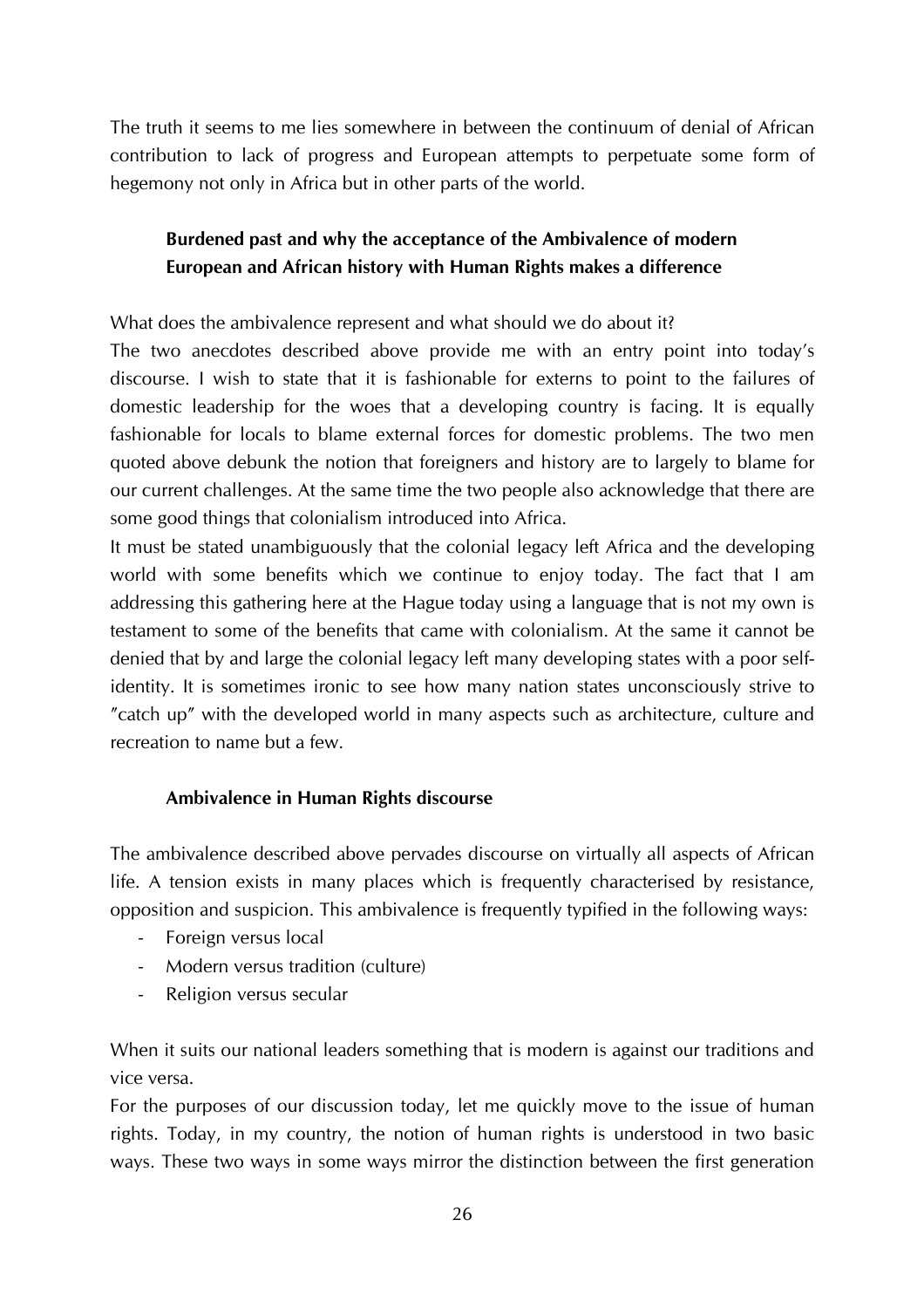The truth it seems to me lies somewhere in between the continuum of denial of African contribution to lack of progress and European attempts to perpetuate some form of hegemony not only in Africa but in other parts of the world.

## Burdened past and why the acceptance of the Ambivalence of modern European and African history with Human Rights makes a difference

What does the ambivalence represent and what should we do about it?

The two anecdotes described above provide me with an entry point into today's discourse. I wish to state that it is fashionable for externs to point to the failures of domestic leadership for the woes that a developing country is facing. It is equally fashionable for locals to blame external forces for domestic problems. The two men quoted above debunk the notion that foreigners and history are to largely to blame for our current challenges. At the same time the two people also acknowledge that there are some good things that colonialism introduced into Africa.

It must be stated unambiguously that the colonial legacy left Africa and the developing world with some benefits which we continue to enjoy today. The fact that I am addressing this gathering here at the Hague today using a language that is not my own is testament to some of the benefits that came with colonialism. At the same it cannot be denied that by and large the colonial legacy left many developing states with a poor self-identity. It is sometimes ironic to see how many nation states unconsciously strive to "catch up" with the developed world in many aspects such as architecture, culture and recreation to name but a few.

### Ambivalence in Human Rights discourse

The ambivalence described above pervades discourse on virtually all aspects of African life. A tension exists in many places which is frequently characterised by resistance, opposition and suspicion. This ambivalence is frequently typified in the following ways:

- Foreign versus local
- Modern versus tradition (culture)
- Religion versus secular

When it suits our national leaders something that is modern is against our traditions and vice versa.

For the purposes of our discussion today, let me quickly move to the issue of human rights. Today, in my country, the notion of human rights is understood in two basic ways. These two ways in some ways mirror the distinction between the first generation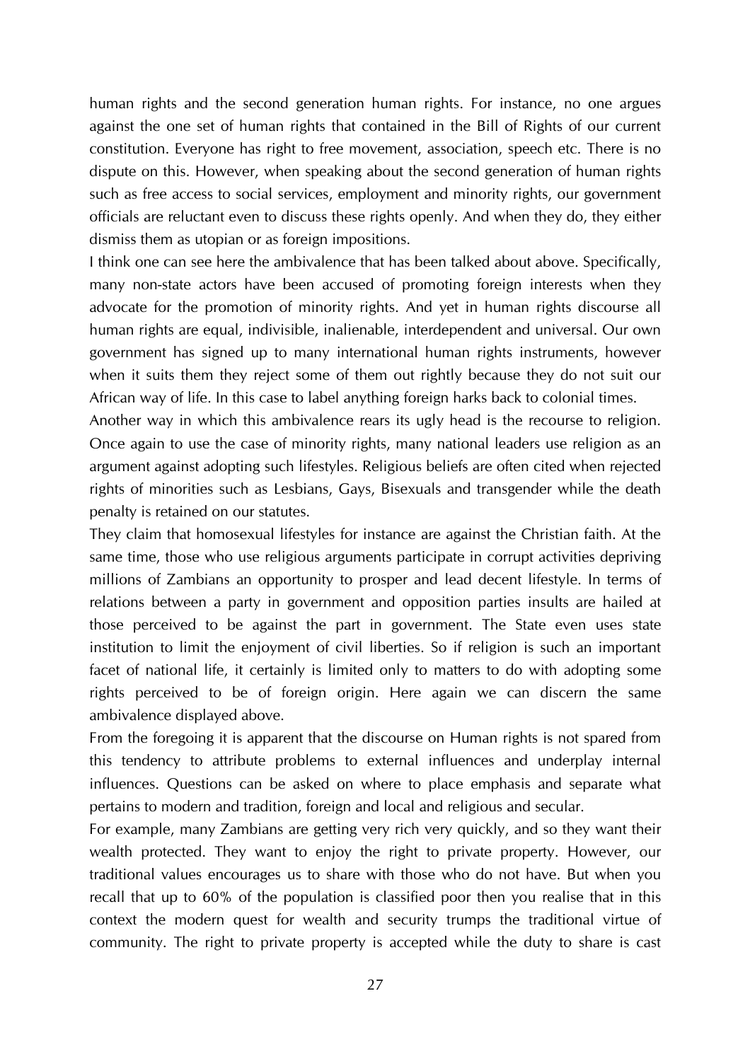human rights and the second generation human rights. For instance, no one argues against the one set of human rights that contained in the Bill of Rights of our current constitution. Everyone has right to free movement, association, speech etc. There is no dispute on this. However, when speaking about the second generation of human rights such as free access to social services, employment and minority rights, our government officials are reluctant even to discuss these rights openly. And when they do, they either dismiss them as utopian or as foreign impositions.

I think one can see here the ambivalence that has been talked about above. Specifically, many non-state actors have been accused of promoting foreign interests when they advocate for the promotion of minority rights. And yet in human rights discourse all human rights are equal, indivisible, inalienable, interdependent and universal. Our own government has signed up to many international human rights instruments, however when it suits them they reject some of them out rightly because they do not suit our African way of life. In this case to label anything foreign harks back to colonial times.

Another way in which this ambivalence rears its ugly head is the recourse to religion. Once again to use the case of minority rights, many national leaders use religion as an argument against adopting such lifestyles. Religious beliefs are often cited when rejected rights of minorities such as Lesbians, Gays, Bisexuals and transgender while the death penalty is retained on our statutes.

They claim that homosexual lifestyles for instance are against the Christian faith. At the same time, those who use religious arguments participate in corrupt activities depriving millions of Zambians an opportunity to prosper and lead decent lifestyle. In terms of relations between a party in government and opposition parties insults are hailed at those perceived to be against the part in government. The State even uses state institution to limit the enjoyment of civil liberties. So if religion is such an important facet of national life, it certainly is limited only to matters to do with adopting some rights perceived to be of foreign origin. Here again we can discern the same ambivalence displayed above.

From the foregoing it is apparent that the discourse on Human rights is not spared from this tendency to attribute problems to external influences and underplay internal influences. Questions can be asked on where to place emphasis and separate what pertains to modern and tradition, foreign and local and religious and secular.

For example, many Zambians are getting very rich very quickly, and so they want their wealth protected. They want to enjoy the right to private property. However, our traditional values encourages us to share with those who do not have. But when you recall that up to 60% of the population is classified poor then you realise that in this context the modern quest for wealth and security trumps the traditional virtue of community. The right to private property is accepted while the duty to share is cast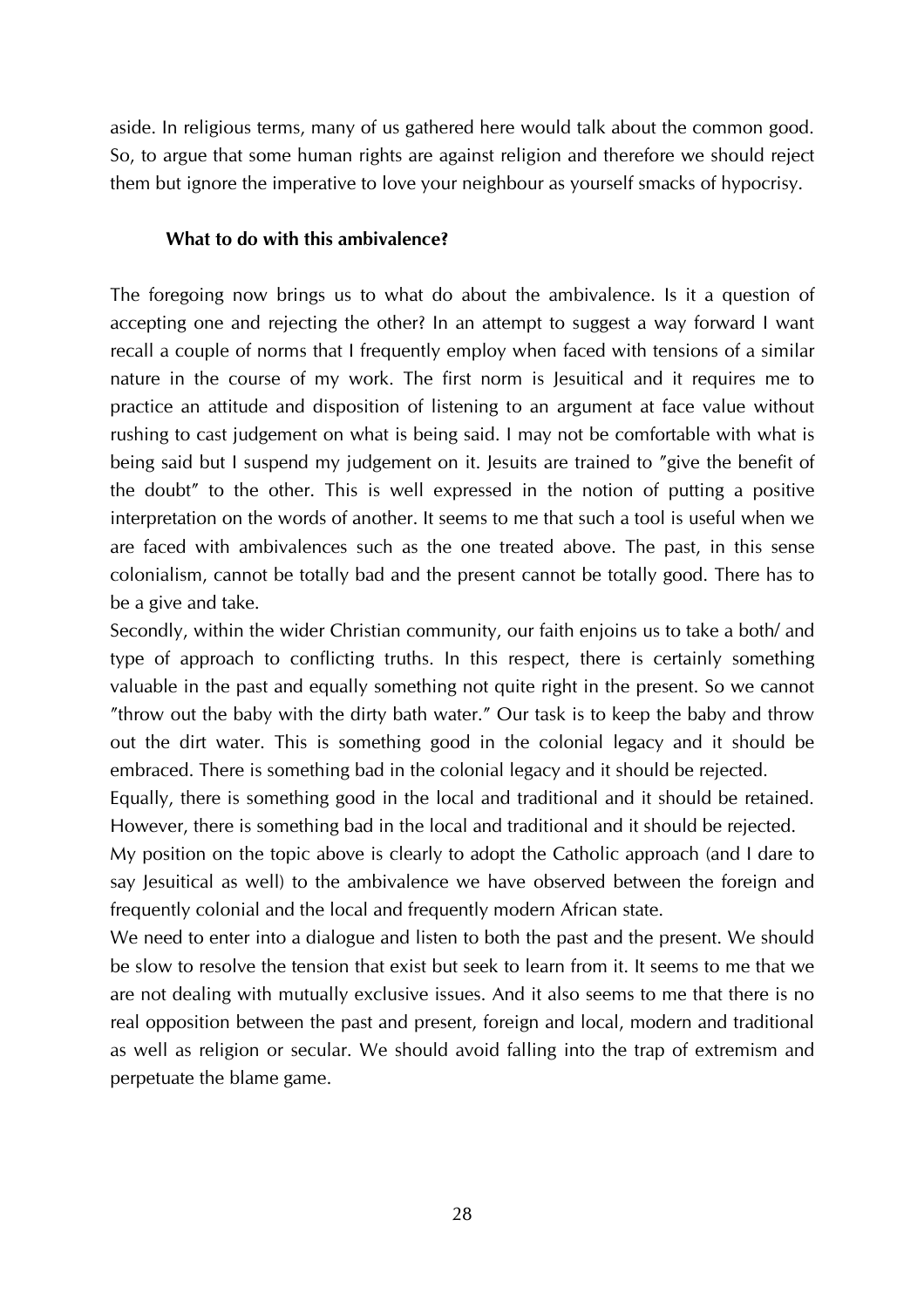aside. In religious terms, many of us gathered here would talk about the common good. So, to argue that some human rights are against religion and therefore we should reject them but ignore the imperative to love your neighbour as yourself smacks of hypocrisy.

**What to do with this ambivalence?**

The foregoing now brings us to what do about the ambivalence. Is it a question of accepting one and rejecting the other? In an attempt to suggest a way forward I want recall a couple of norms that I frequently employ when faced with tensions of a similar nature in the course of my work. The first norm is Jesuitical and it requires me to practice an attitude and disposition of listening to an argument at face value without rushing to cast judgement on what is being said. I may not be comfortable with what is being said but I suspend my judgement on it. Jesuits are trained to "give the benefit of the doubt" to the other. This is well expressed in the notion of putting a positive interpretation on the words of another. It seems to me that such a tool is useful when we are faced with ambivalences such as the one treated above. The past, in this sense colonialism, cannot be totally bad and the present cannot be totally good. There has to be a give and take.

Secondly, within the wider Christian community, our faith enjoins us to take a both/ and type of approach to conflicting truths. In this respect, there is certainly something valuable in the past and equally something not quite right in the present. So we cannot "throw out the baby with the dirty bath water." Our task is to keep the baby and throw out the dirt water. This is something good in the colonial legacy and it should be embraced. There is something bad in the colonial legacy and it should be rejected.

Equally, there is something good in the local and traditional and it should be retained. However, there is something bad in the local and traditional and it should be rejected.

My position on the topic above is clearly to adopt the Catholic approach (and I dare to say Jesuitical as well) to the ambivalence we have observed between the foreign and frequently colonial and the local and frequently modern African state.

We need to enter into a dialogue and listen to both the past and the present. We should be slow to resolve the tension that exist but seek to learn from it. It seems to me that we are not dealing with mutually exclusive issues. And it also seems to me that there is no real opposition between the past and present, foreign and local, modern and traditional as well as religion or secular. We should avoid falling into the trap of extremism and perpetuate the blame game.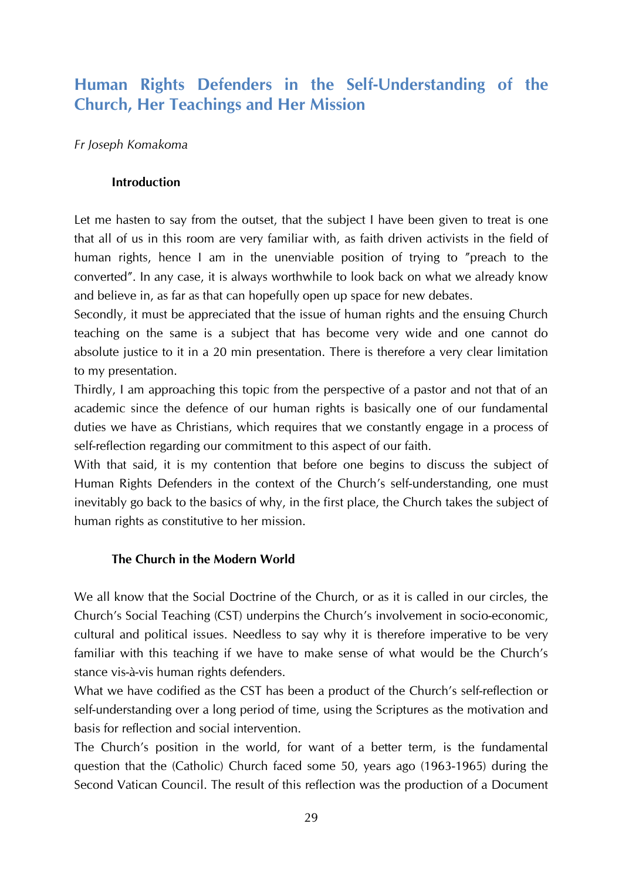# Human Rights Defenders in the Self-Understanding of the Church, Her Teachings and Her Mission

*Fr Joseph Komakoma*

## Introduction

Let me hasten to say from the outset, that the subject I have been given to treat is one that all of us in this room are very familiar with, as faith driven activists in the field of human rights, hence I am in the unenviable position of trying to "preach to the converted". In any case, it is always worthwhile to look back on what we already know and believe in, as far as that can hopefully open up space for new debates.

Secondly, it must be appreciated that the issue of human rights and the ensuing Church teaching on the same is a subject that has become very wide and one cannot do absolute justice to it in a 20 min presentation. There is therefore a very clear limitation to my presentation.

Thirdly, I am approaching this topic from the perspective of a pastor and not that of an academic since the defence of our human rights is basically one of our fundamental duties we have as Christians, which requires that we constantly engage in a process of self-reflection regarding our commitment to this aspect of our faith.

With that said, it is my contention that before one begins to discuss the subject of Human Rights Defenders in the context of the Church's self-understanding, one must inevitably go back to the basics of why, in the first place, the Church takes the subject of human rights as constitutive to her mission.

## The Church in the Modern World

We all know that the Social Doctrine of the Church, or as it is called in our circles, the Church's Social Teaching (CST) underpins the Church's involvement in socio-economic, cultural and political issues. Needless to say why it is therefore imperative to be very familiar with this teaching if we have to make sense of what would be the Church's stance vis-à-vis human rights defenders.

What we have codified as the CST has been a product of the Church's self-reflection or self-understanding over a long period of time, using the Scriptures as the motivation and basis for reflection and social intervention.

The Church's position in the world, for want of a better term, is the fundamental question that the (Catholic) Church faced some 50, years ago (1963-1965) during the Second Vatican Council. The result of this reflection was the production of a Document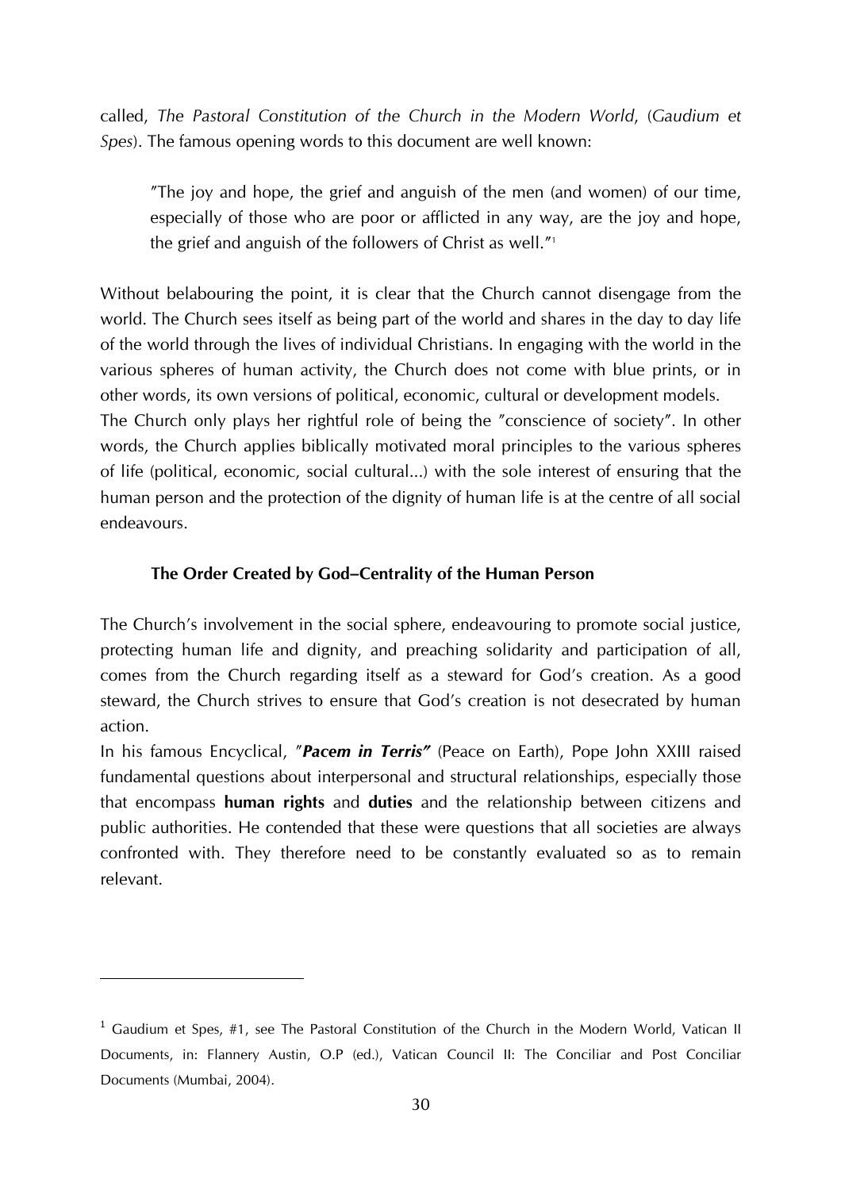called, *The Pastoral Constitution of the Church in the Modern World*, (*Gaudium et Spes*). The famous opening words to this document are well known:

> "The joy and hope, the grief and anguish of the men (and women) of our time, especially of those who are poor or afflicted in any way, are the joy and hope, the grief and anguish of the followers of Christ as well."[1]

Without belabouring the point, it is clear that the Church cannot disengage from the world. The Church sees itself as being part of the world and shares in the day to day life of the world through the lives of individual Christians. In engaging with the world in the various spheres of human activity, the Church does not come with blue prints, or in other words, its own versions of political, economic, cultural or development models.

The Church only plays her rightful role of being the "conscience of society". In other words, the Church applies biblically motivated moral principles to the various spheres of life (political, economic, social cultural...) with the sole interest of ensuring that the human person and the protection of the dignity of human life is at the centre of all social endeavours.

### The Order Created by God–Centrality of the Human Person

The Church's involvement in the social sphere, endeavouring to promote social justice, protecting human life and dignity, and preaching solidarity and participation of all, comes from the Church regarding itself as a steward for God's creation. As a good steward, the Church strives to ensure that God's creation is not desecrated by human action.

In his famous Encyclical, ***"Pacem in Terris"*** (Peace on Earth), Pope John XXIII raised fundamental questions about interpersonal and structural relationships, especially those that encompass **human rights** and **duties** and the relationship between citizens and public authorities. He contended that these were questions that all societies are always confronted with. They therefore need to be constantly evaluated so as to remain relevant.

---

[1] Gaudium et Spes, #1, see The Pastoral Constitution of the Church in the Modern World, Vatican II Documents, in: Flannery Austin, O.P (ed.), Vatican Council II: The Conciliar and Post Conciliar Documents (Mumbai, 2004).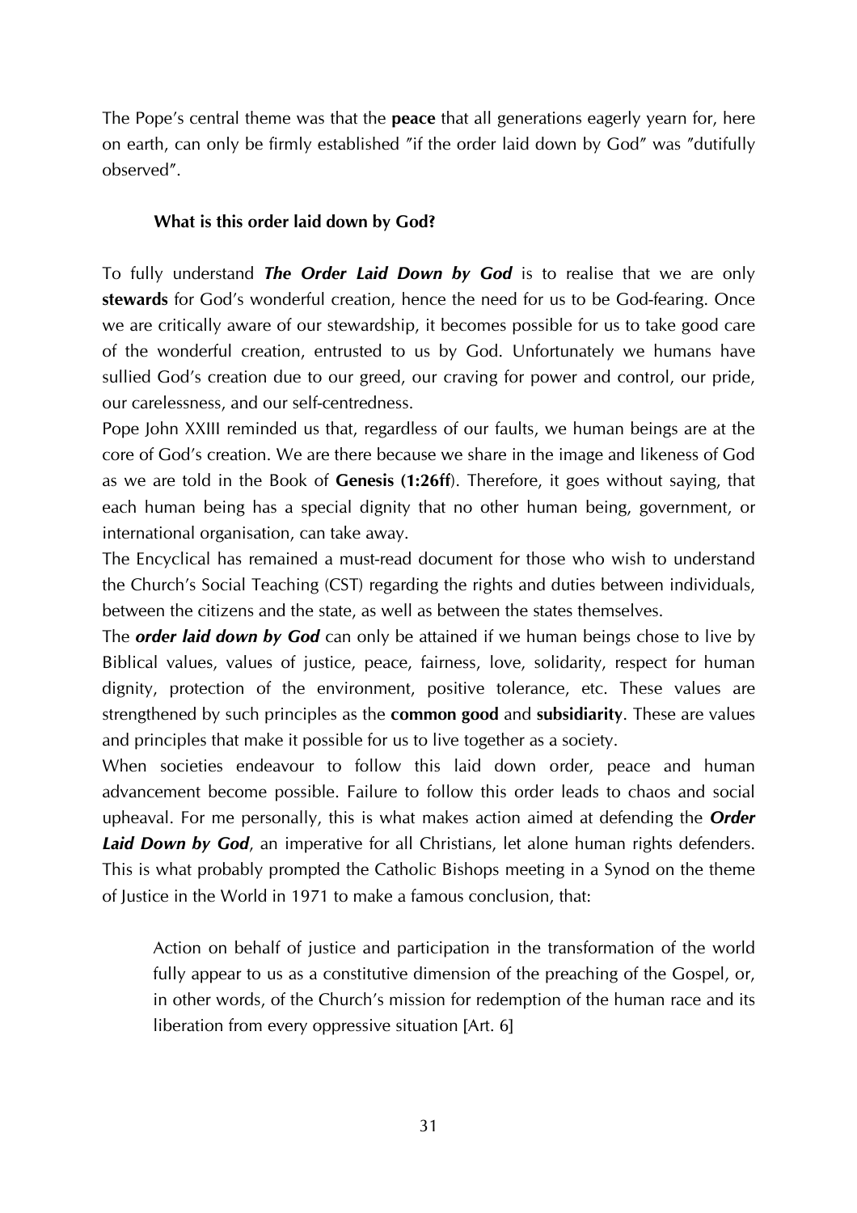The Pope's central theme was that the **peace** that all generations eagerly yearn for, here on earth, can only be firmly established "if the order laid down by God" was "dutifully observed".

**What is this order laid down by God?**

To fully understand ***The Order Laid Down by God*** is to realise that we are only **stewards** for God's wonderful creation, hence the need for us to be God-fearing. Once we are critically aware of our stewardship, it becomes possible for us to take good care of the wonderful creation, entrusted to us by God. Unfortunately we humans have sullied God's creation due to our greed, our craving for power and control, our pride, our carelessness, and our self-centredness.

Pope John XXIII reminded us that, regardless of our faults, we human beings are at the core of God's creation. We are there because we share in the image and likeness of God as we are told in the Book of **Genesis (1:26ff**). Therefore, it goes without saying, that each human being has a special dignity that no other human being, government, or international organisation, can take away.

The Encyclical has remained a must-read document for those who wish to understand the Church's Social Teaching (CST) regarding the rights and duties between individuals, between the citizens and the state, as well as between the states themselves.

The ***order laid down by God*** can only be attained if we human beings chose to live by Biblical values, values of justice, peace, fairness, love, solidarity, respect for human dignity, protection of the environment, positive tolerance, etc. These values are strengthened by such principles as the **common good** and **subsidiarity**. These are values and principles that make it possible for us to live together as a society.

When societies endeavour to follow this laid down order, peace and human advancement become possible. Failure to follow this order leads to chaos and social upheaval. For me personally, this is what makes action aimed at defending the ***Order Laid Down by God***, an imperative for all Christians, let alone human rights defenders. This is what probably prompted the Catholic Bishops meeting in a Synod on the theme of Justice in the World in 1971 to make a famous conclusion, that:

> Action on behalf of justice and participation in the transformation of the world fully appear to us as a constitutive dimension of the preaching of the Gospel, or, in other words, of the Church's mission for redemption of the human race and its liberation from every oppressive situation [Art. 6]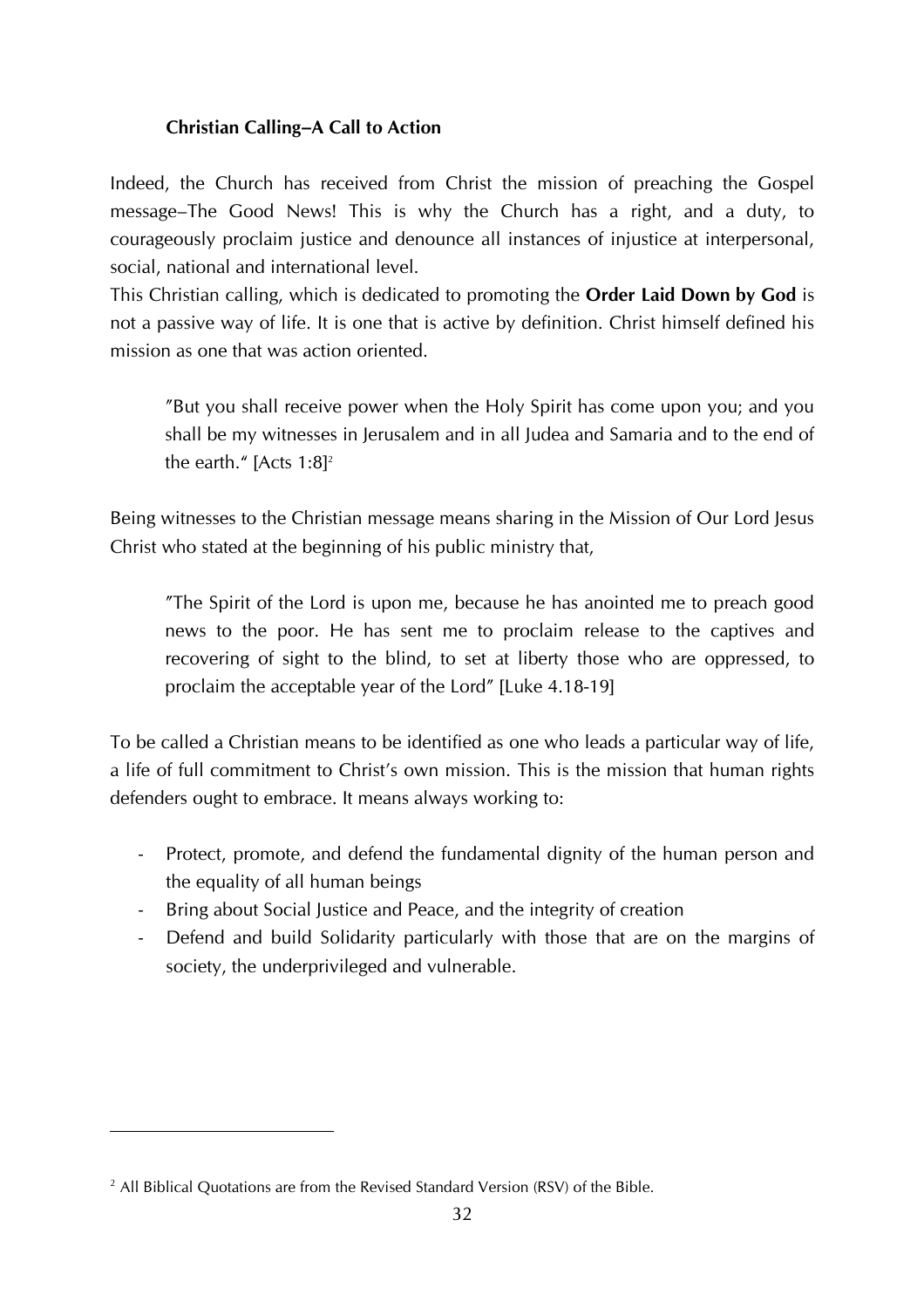### Christian Calling–A Call to Action

Indeed, the Church has received from Christ the mission of preaching the Gospel message–The Good News! This is why the Church has a right, and a duty, to courageously proclaim justice and denounce all instances of injustice at interpersonal, social, national and international level.

This Christian calling, which is dedicated to promoting the **Order Laid Down by God** is not a passive way of life. It is one that is active by definition. Christ himself defined his mission as one that was action oriented.

> "But you shall receive power when the Holy Spirit has come upon you; and you shall be my witnesses in Jerusalem and in all Judea and Samaria and to the end of the earth." [Acts 1:8][2]

Being witnesses to the Christian message means sharing in the Mission of Our Lord Jesus Christ who stated at the beginning of his public ministry that,

> "The Spirit of the Lord is upon me, because he has anointed me to preach good news to the poor. He has sent me to proclaim release to the captives and recovering of sight to the blind, to set at liberty those who are oppressed, to proclaim the acceptable year of the Lord" [Luke 4.18-19]

To be called a Christian means to be identified as one who leads a particular way of life, a life of full commitment to Christ's own mission. This is the mission that human rights defenders ought to embrace. It means always working to:

- Protect, promote, and defend the fundamental dignity of the human person and the equality of all human beings
- Bring about Social Justice and Peace, and the integrity of creation
- Defend and build Solidarity particularly with those that are on the margins of society, the underprivileged and vulnerable.

---

[2] All Biblical Quotations are from the Revised Standard Version (RSV) of the Bible.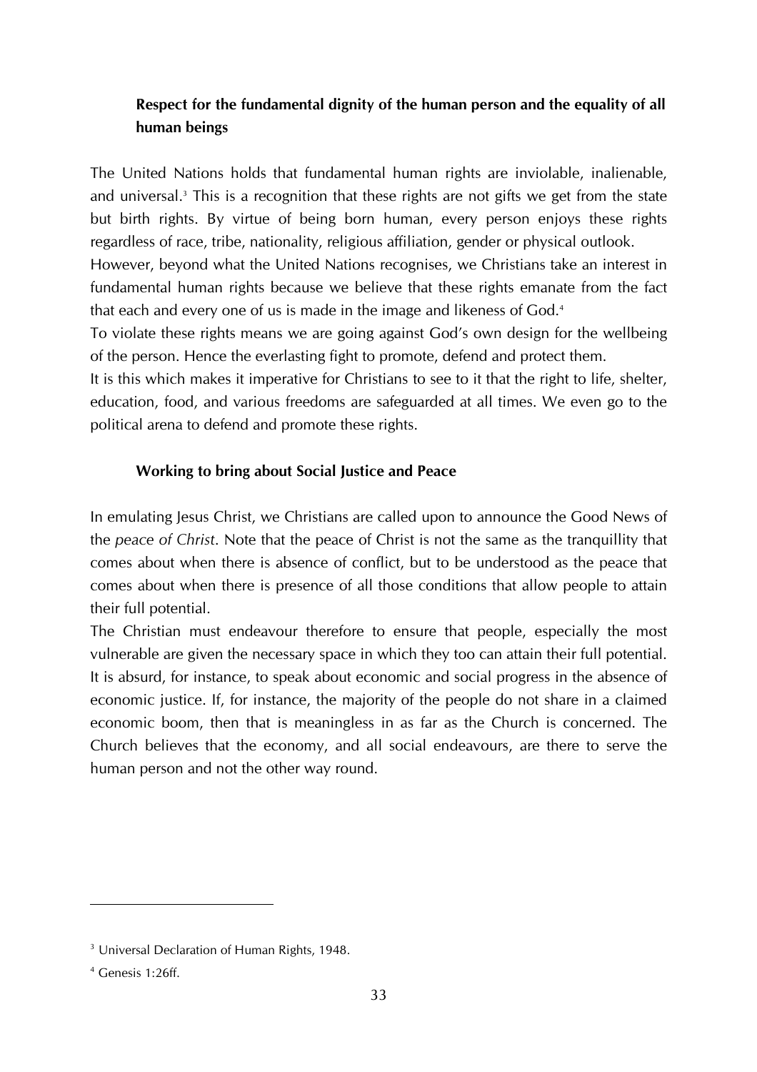### Respect for the fundamental dignity of the human person and the equality of all human beings

The United Nations holds that fundamental human rights are inviolable, inalienable, and universal.[3] This is a recognition that these rights are not gifts we get from the state but birth rights. By virtue of being born human, every person enjoys these rights regardless of race, tribe, nationality, religious affiliation, gender or physical outlook.

However, beyond what the United Nations recognises, we Christians take an interest in fundamental human rights because we believe that these rights emanate from the fact that each and every one of us is made in the image and likeness of God.[4]

To violate these rights means we are going against God's own design for the wellbeing of the person. Hence the everlasting fight to promote, defend and protect them.

It is this which makes it imperative for Christians to see to it that the right to life, shelter, education, food, and various freedoms are safeguarded at all times. We even go to the political arena to defend and promote these rights.

### Working to bring about Social Justice and Peace

In emulating Jesus Christ, we Christians are called upon to announce the Good News of the *peace of Christ*. Note that the peace of Christ is not the same as the tranquillity that comes about when there is absence of conflict, but to be understood as the peace that comes about when there is presence of all those conditions that allow people to attain their full potential.

The Christian must endeavour therefore to ensure that people, especially the most vulnerable are given the necessary space in which they too can attain their full potential. It is absurd, for instance, to speak about economic and social progress in the absence of economic justice. If, for instance, the majority of the people do not share in a claimed economic boom, then that is meaningless in as far as the Church is concerned. The Church believes that the economy, and all social endeavours, are there to serve the human person and not the other way round.

---

[3] Universal Declaration of Human Rights, 1948.

[4] Genesis 1:26ff.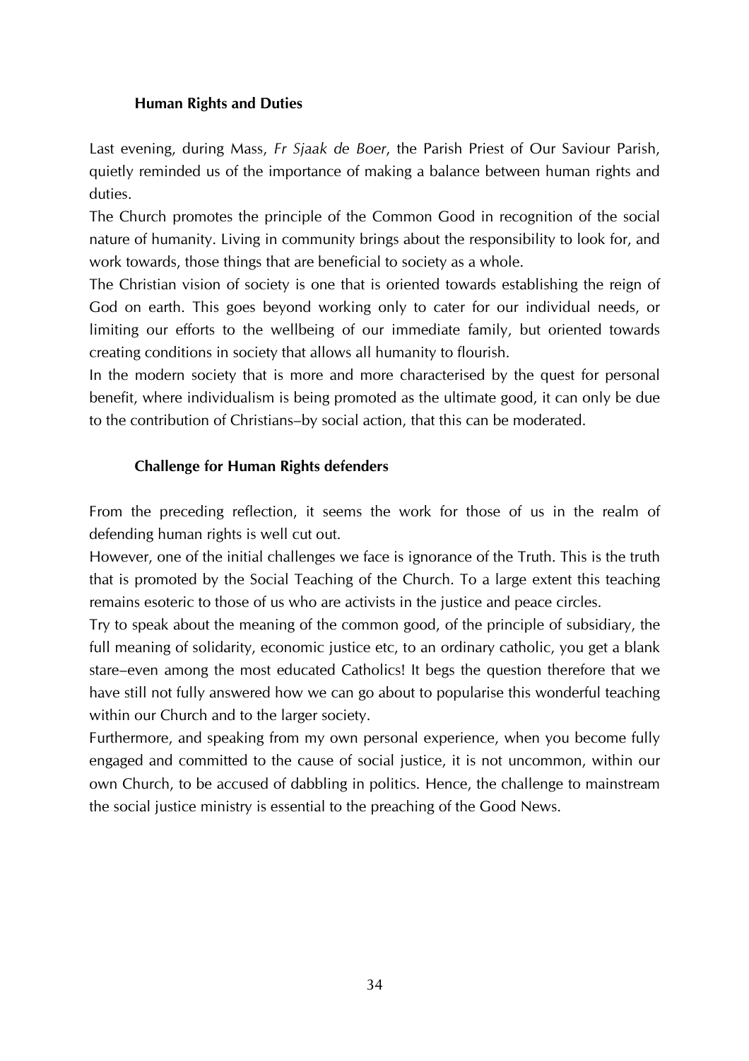### Human Rights and Duties

Last evening, during Mass, *Fr Sjaak de Boer*, the Parish Priest of Our Saviour Parish, quietly reminded us of the importance of making a balance between human rights and duties.

The Church promotes the principle of the Common Good in recognition of the social nature of humanity. Living in community brings about the responsibility to look for, and work towards, those things that are beneficial to society as a whole.

The Christian vision of society is one that is oriented towards establishing the reign of God on earth. This goes beyond working only to cater for our individual needs, or limiting our efforts to the wellbeing of our immediate family, but oriented towards creating conditions in society that allows all humanity to flourish.

In the modern society that is more and more characterised by the quest for personal benefit, where individualism is being promoted as the ultimate good, it can only be due to the contribution of Christians–by social action, that this can be moderated.

### Challenge for Human Rights defenders

From the preceding reflection, it seems the work for those of us in the realm of defending human rights is well cut out.

However, one of the initial challenges we face is ignorance of the Truth. This is the truth that is promoted by the Social Teaching of the Church. To a large extent this teaching remains esoteric to those of us who are activists in the justice and peace circles.

Try to speak about the meaning of the common good, of the principle of subsidiary, the full meaning of solidarity, economic justice etc, to an ordinary catholic, you get a blank stare–even among the most educated Catholics! It begs the question therefore that we have still not fully answered how we can go about to popularise this wonderful teaching within our Church and to the larger society.

Furthermore, and speaking from my own personal experience, when you become fully engaged and committed to the cause of social justice, it is not uncommon, within our own Church, to be accused of dabbling in politics. Hence, the challenge to mainstream the social justice ministry is essential to the preaching of the Good News.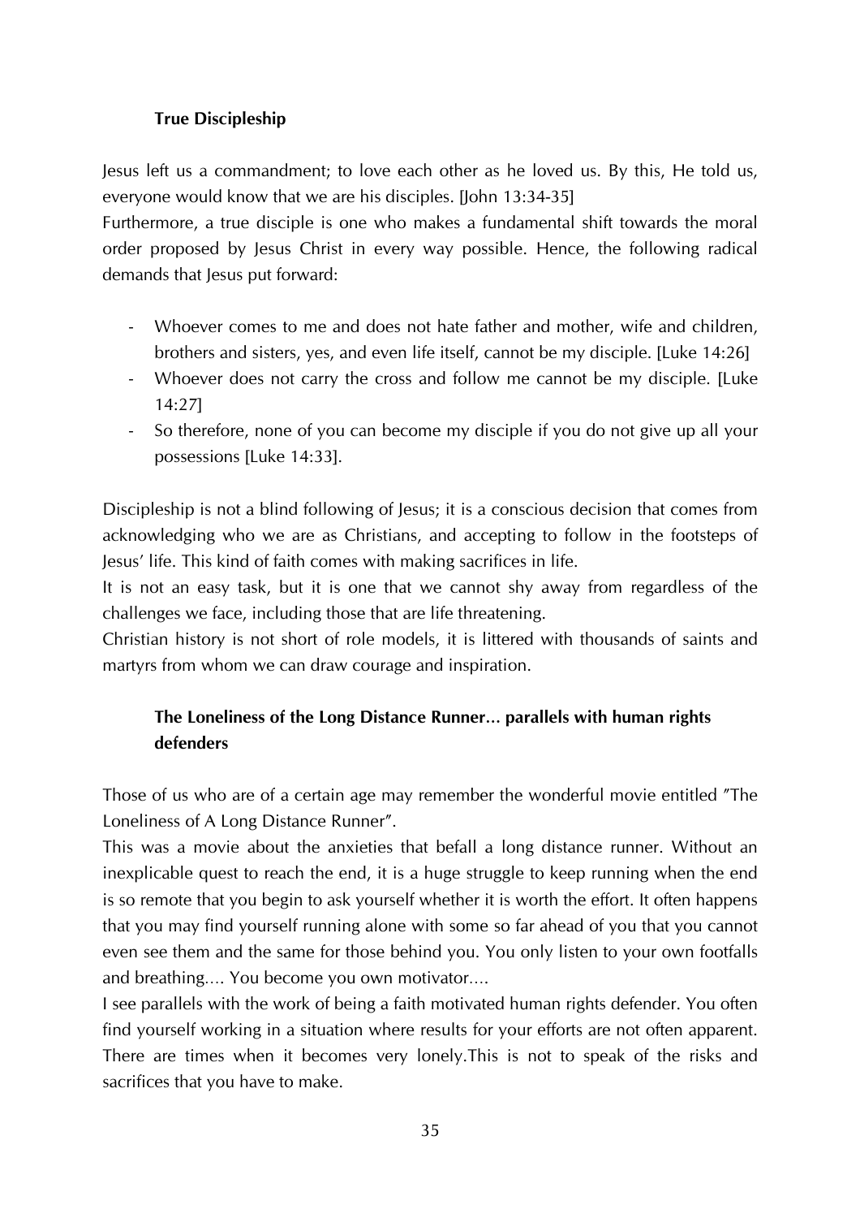### True Discipleship

Jesus left us a commandment; to love each other as he loved us. By this, He told us, everyone would know that we are his disciples. [John 13:34-35]

Furthermore, a true disciple is one who makes a fundamental shift towards the moral order proposed by Jesus Christ in every way possible. Hence, the following radical demands that Jesus put forward:

- Whoever comes to me and does not hate father and mother, wife and children, brothers and sisters, yes, and even life itself, cannot be my disciple. [Luke 14:26]
- Whoever does not carry the cross and follow me cannot be my disciple. [Luke 14:27]
- So therefore, none of you can become my disciple if you do not give up all your possessions [Luke 14:33].

Discipleship is not a blind following of Jesus; it is a conscious decision that comes from acknowledging who we are as Christians, and accepting to follow in the footsteps of Jesus' life. This kind of faith comes with making sacrifices in life.

It is not an easy task, but it is one that we cannot shy away from regardless of the challenges we face, including those that are life threatening.

Christian history is not short of role models, it is littered with thousands of saints and martyrs from whom we can draw courage and inspiration.

### The Loneliness of the Long Distance Runner... parallels with human rights defenders

Those of us who are of a certain age may remember the wonderful movie entitled "The Loneliness of A Long Distance Runner".

This was a movie about the anxieties that befall a long distance runner. Without an inexplicable quest to reach the end, it is a huge struggle to keep running when the end is so remote that you begin to ask yourself whether it is worth the effort. It often happens that you may find yourself running alone with some so far ahead of you that you cannot even see them and the same for those behind you. You only listen to your own footfalls and breathing.... You become you own motivator....

I see parallels with the work of being a faith motivated human rights defender. You often find yourself working in a situation where results for your efforts are not often apparent. There are times when it becomes very lonely.This is not to speak of the risks and sacrifices that you have to make.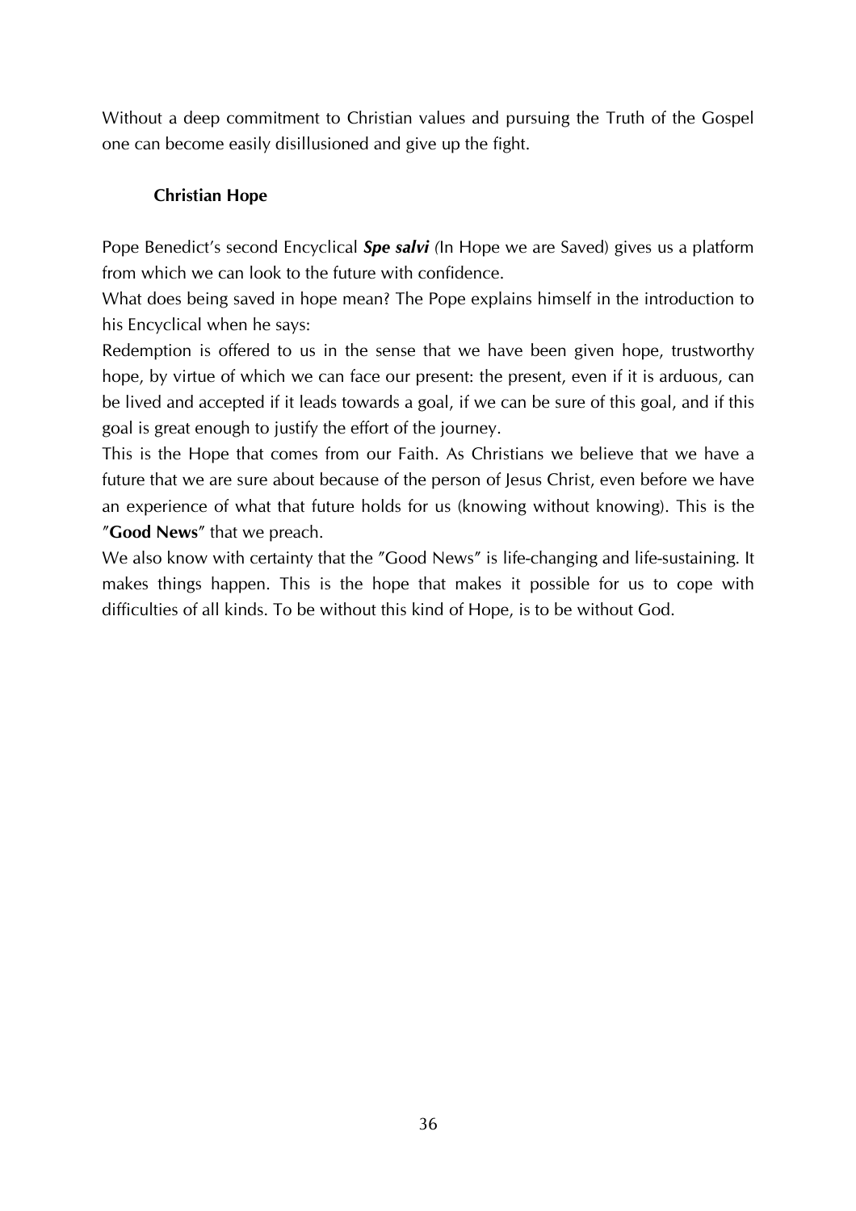Without a deep commitment to Christian values and pursuing the Truth of the Gospel one can become easily disillusioned and give up the fight.

### Christian Hope

Pope Benedict's second Encyclical ***Spe salvi*** (In Hope we are Saved) gives us a platform from which we can look to the future with confidence.

What does being saved in hope mean? The Pope explains himself in the introduction to his Encyclical when he says:

Redemption is offered to us in the sense that we have been given hope, trustworthy hope, by virtue of which we can face our present: the present, even if it is arduous, can be lived and accepted if it leads towards a goal, if we can be sure of this goal, and if this goal is great enough to justify the effort of the journey.

This is the Hope that comes from our Faith. As Christians we believe that we have a future that we are sure about because of the person of Jesus Christ, even before we have an experience of what that future holds for us (knowing without knowing). This is the "**Good News**" that we preach.

We also know with certainty that the "Good News" is life-changing and life-sustaining. It makes things happen. This is the hope that makes it possible for us to cope with difficulties of all kinds. To be without this kind of Hope, is to be without God.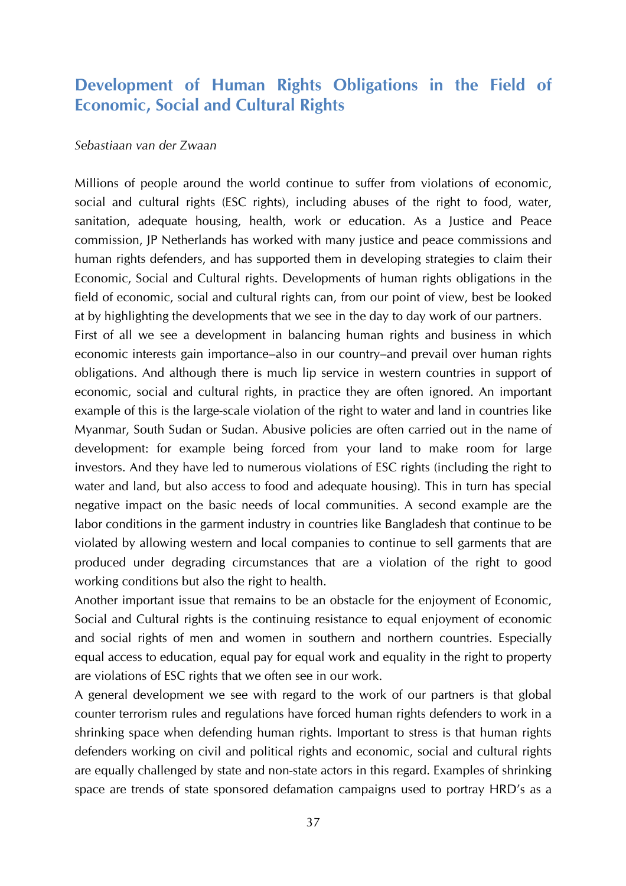## Development of Human Rights Obligations in the Field of Economic, Social and Cultural Rights

*Sebastiaan van der Zwaan*

Millions of people around the world continue to suffer from violations of economic, social and cultural rights (ESC rights), including abuses of the right to food, water, sanitation, adequate housing, health, work or education. As a Justice and Peace commission, JP Netherlands has worked with many justice and peace commissions and human rights defenders, and has supported them in developing strategies to claim their Economic, Social and Cultural rights. Developments of human rights obligations in the field of economic, social and cultural rights can, from our point of view, best be looked at by highlighting the developments that we see in the day to day work of our partners.

First of all we see a development in balancing human rights and business in which economic interests gain importance–also in our country–and prevail over human rights obligations. And although there is much lip service in western countries in support of economic, social and cultural rights, in practice they are often ignored. An important example of this is the large-scale violation of the right to water and land in countries like Myanmar, South Sudan or Sudan. Abusive policies are often carried out in the name of development: for example being forced from your land to make room for large investors. And they have led to numerous violations of ESC rights (including the right to water and land, but also access to food and adequate housing). This in turn has special negative impact on the basic needs of local communities. A second example are the labor conditions in the garment industry in countries like Bangladesh that continue to be violated by allowing western and local companies to continue to sell garments that are produced under degrading circumstances that are a violation of the right to good working conditions but also the right to health.

Another important issue that remains to be an obstacle for the enjoyment of Economic, Social and Cultural rights is the continuing resistance to equal enjoyment of economic and social rights of men and women in southern and northern countries. Especially equal access to education, equal pay for equal work and equality in the right to property are violations of ESC rights that we often see in our work.

A general development we see with regard to the work of our partners is that global counter terrorism rules and regulations have forced human rights defenders to work in a shrinking space when defending human rights. Important to stress is that human rights defenders working on civil and political rights and economic, social and cultural rights are equally challenged by state and non-state actors in this regard. Examples of shrinking space are trends of state sponsored defamation campaigns used to portray HRD's as a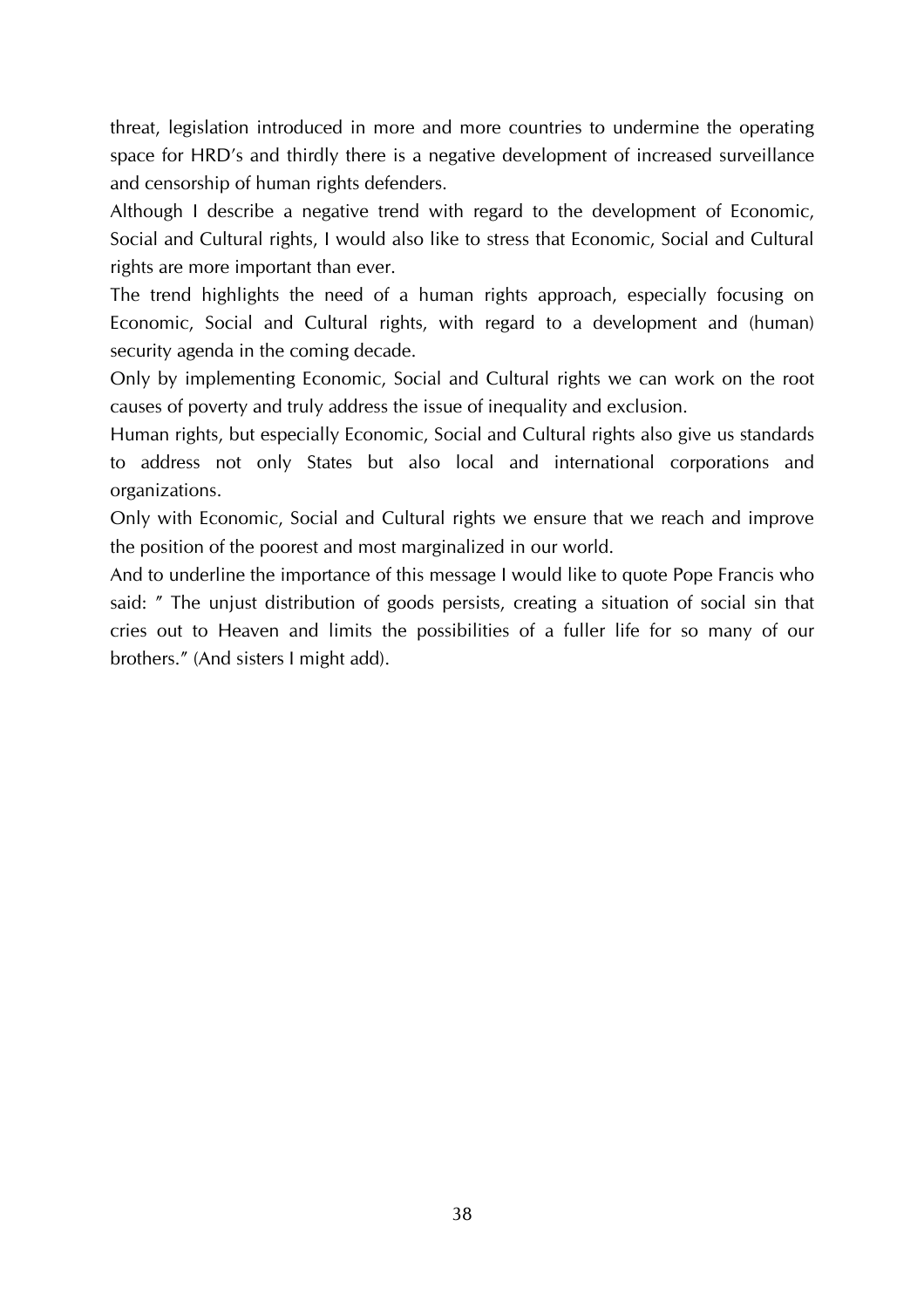threat, legislation introduced in more and more countries to undermine the operating space for HRD's and thirdly there is a negative development of increased surveillance and censorship of human rights defenders.

Although I describe a negative trend with regard to the development of Economic, Social and Cultural rights, I would also like to stress that Economic, Social and Cultural rights are more important than ever.

The trend highlights the need of a human rights approach, especially focusing on Economic, Social and Cultural rights, with regard to a development and (human) security agenda in the coming decade.

Only by implementing Economic, Social and Cultural rights we can work on the root causes of poverty and truly address the issue of inequality and exclusion.

Human rights, but especially Economic, Social and Cultural rights also give us standards to address not only States but also local and international corporations and organizations.

Only with Economic, Social and Cultural rights we ensure that we reach and improve the position of the poorest and most marginalized in our world.

And to underline the importance of this message I would like to quote Pope Francis who said: " The unjust distribution of goods persists, creating a situation of social sin that cries out to Heaven and limits the possibilities of a fuller life for so many of our brothers." (And sisters I might add).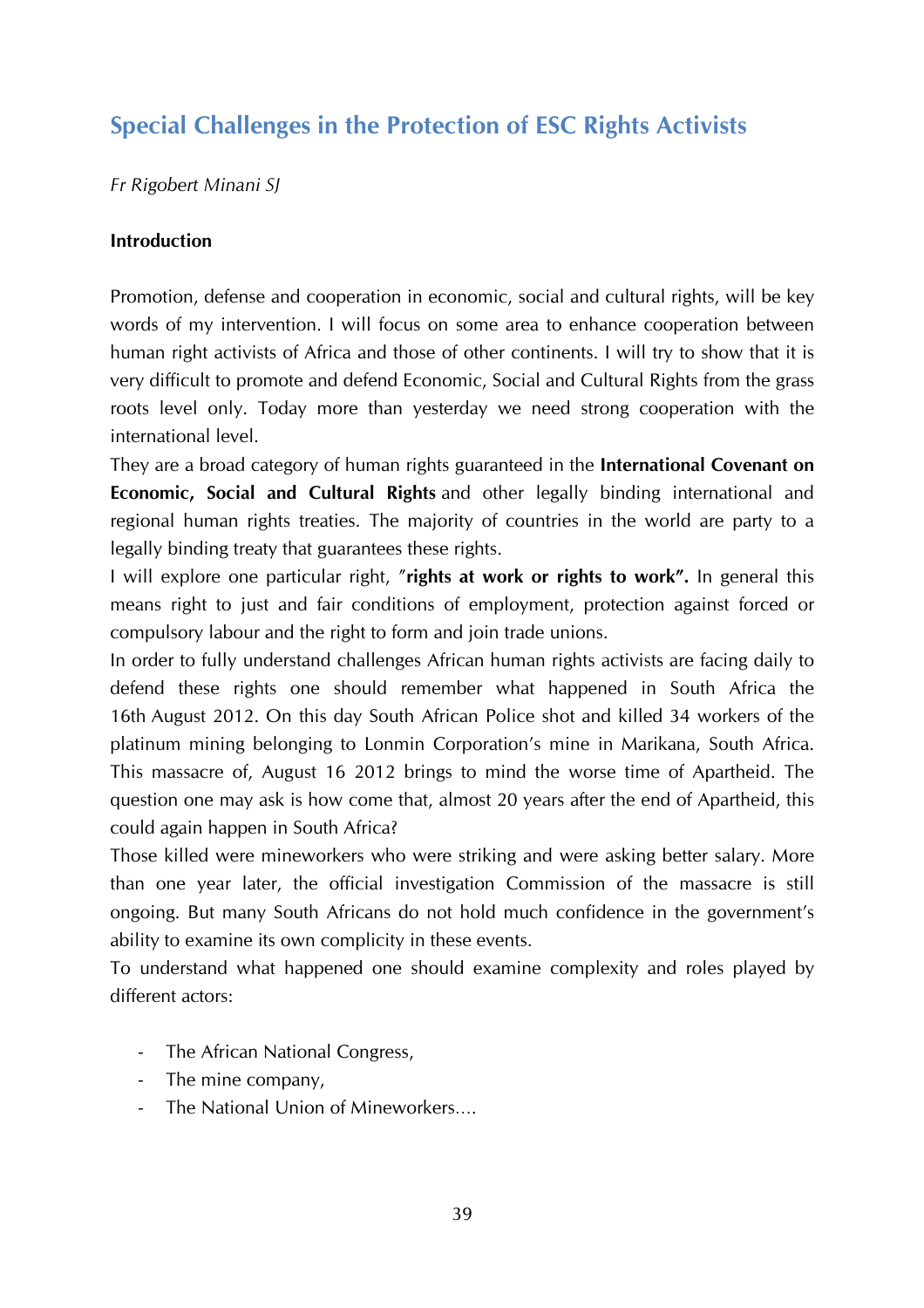## Special Challenges in the Protection of ESC Rights Activists

*Fr Rigobert Minani SJ*

**Introduction**

Promotion, defense and cooperation in economic, social and cultural rights, will be key words of my intervention. I will focus on some area to enhance cooperation between human right activists of Africa and those of other continents. I will try to show that it is very difficult to promote and defend Economic, Social and Cultural Rights from the grass roots level only. Today more than yesterday we need strong cooperation with the international level.

They are a broad category of human rights guaranteed in the **International Covenant on Economic, Social and Cultural Rights** and other legally binding international and regional human rights treaties. The majority of countries in the world are party to a legally binding treaty that guarantees these rights.

I will explore one particular right, "**rights at work or rights to work".** In general this means right to just and fair conditions of employment, protection against forced or compulsory labour and the right to form and join trade unions.

In order to fully understand challenges African human rights activists are facing daily to defend these rights one should remember what happened in South Africa the 16th August 2012. On this day South African Police shot and killed 34 workers of the platinum mining belonging to Lonmin Corporation's mine in Marikana, South Africa. This massacre of, August 16 2012 brings to mind the worse time of Apartheid. The question one may ask is how come that, almost 20 years after the end of Apartheid, this could again happen in South Africa?

Those killed were mineworkers who were striking and were asking better salary. More than one year later, the official investigation Commission of the massacre is still ongoing. But many South Africans do not hold much confidence in the government's ability to examine its own complicity in these events.

To understand what happened one should examine complexity and roles played by different actors:

- The African National Congress,
- The mine company,
- The National Union of Mineworkers....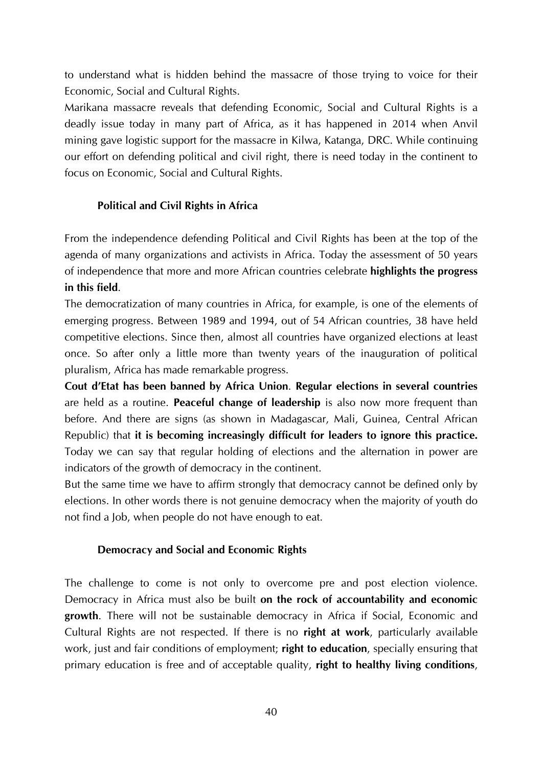to understand what is hidden behind the massacre of those trying to voice for their Economic, Social and Cultural Rights.

Marikana massacre reveals that defending Economic, Social and Cultural Rights is a deadly issue today in many part of Africa, as it has happened in 2014 when Anvil mining gave logistic support for the massacre in Kilwa, Katanga, DRC. While continuing our effort on defending political and civil right, there is need today in the continent to focus on Economic, Social and Cultural Rights.

### Political and Civil Rights in Africa

From the independence defending Political and Civil Rights has been at the top of the agenda of many organizations and activists in Africa. Today the assessment of 50 years of independence that more and more African countries celebrate **highlights the progress in this field**.

The democratization of many countries in Africa, for example, is one of the elements of emerging progress. Between 1989 and 1994, out of 54 African countries, 38 have held competitive elections. Since then, almost all countries have organized elections at least once. So after only a little more than twenty years of the inauguration of political pluralism, Africa has made remarkable progress.

**Cout d'Etat has been banned by Africa Union**. **Regular elections in several countries** are held as a routine. **Peaceful change of leadership** is also now more frequent than before. And there are signs (as shown in Madagascar, Mali, Guinea, Central African Republic) that **it is becoming increasingly difficult for leaders to ignore this practice.** Today we can say that regular holding of elections and the alternation in power are indicators of the growth of democracy in the continent.

But the same time we have to affirm strongly that democracy cannot be defined only by elections. In other words there is not genuine democracy when the majority of youth do not find a Job, when people do not have enough to eat.

### Democracy and Social and Economic Rights

The challenge to come is not only to overcome pre and post election violence. Democracy in Africa must also be built **on the rock of accountability and economic growth**. There will not be sustainable democracy in Africa if Social, Economic and Cultural Rights are not respected. If there is no **right at work**, particularly available work, just and fair conditions of employment; **right to education**, specially ensuring that primary education is free and of acceptable quality, **right to healthy living conditions**,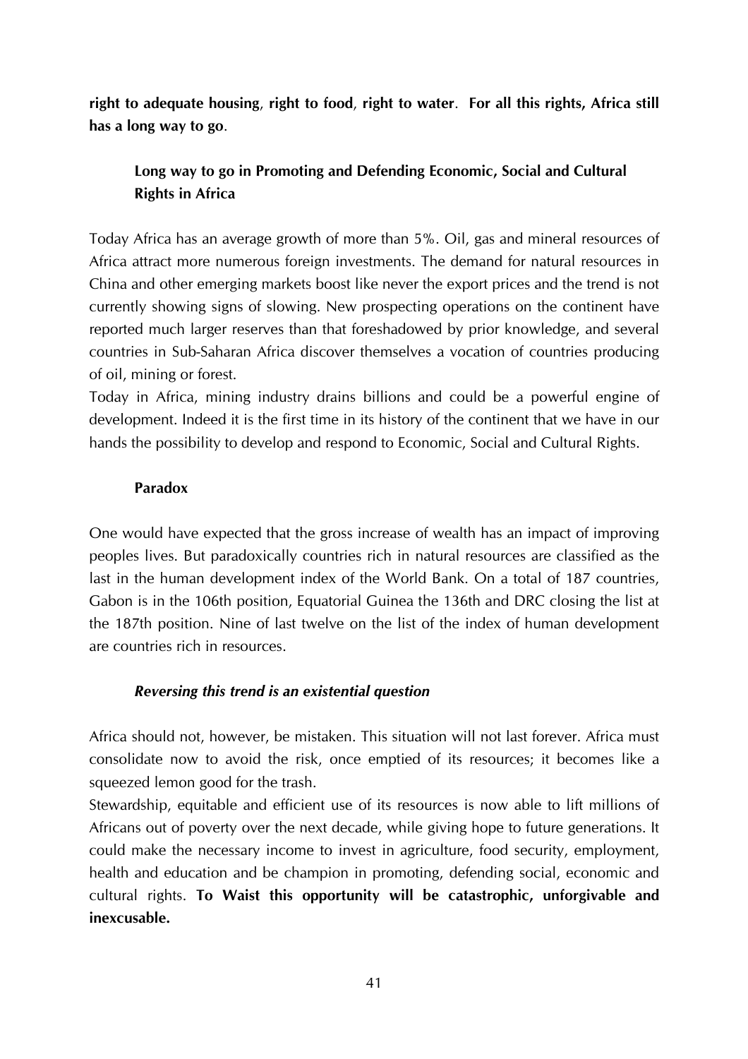**right to adequate housing**, **right to food**, **right to water**. **For all this rights, Africa still has a long way to go**.

### Long way to go in Promoting and Defending Economic, Social and Cultural Rights in Africa

Today Africa has an average growth of more than 5%. Oil, gas and mineral resources of Africa attract more numerous foreign investments. The demand for natural resources in China and other emerging markets boost like never the export prices and the trend is not currently showing signs of slowing. New prospecting operations on the continent have reported much larger reserves than that foreshadowed by prior knowledge, and several countries in Sub-Saharan Africa discover themselves a vocation of countries producing of oil, mining or forest.

Today in Africa, mining industry drains billions and could be a powerful engine of development. Indeed it is the first time in its history of the continent that we have in our hands the possibility to develop and respond to Economic, Social and Cultural Rights.

### Paradox

One would have expected that the gross increase of wealth has an impact of improving peoples lives. But paradoxically countries rich in natural resources are classified as the last in the human development index of the World Bank. On a total of 187 countries, Gabon is in the 106th position, Equatorial Guinea the 136th and DRC closing the list at the 187th position. Nine of last twelve on the list of the index of human development are countries rich in resources.

### *Reversing this trend is an existential question*

Africa should not, however, be mistaken. This situation will not last forever. Africa must consolidate now to avoid the risk, once emptied of its resources; it becomes like a squeezed lemon good for the trash.

Stewardship, equitable and efficient use of its resources is now able to lift millions of Africans out of poverty over the next decade, while giving hope to future generations. It could make the necessary income to invest in agriculture, food security, employment, health and education and be champion in promoting, defending social, economic and cultural rights. **To Waist this opportunity will be catastrophic, unforgivable and inexcusable.**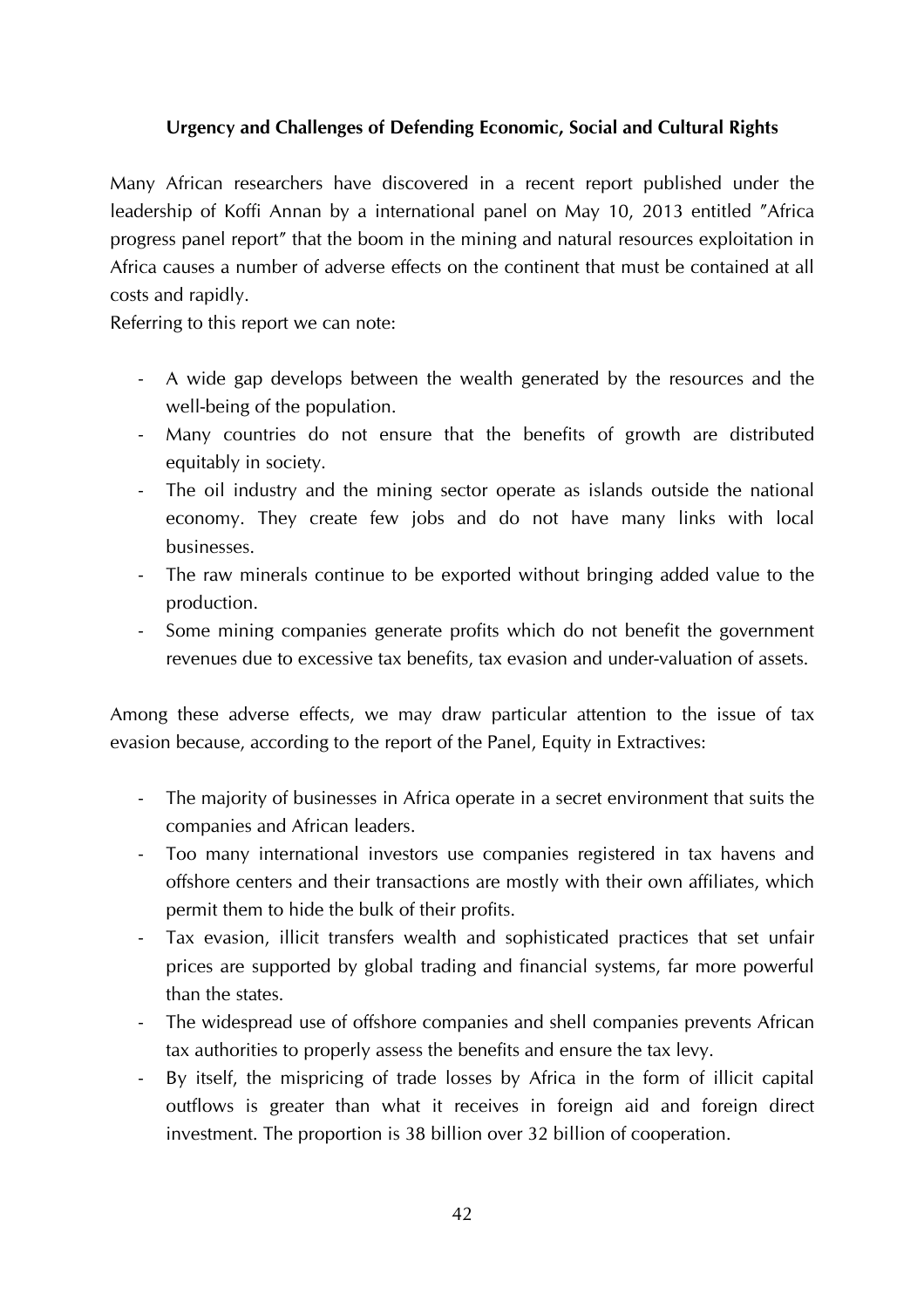**Urgency and Challenges of Defending Economic, Social and Cultural Rights**

Many African researchers have discovered in a recent report published under the leadership of Koffi Annan by a international panel on May 10, 2013 entitled "Africa progress panel report" that the boom in the mining and natural resources exploitation in Africa causes a number of adverse effects on the continent that must be contained at all costs and rapidly.

Referring to this report we can note:

- A wide gap develops between the wealth generated by the resources and the well-being of the population.
- Many countries do not ensure that the benefits of growth are distributed equitably in society.
- The oil industry and the mining sector operate as islands outside the national economy. They create few jobs and do not have many links with local businesses.
- The raw minerals continue to be exported without bringing added value to the production.
- Some mining companies generate profits which do not benefit the government revenues due to excessive tax benefits, tax evasion and under-valuation of assets.

Among these adverse effects, we may draw particular attention to the issue of tax evasion because, according to the report of the Panel, Equity in Extractives:

- The majority of businesses in Africa operate in a secret environment that suits the companies and African leaders.
- Too many international investors use companies registered in tax havens and offshore centers and their transactions are mostly with their own affiliates, which permit them to hide the bulk of their profits.
- Tax evasion, illicit transfers wealth and sophisticated practices that set unfair prices are supported by global trading and financial systems, far more powerful than the states.
- The widespread use of offshore companies and shell companies prevents African tax authorities to properly assess the benefits and ensure the tax levy.
- By itself, the mispricing of trade losses by Africa in the form of illicit capital outflows is greater than what it receives in foreign aid and foreign direct investment. The proportion is 38 billion over 32 billion of cooperation.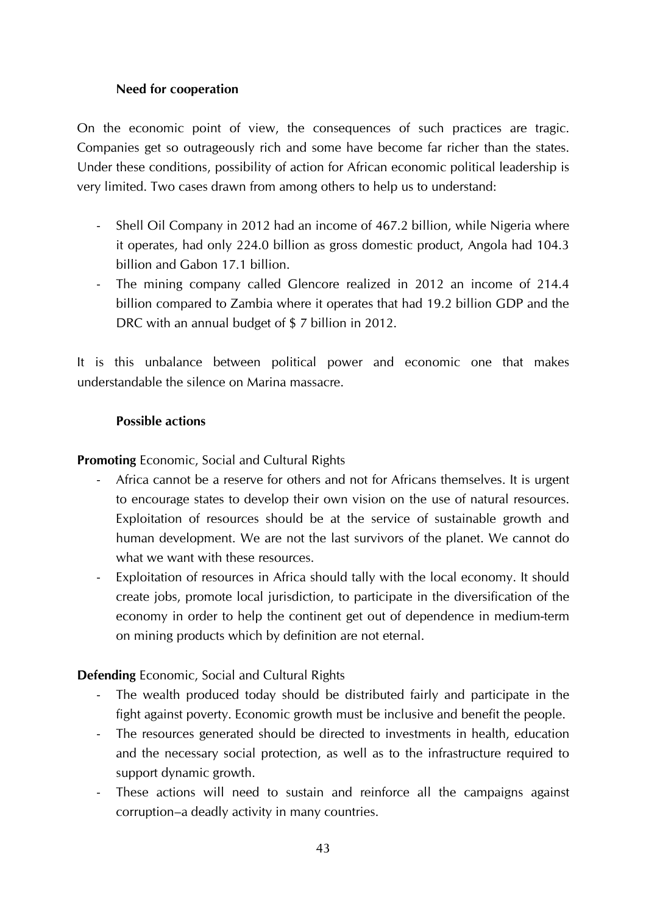### Need for cooperation

On the economic point of view, the consequences of such practices are tragic. Companies get so outrageously rich and some have become far richer than the states. Under these conditions, possibility of action for African economic political leadership is very limited. Two cases drawn from among others to help us to understand:

- Shell Oil Company in 2012 had an income of 467.2 billion, while Nigeria where it operates, had only 224.0 billion as gross domestic product, Angola had 104.3 billion and Gabon 17.1 billion.
- The mining company called Glencore realized in 2012 an income of 214.4 billion compared to Zambia where it operates that had 19.2 billion GDP and the DRC with an annual budget of $ 7 billion in 2012.

It is this unbalance between political power and economic one that makes understandable the silence on Marina massacre.

### Possible actions

**Promoting** Economic, Social and Cultural Rights

- Africa cannot be a reserve for others and not for Africans themselves. It is urgent to encourage states to develop their own vision on the use of natural resources. Exploitation of resources should be at the service of sustainable growth and human development. We are not the last survivors of the planet. We cannot do what we want with these resources.
- Exploitation of resources in Africa should tally with the local economy. It should create jobs, promote local jurisdiction, to participate in the diversification of the economy in order to help the continent get out of dependence in medium-term on mining products which by definition are not eternal.

**Defending** Economic, Social and Cultural Rights

- The wealth produced today should be distributed fairly and participate in the fight against poverty. Economic growth must be inclusive and benefit the people.
- The resources generated should be directed to investments in health, education and the necessary social protection, as well as to the infrastructure required to support dynamic growth.
- These actions will need to sustain and reinforce all the campaigns against corruption–a deadly activity in many countries.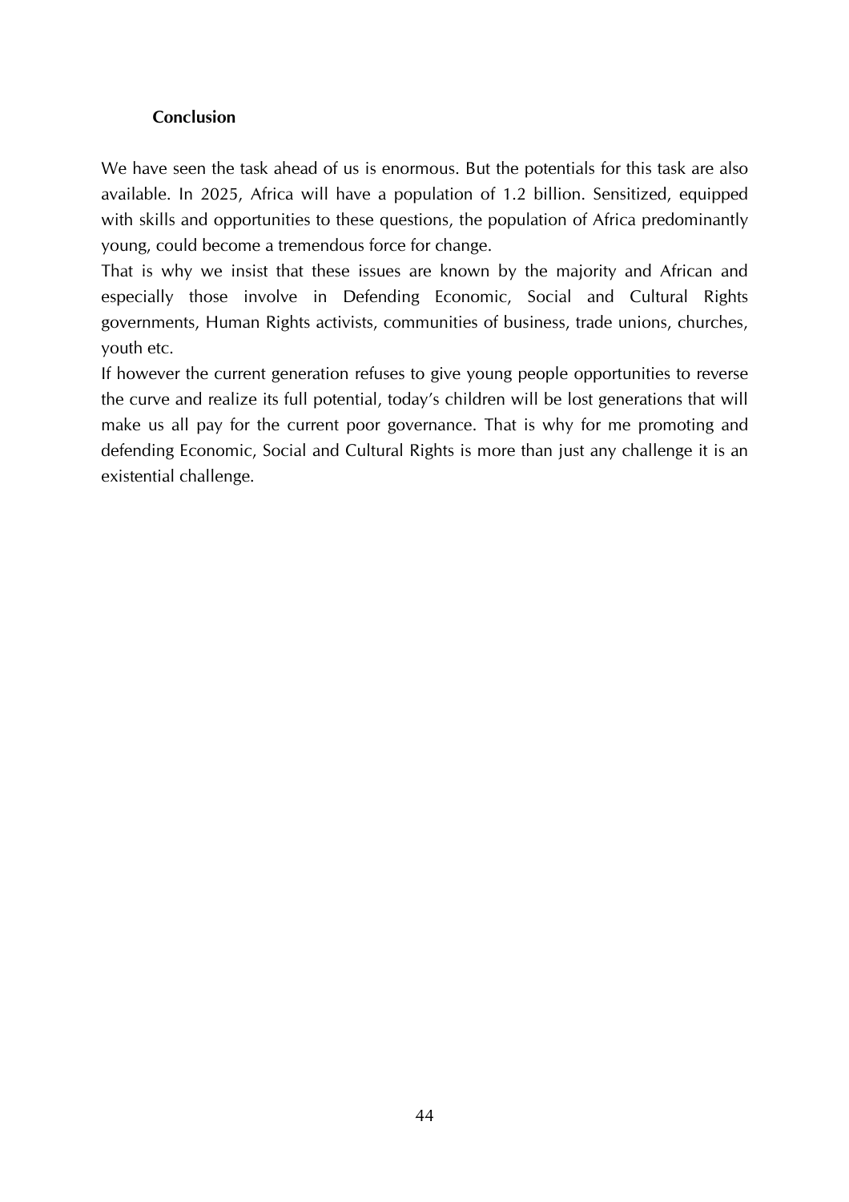## Conclusion

We have seen the task ahead of us is enormous. But the potentials for this task are also available. In 2025, Africa will have a population of 1.2 billion. Sensitized, equipped with skills and opportunities to these questions, the population of Africa predominantly young, could become a tremendous force for change.

That is why we insist that these issues are known by the majority and African and especially those involve in Defending Economic, Social and Cultural Rights governments, Human Rights activists, communities of business, trade unions, churches, youth etc.

If however the current generation refuses to give young people opportunities to reverse the curve and realize its full potential, today's children will be lost generations that will make us all pay for the current poor governance. That is why for me promoting and defending Economic, Social and Cultural Rights is more than just any challenge it is an existential challenge.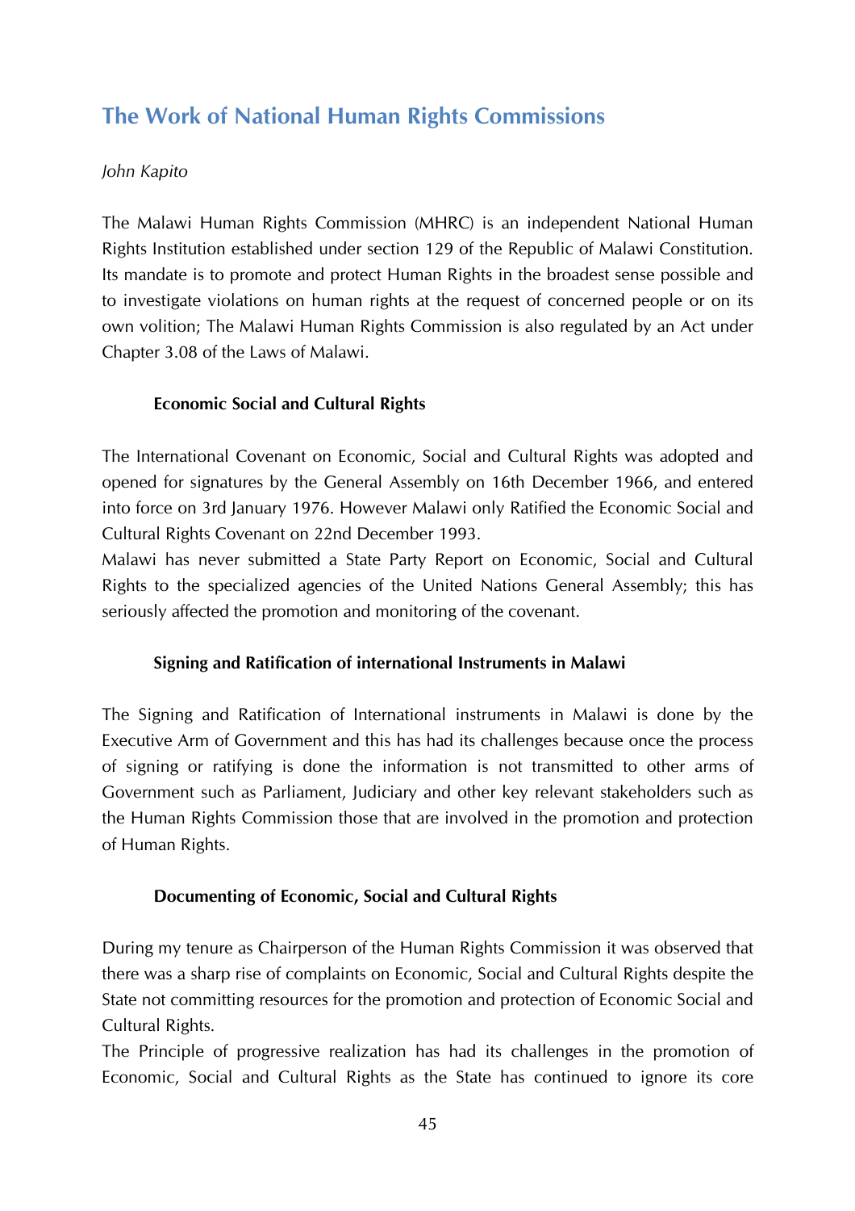# The Work of National Human Rights Commissions

*John Kapito*

The Malawi Human Rights Commission (MHRC) is an independent National Human Rights Institution established under section 129 of the Republic of Malawi Constitution. Its mandate is to promote and protect Human Rights in the broadest sense possible and to investigate violations on human rights at the request of concerned people or on its own volition; The Malawi Human Rights Commission is also regulated by an Act under Chapter 3.08 of the Laws of Malawi.

### Economic Social and Cultural Rights

The International Covenant on Economic, Social and Cultural Rights was adopted and opened for signatures by the General Assembly on 16th December 1966, and entered into force on 3rd January 1976. However Malawi only Ratified the Economic Social and Cultural Rights Covenant on 22nd December 1993.

Malawi has never submitted a State Party Report on Economic, Social and Cultural Rights to the specialized agencies of the United Nations General Assembly; this has seriously affected the promotion and monitoring of the covenant.

### Signing and Ratification of international Instruments in Malawi

The Signing and Ratification of International instruments in Malawi is done by the Executive Arm of Government and this has had its challenges because once the process of signing or ratifying is done the information is not transmitted to other arms of Government such as Parliament, Judiciary and other key relevant stakeholders such as the Human Rights Commission those that are involved in the promotion and protection of Human Rights.

### Documenting of Economic, Social and Cultural Rights

During my tenure as Chairperson of the Human Rights Commission it was observed that there was a sharp rise of complaints on Economic, Social and Cultural Rights despite the State not committing resources for the promotion and protection of Economic Social and Cultural Rights.

The Principle of progressive realization has had its challenges in the promotion of Economic, Social and Cultural Rights as the State has continued to ignore its core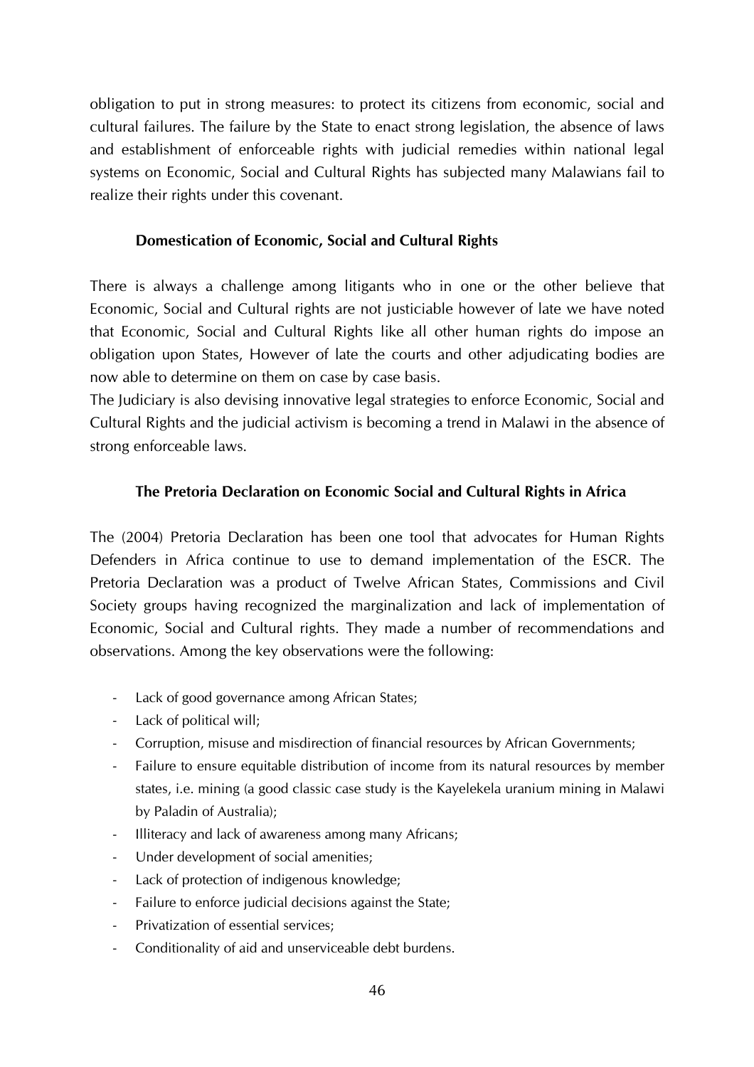obligation to put in strong measures: to protect its citizens from economic, social and cultural failures. The failure by the State to enact strong legislation, the absence of laws and establishment of enforceable rights with judicial remedies within national legal systems on Economic, Social and Cultural Rights has subjected many Malawians fail to realize their rights under this covenant.

### Domestication of Economic, Social and Cultural Rights

There is always a challenge among litigants who in one or the other believe that Economic, Social and Cultural rights are not justiciable however of late we have noted that Economic, Social and Cultural Rights like all other human rights do impose an obligation upon States, However of late the courts and other adjudicating bodies are now able to determine on them on case by case basis.

The Judiciary is also devising innovative legal strategies to enforce Economic, Social and Cultural Rights and the judicial activism is becoming a trend in Malawi in the absence of strong enforceable laws.

### The Pretoria Declaration on Economic Social and Cultural Rights in Africa

The (2004) Pretoria Declaration has been one tool that advocates for Human Rights Defenders in Africa continue to use to demand implementation of the ESCR. The Pretoria Declaration was a product of Twelve African States, Commissions and Civil Society groups having recognized the marginalization and lack of implementation of Economic, Social and Cultural rights. They made a number of recommendations and observations. Among the key observations were the following:

- Lack of good governance among African States;
- Lack of political will;
- Corruption, misuse and misdirection of financial resources by African Governments;
- Failure to ensure equitable distribution of income from its natural resources by member states, i.e. mining (a good classic case study is the Kayelekela uranium mining in Malawi by Paladin of Australia);
- Illiteracy and lack of awareness among many Africans;
- Under development of social amenities;
- Lack of protection of indigenous knowledge;
- Failure to enforce judicial decisions against the State;
- Privatization of essential services;
- Conditionality of aid and unserviceable debt burdens.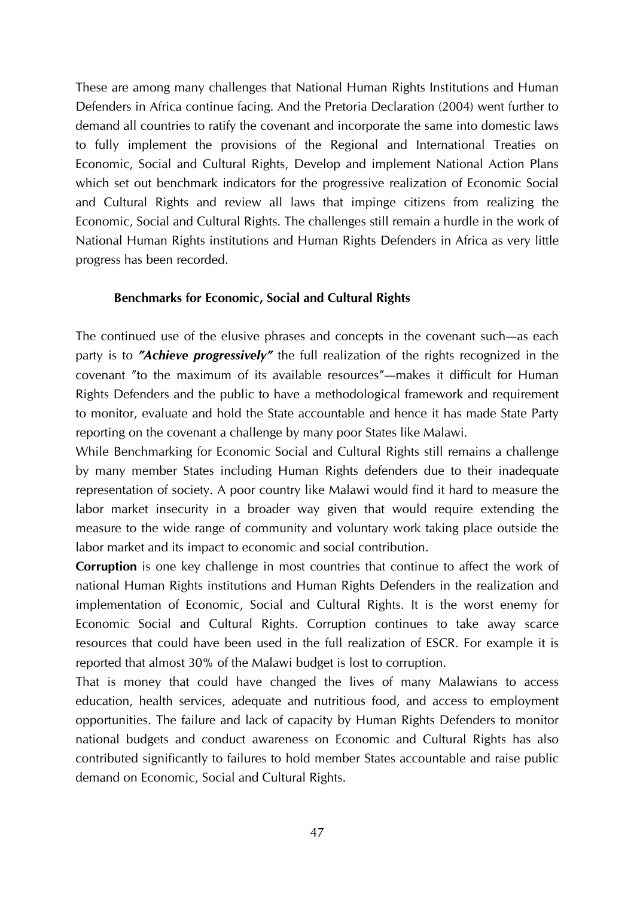These are among many challenges that National Human Rights Institutions and Human Defenders in Africa continue facing. And the Pretoria Declaration (2004) went further to demand all countries to ratify the covenant and incorporate the same into domestic laws to fully implement the provisions of the Regional and International Treaties on Economic, Social and Cultural Rights, Develop and implement National Action Plans which set out benchmark indicators for the progressive realization of Economic Social and Cultural Rights and review all laws that impinge citizens from realizing the Economic, Social and Cultural Rights. The challenges still remain a hurdle in the work of National Human Rights institutions and Human Rights Defenders in Africa as very little progress has been recorded.

### Benchmarks for Economic, Social and Cultural Rights

The continued use of the elusive phrases and concepts in the covenant such—as each party is to ***"Achieve progressively"*** the full realization of the rights recognized in the covenant "to the maximum of its available resources"—makes it difficult for Human Rights Defenders and the public to have a methodological framework and requirement to monitor, evaluate and hold the State accountable and hence it has made State Party reporting on the covenant a challenge by many poor States like Malawi.

While Benchmarking for Economic Social and Cultural Rights still remains a challenge by many member States including Human Rights defenders due to their inadequate representation of society. A poor country like Malawi would find it hard to measure the labor market insecurity in a broader way given that would require extending the measure to the wide range of community and voluntary work taking place outside the labor market and its impact to economic and social contribution.

**Corruption** is one key challenge in most countries that continue to affect the work of national Human Rights institutions and Human Rights Defenders in the realization and implementation of Economic, Social and Cultural Rights. It is the worst enemy for Economic Social and Cultural Rights. Corruption continues to take away scarce resources that could have been used in the full realization of ESCR. For example it is reported that almost 30% of the Malawi budget is lost to corruption.

That is money that could have changed the lives of many Malawians to access education, health services, adequate and nutritious food, and access to employment opportunities. The failure and lack of capacity by Human Rights Defenders to monitor national budgets and conduct awareness on Economic and Cultural Rights has also contributed significantly to failures to hold member States accountable and raise public demand on Economic, Social and Cultural Rights.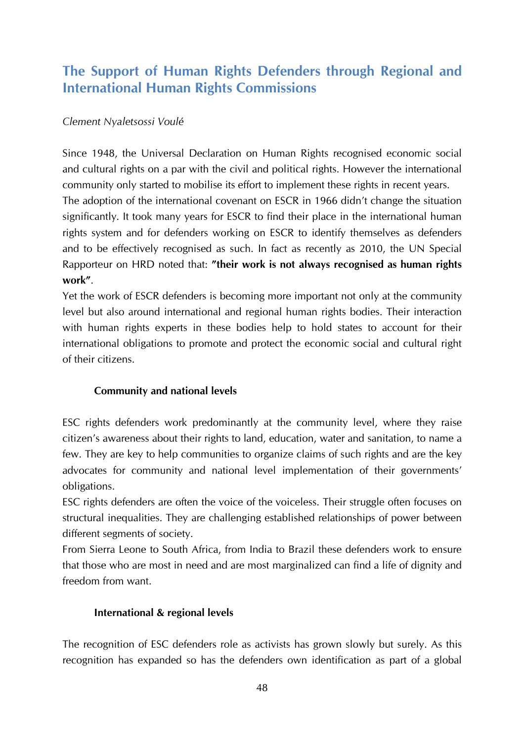## The Support of Human Rights Defenders through Regional and International Human Rights Commissions

*Clement Nyaletsossi Voulé*

Since 1948, the Universal Declaration on Human Rights recognised economic social and cultural rights on a par with the civil and political rights. However the international community only started to mobilise its effort to implement these rights in recent years.

The adoption of the international covenant on ESCR in 1966 didn't change the situation significantly. It took many years for ESCR to find their place in the international human rights system and for defenders working on ESCR to identify themselves as defenders and to be effectively recognised as such. In fact as recently as 2010, the UN Special Rapporteur on HRD noted that: **"their work is not always recognised as human rights work"**.

Yet the work of ESCR defenders is becoming more important not only at the community level but also around international and regional human rights bodies. Their interaction with human rights experts in these bodies help to hold states to account for their international obligations to promote and protect the economic social and cultural right of their citizens.

### Community and national levels

ESC rights defenders work predominantly at the community level, where they raise citizen's awareness about their rights to land, education, water and sanitation, to name a few. They are key to help communities to organize claims of such rights and are the key advocates for community and national level implementation of their governments' obligations.

ESC rights defenders are often the voice of the voiceless. Their struggle often focuses on structural inequalities. They are challenging established relationships of power between different segments of society.

From Sierra Leone to South Africa, from India to Brazil these defenders work to ensure that those who are most in need and are most marginalized can find a life of dignity and freedom from want.

### International & regional levels

The recognition of ESC defenders role as activists has grown slowly but surely. As this recognition has expanded so has the defenders own identification as part of a global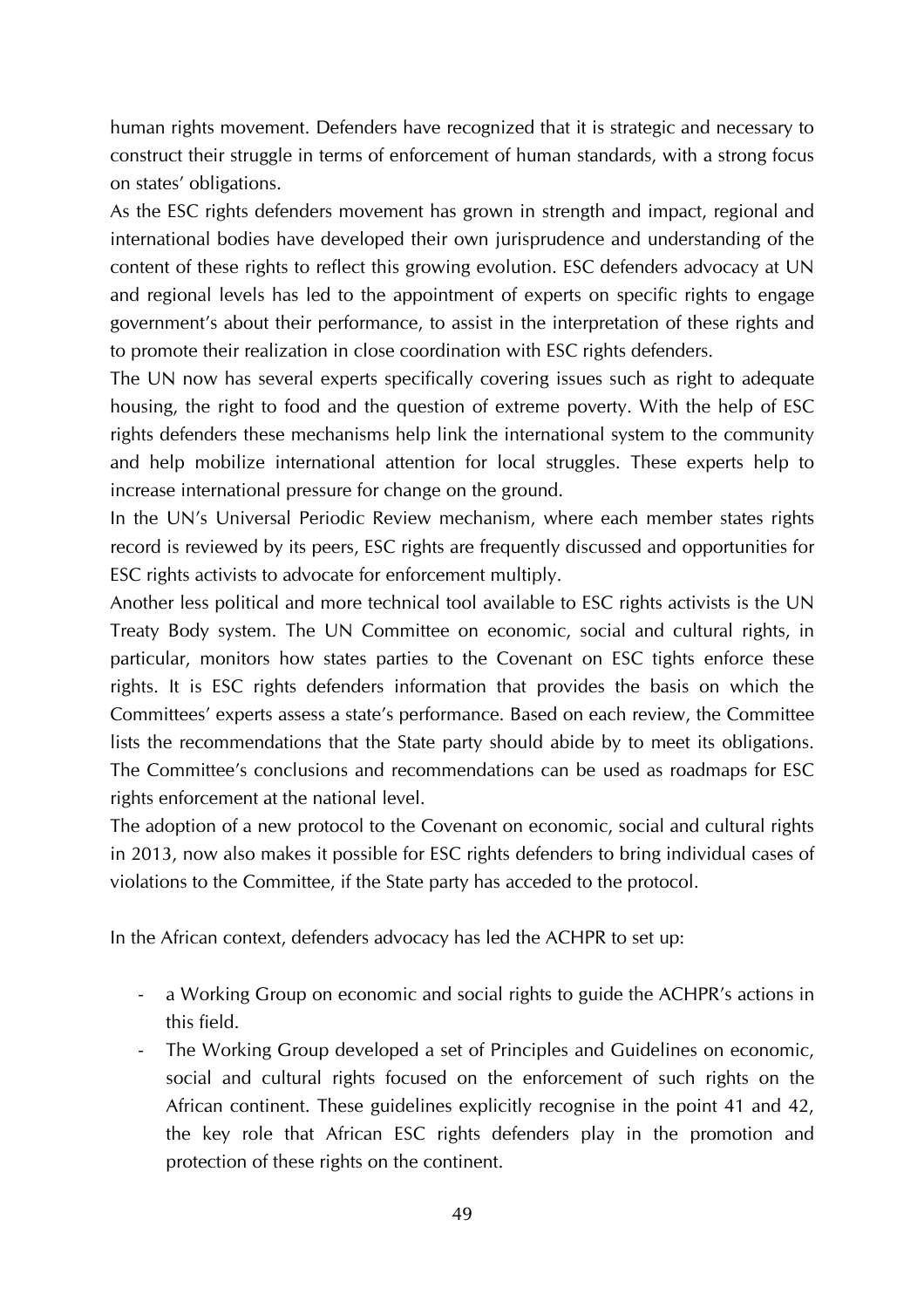human rights movement. Defenders have recognized that it is strategic and necessary to construct their struggle in terms of enforcement of human standards, with a strong focus on states' obligations.

As the ESC rights defenders movement has grown in strength and impact, regional and international bodies have developed their own jurisprudence and understanding of the content of these rights to reflect this growing evolution. ESC defenders advocacy at UN and regional levels has led to the appointment of experts on specific rights to engage government's about their performance, to assist in the interpretation of these rights and to promote their realization in close coordination with ESC rights defenders.

The UN now has several experts specifically covering issues such as right to adequate housing, the right to food and the question of extreme poverty. With the help of ESC rights defenders these mechanisms help link the international system to the community and help mobilize international attention for local struggles. These experts help to increase international pressure for change on the ground.

In the UN's Universal Periodic Review mechanism, where each member states rights record is reviewed by its peers, ESC rights are frequently discussed and opportunities for ESC rights activists to advocate for enforcement multiply.

Another less political and more technical tool available to ESC rights activists is the UN Treaty Body system. The UN Committee on economic, social and cultural rights, in particular, monitors how states parties to the Covenant on ESC tights enforce these rights. It is ESC rights defenders information that provides the basis on which the Committees' experts assess a state's performance. Based on each review, the Committee lists the recommendations that the State party should abide by to meet its obligations. The Committee's conclusions and recommendations can be used as roadmaps for ESC rights enforcement at the national level.

The adoption of a new protocol to the Covenant on economic, social and cultural rights in 2013, now also makes it possible for ESC rights defenders to bring individual cases of violations to the Committee, if the State party has acceded to the protocol.

In the African context, defenders advocacy has led the ACHPR to set up:

- a Working Group on economic and social rights to guide the ACHPR's actions in this field.
- The Working Group developed a set of Principles and Guidelines on economic, social and cultural rights focused on the enforcement of such rights on the African continent. These guidelines explicitly recognise in the point 41 and 42, the key role that African ESC rights defenders play in the promotion and protection of these rights on the continent.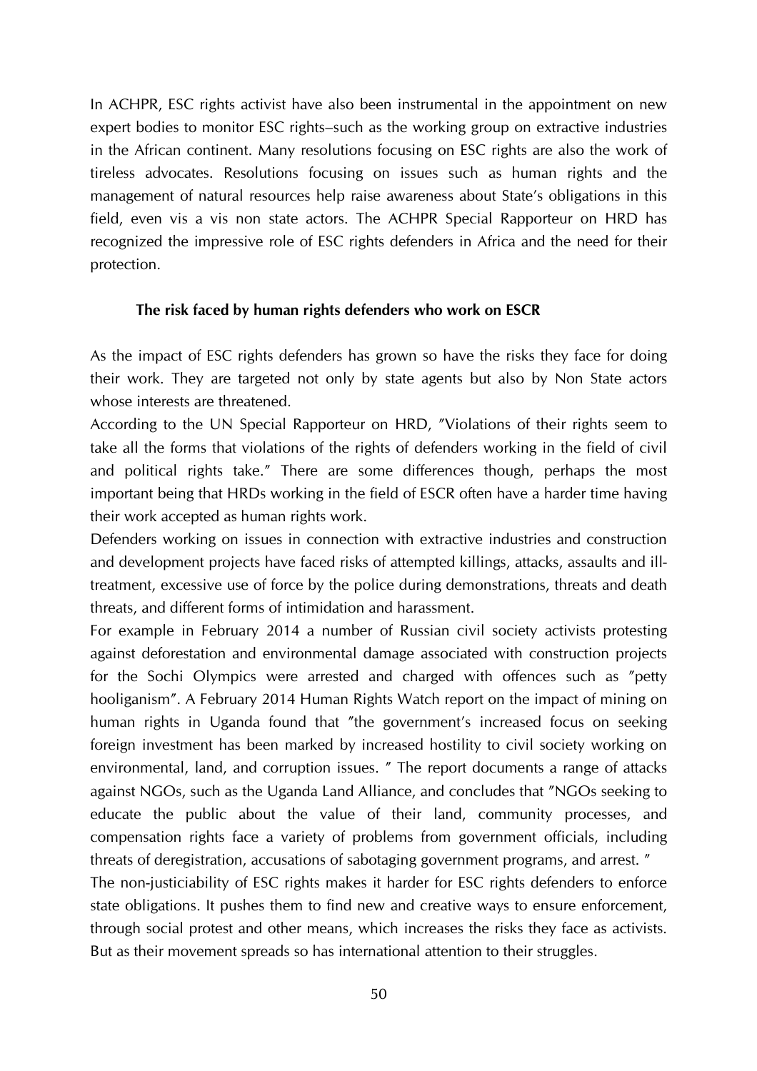In ACHPR, ESC rights activist have also been instrumental in the appointment on new expert bodies to monitor ESC rights–such as the working group on extractive industries in the African continent. Many resolutions focusing on ESC rights are also the work of tireless advocates. Resolutions focusing on issues such as human rights and the management of natural resources help raise awareness about State's obligations in this field, even vis a vis non state actors. The ACHPR Special Rapporteur on HRD has recognized the impressive role of ESC rights defenders in Africa and the need for their protection.

### The risk faced by human rights defenders who work on ESCR

As the impact of ESC rights defenders has grown so have the risks they face for doing their work. They are targeted not only by state agents but also by Non State actors whose interests are threatened.

According to the UN Special Rapporteur on HRD, "Violations of their rights seem to take all the forms that violations of the rights of defenders working in the field of civil and political rights take." There are some differences though, perhaps the most important being that HRDs working in the field of ESCR often have a harder time having their work accepted as human rights work.

Defenders working on issues in connection with extractive industries and construction and development projects have faced risks of attempted killings, attacks, assaults and ill-treatment, excessive use of force by the police during demonstrations, threats and death threats, and different forms of intimidation and harassment.

For example in February 2014 a number of Russian civil society activists protesting against deforestation and environmental damage associated with construction projects for the Sochi Olympics were arrested and charged with offences such as "petty hooliganism". A February 2014 Human Rights Watch report on the impact of mining on human rights in Uganda found that "the government's increased focus on seeking foreign investment has been marked by increased hostility to civil society working on environmental, land, and corruption issues. " The report documents a range of attacks against NGOs, such as the Uganda Land Alliance, and concludes that "NGOs seeking to educate the public about the value of their land, community processes, and compensation rights face a variety of problems from government officials, including threats of deregistration, accusations of sabotaging government programs, and arrest. "

The non-justiciability of ESC rights makes it harder for ESC rights defenders to enforce state obligations. It pushes them to find new and creative ways to ensure enforcement, through social protest and other means, which increases the risks they face as activists. But as their movement spreads so has international attention to their struggles.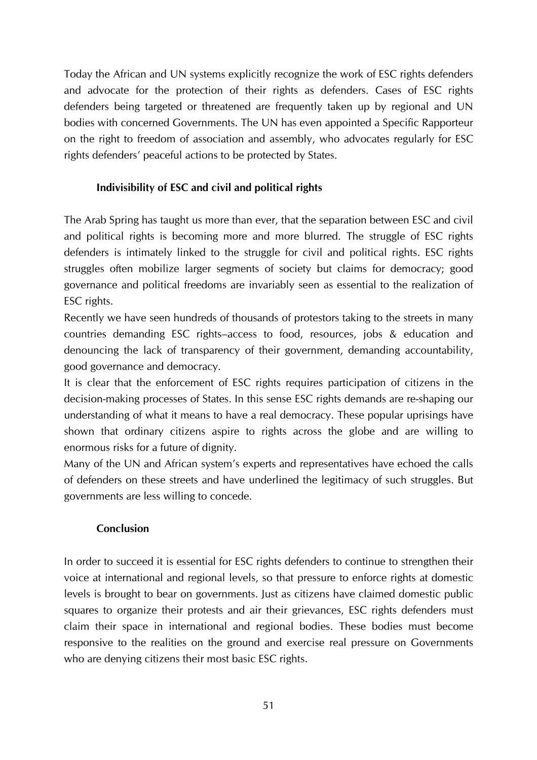Today the African and UN systems explicitly recognize the work of ESC rights defenders and advocate for the protection of their rights as defenders. Cases of ESC rights defenders being targeted or threatened are frequently taken up by regional and UN bodies with concerned Governments. The UN has even appointed a Specific Rapporteur on the right to freedom of association and assembly, who advocates regularly for ESC rights defenders' peaceful actions to be protected by States.

### Indivisibility of ESC and civil and political rights

The Arab Spring has taught us more than ever, that the separation between ESC and civil and political rights is becoming more and more blurred. The struggle of ESC rights defenders is intimately linked to the struggle for civil and political rights. ESC rights struggles often mobilize larger segments of society but claims for democracy; good governance and political freedoms are invariably seen as essential to the realization of ESC rights.

Recently we have seen hundreds of thousands of protestors taking to the streets in many countries demanding ESC rights–access to food, resources, jobs & education and denouncing the lack of transparency of their government, demanding accountability, good governance and democracy.

It is clear that the enforcement of ESC rights requires participation of citizens in the decision-making processes of States. In this sense ESC rights demands are re-shaping our understanding of what it means to have a real democracy. These popular uprisings have shown that ordinary citizens aspire to rights across the globe and are willing to enormous risks for a future of dignity.

Many of the UN and African system's experts and representatives have echoed the calls of defenders on these streets and have underlined the legitimacy of such struggles. But governments are less willing to concede.

### Conclusion

In order to succeed it is essential for ESC rights defenders to continue to strengthen their voice at international and regional levels, so that pressure to enforce rights at domestic levels is brought to bear on governments. Just as citizens have claimed domestic public squares to organize their protests and air their grievances, ESC rights defenders must claim their space in international and regional bodies. These bodies must become responsive to the realities on the ground and exercise real pressure on Governments who are denying citizens their most basic ESC rights.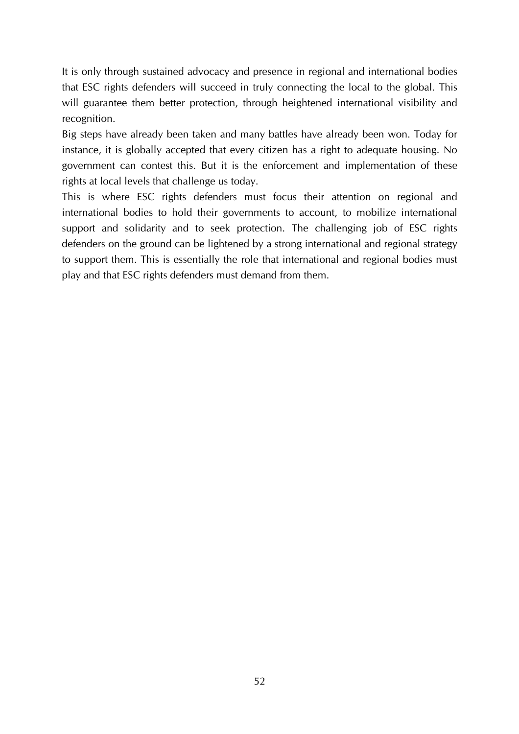It is only through sustained advocacy and presence in regional and international bodies that ESC rights defenders will succeed in truly connecting the local to the global. This will guarantee them better protection, through heightened international visibility and recognition.

Big steps have already been taken and many battles have already been won. Today for instance, it is globally accepted that every citizen has a right to adequate housing. No government can contest this. But it is the enforcement and implementation of these rights at local levels that challenge us today.

This is where ESC rights defenders must focus their attention on regional and international bodies to hold their governments to account, to mobilize international support and solidarity and to seek protection. The challenging job of ESC rights defenders on the ground can be lightened by a strong international and regional strategy to support them. This is essentially the role that international and regional bodies must play and that ESC rights defenders must demand from them.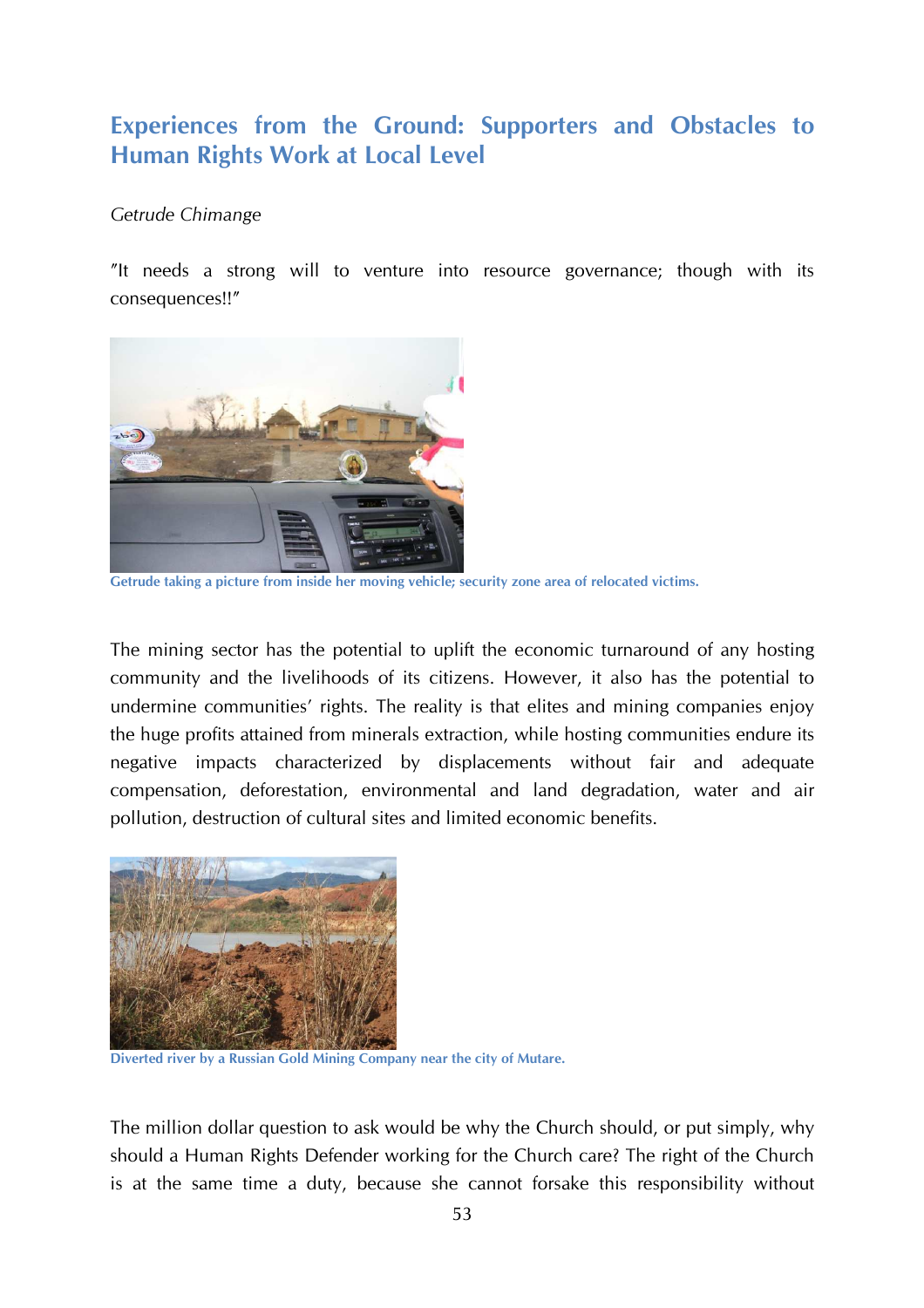# Experiences from the Ground: Supporters and Obstacles to Human Rights Work at Local Level

*Getrude Chimange*

"It needs a strong will to venture into resource governance; though with its consequences!!"

**Getrude taking a picture from inside her moving vehicle; security zone area of relocated victims.**

The mining sector has the potential to uplift the economic turnaround of any hosting community and the livelihoods of its citizens. However, it also has the potential to undermine communities' rights. The reality is that elites and mining companies enjoy the huge profits attained from minerals extraction, while hosting communities endure its negative impacts characterized by displacements without fair and adequate compensation, deforestation, environmental and land degradation, water and air pollution, destruction of cultural sites and limited economic benefits.

**Diverted river by a Russian Gold Mining Company near the city of Mutare.**

The million dollar question to ask would be why the Church should, or put simply, why should a Human Rights Defender working for the Church care? The right of the Church is at the same time a duty, because she cannot forsake this responsibility without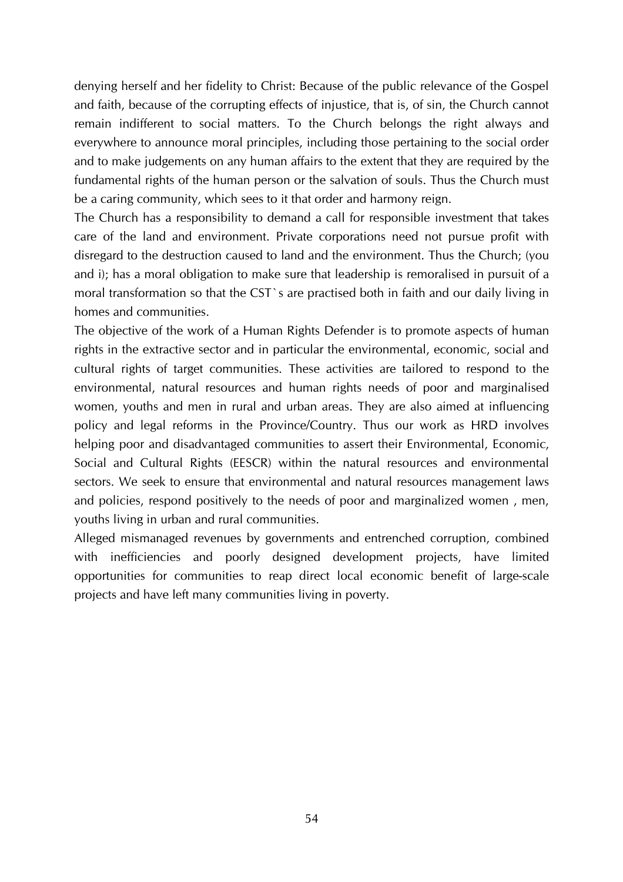denying herself and her fidelity to Christ: Because of the public relevance of the Gospel and faith, because of the corrupting effects of injustice, that is, of sin, the Church cannot remain indifferent to social matters. To the Church belongs the right always and everywhere to announce moral principles, including those pertaining to the social order and to make judgements on any human affairs to the extent that they are required by the fundamental rights of the human person or the salvation of souls. Thus the Church must be a caring community, which sees to it that order and harmony reign.

The Church has a responsibility to demand a call for responsible investment that takes care of the land and environment. Private corporations need not pursue profit with disregard to the destruction caused to land and the environment. Thus the Church; (you and i); has a moral obligation to make sure that leadership is remoralised in pursuit of a moral transformation so that the CST`s are practised both in faith and our daily living in homes and communities.

The objective of the work of a Human Rights Defender is to promote aspects of human rights in the extractive sector and in particular the environmental, economic, social and cultural rights of target communities. These activities are tailored to respond to the environmental, natural resources and human rights needs of poor and marginalised women, youths and men in rural and urban areas. They are also aimed at influencing policy and legal reforms in the Province/Country. Thus our work as HRD involves helping poor and disadvantaged communities to assert their Environmental, Economic, Social and Cultural Rights (EESCR) within the natural resources and environmental sectors. We seek to ensure that environmental and natural resources management laws and policies, respond positively to the needs of poor and marginalized women , men, youths living in urban and rural communities.

Alleged mismanaged revenues by governments and entrenched corruption, combined with inefficiencies and poorly designed development projects, have limited opportunities for communities to reap direct local economic benefit of large-scale projects and have left many communities living in poverty.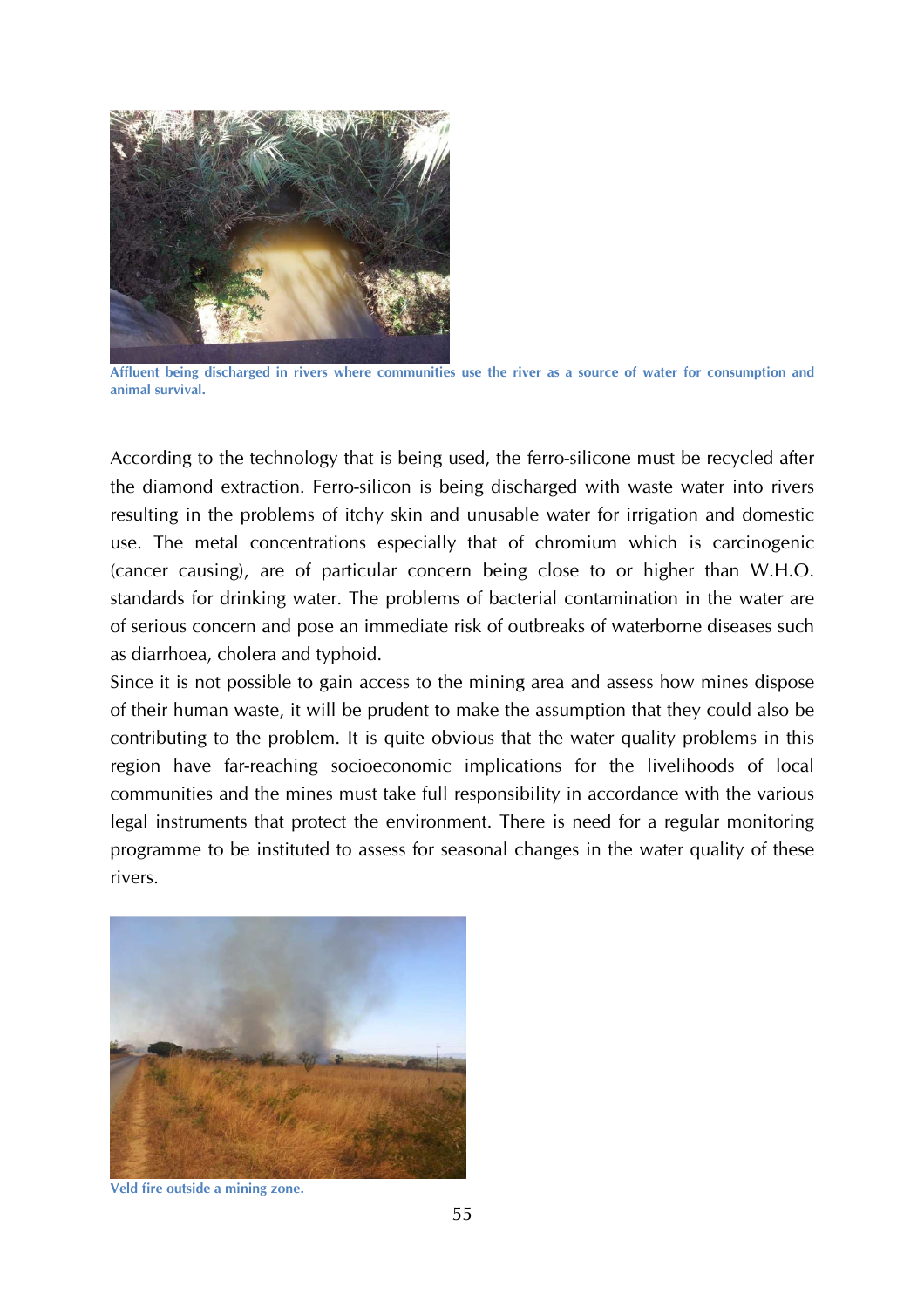Affluent being discharged in rivers where communities use the river as a source of water for consumption and animal survival.

According to the technology that is being used, the ferro-silicone must be recycled after the diamond extraction. Ferro-silicon is being discharged with waste water into rivers resulting in the problems of itchy skin and unusable water for irrigation and domestic use. The metal concentrations especially that of chromium which is carcinogenic (cancer causing), are of particular concern being close to or higher than W.H.O. standards for drinking water. The problems of bacterial contamination in the water are of serious concern and pose an immediate risk of outbreaks of waterborne diseases such as diarrhoea, cholera and typhoid.

Since it is not possible to gain access to the mining area and assess how mines dispose of their human waste, it will be prudent to make the assumption that they could also be contributing to the problem. It is quite obvious that the water quality problems in this region have far-reaching socioeconomic implications for the livelihoods of local communities and the mines must take full responsibility in accordance with the various legal instruments that protect the environment. There is need for a regular monitoring programme to be instituted to assess for seasonal changes in the water quality of these rivers.

Veld fire outside a mining zone.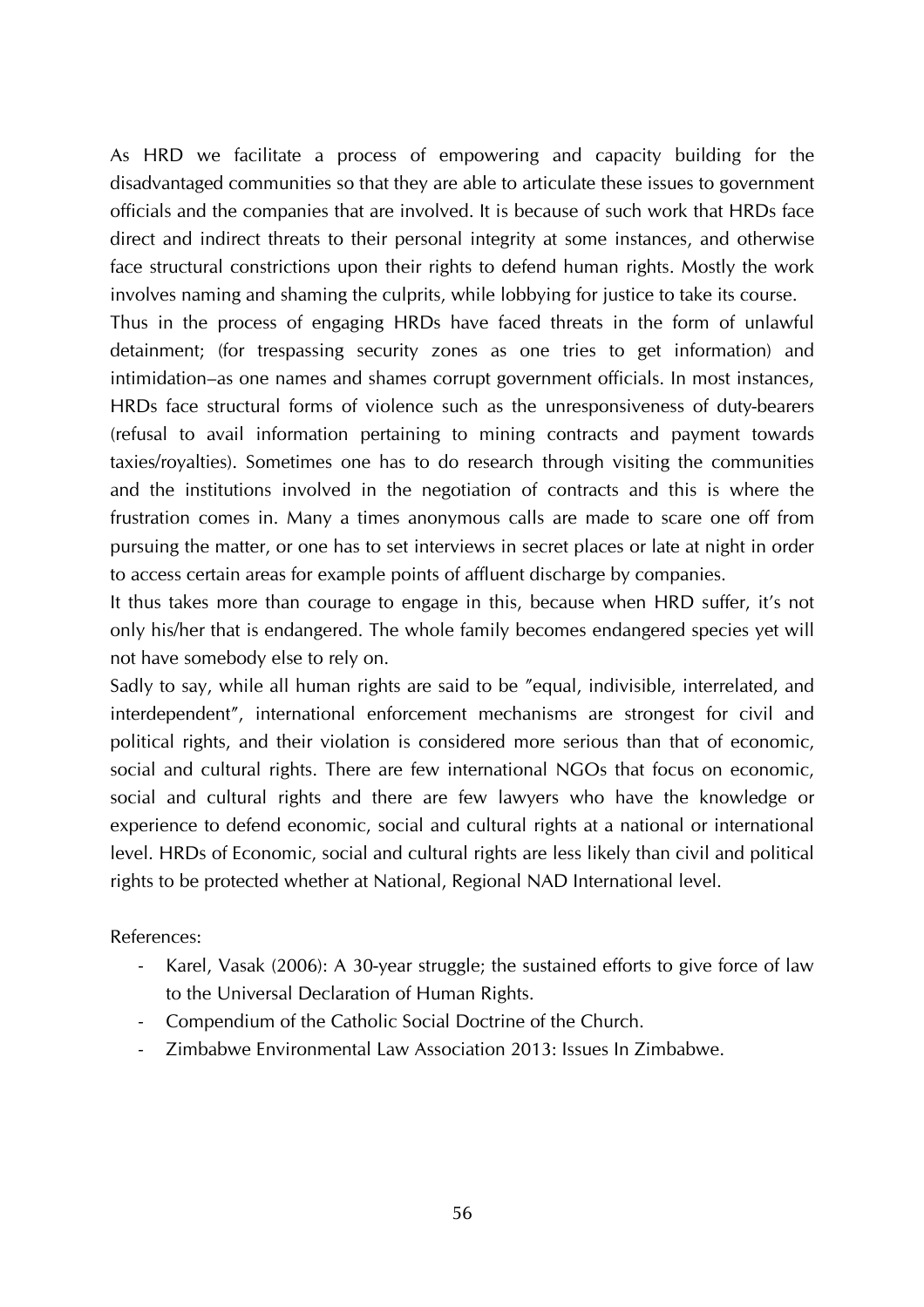As HRD we facilitate a process of empowering and capacity building for the disadvantaged communities so that they are able to articulate these issues to government officials and the companies that are involved. It is because of such work that HRDs face direct and indirect threats to their personal integrity at some instances, and otherwise face structural constrictions upon their rights to defend human rights. Mostly the work involves naming and shaming the culprits, while lobbying for justice to take its course.

Thus in the process of engaging HRDs have faced threats in the form of unlawful detainment; (for trespassing security zones as one tries to get information) and intimidation–as one names and shames corrupt government officials. In most instances, HRDs face structural forms of violence such as the unresponsiveness of duty-bearers (refusal to avail information pertaining to mining contracts and payment towards taxies/royalties). Sometimes one has to do research through visiting the communities and the institutions involved in the negotiation of contracts and this is where the frustration comes in. Many a times anonymous calls are made to scare one off from pursuing the matter, or one has to set interviews in secret places or late at night in order to access certain areas for example points of affluent discharge by companies.

It thus takes more than courage to engage in this, because when HRD suffer, it's not only his/her that is endangered. The whole family becomes endangered species yet will not have somebody else to rely on.

Sadly to say, while all human rights are said to be "equal, indivisible, interrelated, and interdependent", international enforcement mechanisms are strongest for civil and political rights, and their violation is considered more serious than that of economic, social and cultural rights. There are few international NGOs that focus on economic, social and cultural rights and there are few lawyers who have the knowledge or experience to defend economic, social and cultural rights at a national or international level. HRDs of Economic, social and cultural rights are less likely than civil and political rights to be protected whether at National, Regional NAD International level.

References:

- Karel, Vasak (2006): A 30-year struggle; the sustained efforts to give force of law to the Universal Declaration of Human Rights.
- Compendium of the Catholic Social Doctrine of the Church.
- Zimbabwe Environmental Law Association 2013: Issues In Zimbabwe.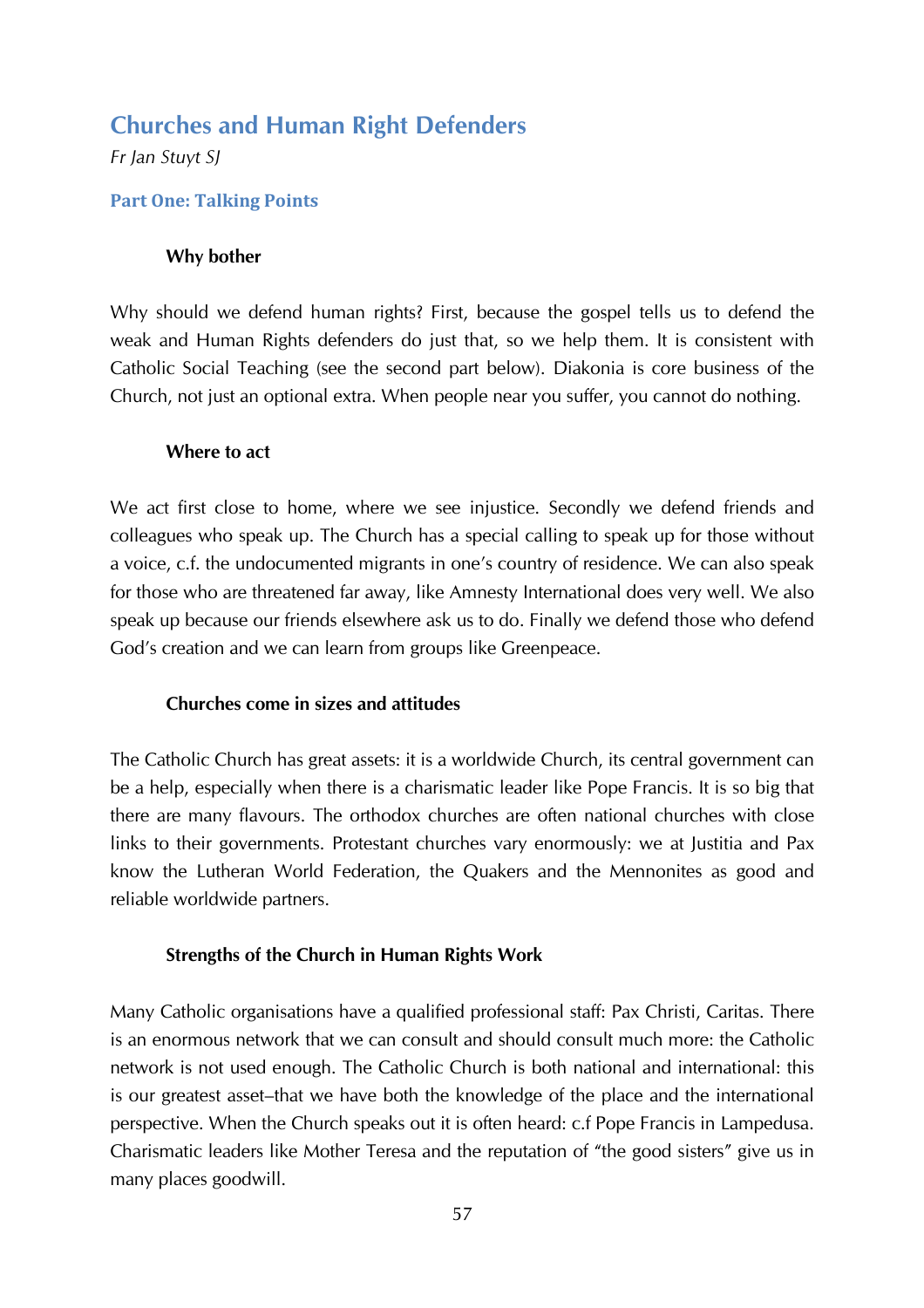## Churches and Human Right Defenders

*Fr Jan Stuyt SJ*

### Part One: Talking Points

#### Why bother

Why should we defend human rights? First, because the gospel tells us to defend the weak and Human Rights defenders do just that, so we help them. It is consistent with Catholic Social Teaching (see the second part below). Diakonia is core business of the Church, not just an optional extra. When people near you suffer, you cannot do nothing.

#### Where to act

We act first close to home, where we see injustice. Secondly we defend friends and colleagues who speak up. The Church has a special calling to speak up for those without a voice, c.f. the undocumented migrants in one's country of residence. We can also speak for those who are threatened far away, like Amnesty International does very well. We also speak up because our friends elsewhere ask us to do. Finally we defend those who defend God's creation and we can learn from groups like Greenpeace.

#### Churches come in sizes and attitudes

The Catholic Church has great assets: it is a worldwide Church, its central government can be a help, especially when there is a charismatic leader like Pope Francis. It is so big that there are many flavours. The orthodox churches are often national churches with close links to their governments. Protestant churches vary enormously: we at Justitia and Pax know the Lutheran World Federation, the Quakers and the Mennonites as good and reliable worldwide partners.

#### Strengths of the Church in Human Rights Work

Many Catholic organisations have a qualified professional staff: Pax Christi, Caritas. There is an enormous network that we can consult and should consult much more: the Catholic network is not used enough. The Catholic Church is both national and international: this is our greatest asset–that we have both the knowledge of the place and the international perspective. When the Church speaks out it is often heard: c.f Pope Francis in Lampedusa. Charismatic leaders like Mother Teresa and the reputation of "the good sisters" give us in many places goodwill.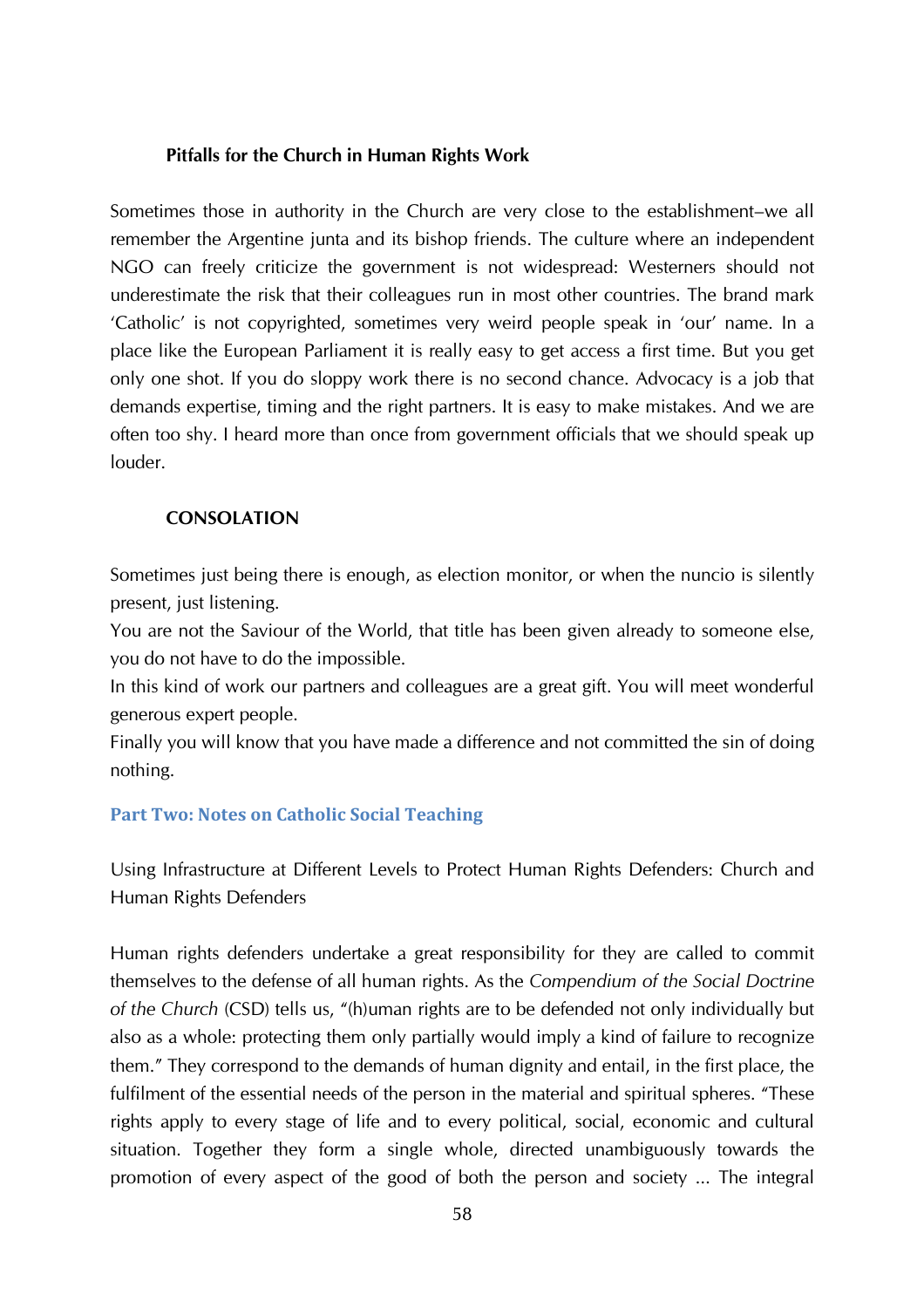### Pitfalls for the Church in Human Rights Work

Sometimes those in authority in the Church are very close to the establishment–we all remember the Argentine junta and its bishop friends. The culture where an independent NGO can freely criticize the government is not widespread: Westerners should not underestimate the risk that their colleagues run in most other countries. The brand mark 'Catholic' is not copyrighted, sometimes very weird people speak in 'our' name. In a place like the European Parliament it is really easy to get access a first time. But you get only one shot. If you do sloppy work there is no second chance. Advocacy is a job that demands expertise, timing and the right partners. It is easy to make mistakes. And we are often too shy. I heard more than once from government officials that we should speak up louder.

### CONSOLATION

Sometimes just being there is enough, as election monitor, or when the nuncio is silently present, just listening.
You are not the Saviour of the World, that title has been given already to someone else, you do not have to do the impossible.
In this kind of work our partners and colleagues are a great gift. You will meet wonderful generous expert people.
Finally you will know that you have made a difference and not committed the sin of doing nothing.

## Part Two: Notes on Catholic Social Teaching

Using Infrastructure at Different Levels to Protect Human Rights Defenders: Church and Human Rights Defenders

Human rights defenders undertake a great responsibility for they are called to commit themselves to the defense of all human rights. As the *Compendium of the Social Doctrine of the Church* (CSD) tells us, "(h)uman rights are to be defended not only individually but also as a whole: protecting them only partially would imply a kind of failure to recognize them." They correspond to the demands of human dignity and entail, in the first place, the fulfilment of the essential needs of the person in the material and spiritual spheres. "These rights apply to every stage of life and to every political, social, economic and cultural situation. Together they form a single whole, directed unambiguously towards the promotion of every aspect of the good of both the person and society ... The integral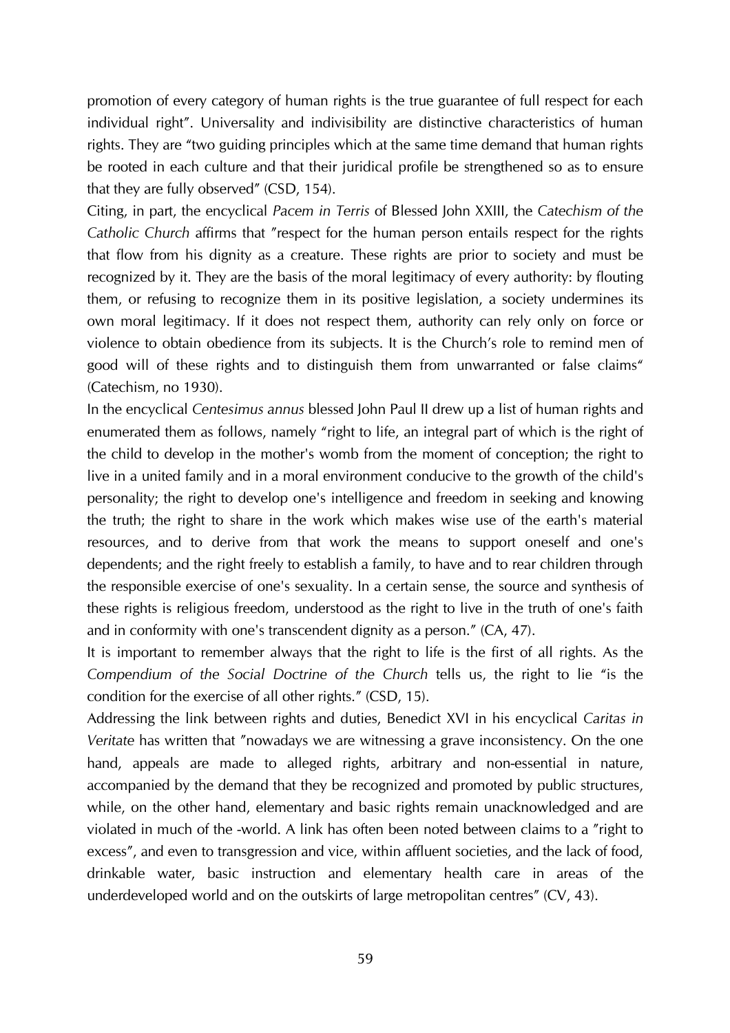promotion of every category of human rights is the true guarantee of full respect for each individual right". Universality and indivisibility are distinctive characteristics of human rights. They are "two guiding principles which at the same time demand that human rights be rooted in each culture and that their juridical profile be strengthened so as to ensure that they are fully observed" (CSD, 154).

Citing, in part, the encyclical *Pacem in Terris* of Blessed John XXIII, the *Catechism of the Catholic Church* affirms that "respect for the human person entails respect for the rights that flow from his dignity as a creature. These rights are prior to society and must be recognized by it. They are the basis of the moral legitimacy of every authority: by flouting them, or refusing to recognize them in its positive legislation, a society undermines its own moral legitimacy. If it does not respect them, authority can rely only on force or violence to obtain obedience from its subjects. It is the Church's role to remind men of good will of these rights and to distinguish them from unwarranted or false claims" (Catechism, no 1930).

In the encyclical *Centesimus annus* blessed John Paul II drew up a list of human rights and enumerated them as follows, namely "right to life, an integral part of which is the right of the child to develop in the mother's womb from the moment of conception; the right to live in a united family and in a moral environment conducive to the growth of the child's personality; the right to develop one's intelligence and freedom in seeking and knowing the truth; the right to share in the work which makes wise use of the earth's material resources, and to derive from that work the means to support oneself and one's dependents; and the right freely to establish a family, to have and to rear children through the responsible exercise of one's sexuality. In a certain sense, the source and synthesis of these rights is religious freedom, understood as the right to live in the truth of one's faith and in conformity with one's transcendent dignity as a person." (CA, 47).

It is important to remember always that the right to life is the first of all rights. As the *Compendium of the Social Doctrine of the Church* tells us, the right to lie "is the condition for the exercise of all other rights." (CSD, 15).

Addressing the link between rights and duties, Benedict XVI in his encyclical *Caritas in Veritate* has written that "nowadays we are witnessing a grave inconsistency. On the one hand, appeals are made to alleged rights, arbitrary and non-essential in nature, accompanied by the demand that they be recognized and promoted by public structures, while, on the other hand, elementary and basic rights remain unacknowledged and are violated in much of the -world. A link has often been noted between claims to a "right to excess", and even to transgression and vice, within affluent societies, and the lack of food, drinkable water, basic instruction and elementary health care in areas of the underdeveloped world and on the outskirts of large metropolitan centres" (CV, 43).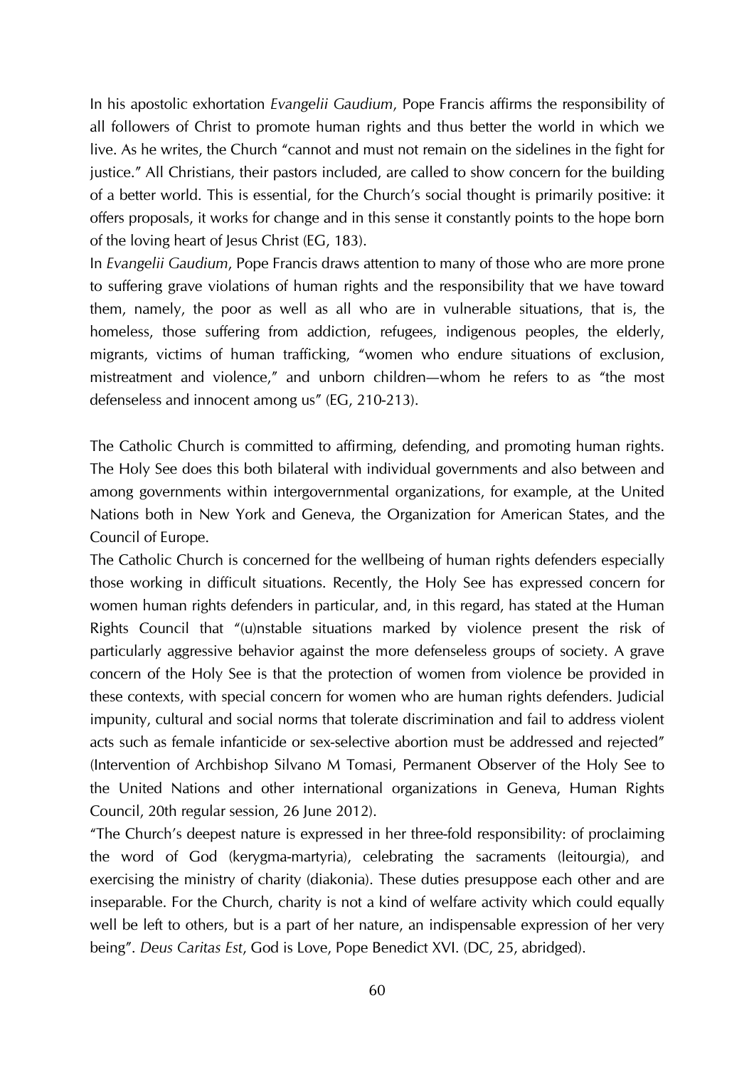In his apostolic exhortation *Evangelii Gaudium*, Pope Francis affirms the responsibility of all followers of Christ to promote human rights and thus better the world in which we live. As he writes, the Church "cannot and must not remain on the sidelines in the fight for justice." All Christians, their pastors included, are called to show concern for the building of a better world. This is essential, for the Church's social thought is primarily positive: it offers proposals, it works for change and in this sense it constantly points to the hope born of the loving heart of Jesus Christ (EG, 183).

In *Evangelii Gaudium*, Pope Francis draws attention to many of those who are more prone to suffering grave violations of human rights and the responsibility that we have toward them, namely, the poor as well as all who are in vulnerable situations, that is, the homeless, those suffering from addiction, refugees, indigenous peoples, the elderly, migrants, victims of human trafficking, "women who endure situations of exclusion, mistreatment and violence," and unborn children—whom he refers to as "the most defenseless and innocent among us" (EG, 210-213).

The Catholic Church is committed to affirming, defending, and promoting human rights. The Holy See does this both bilateral with individual governments and also between and among governments within intergovernmental organizations, for example, at the United Nations both in New York and Geneva, the Organization for American States, and the Council of Europe.

The Catholic Church is concerned for the wellbeing of human rights defenders especially those working in difficult situations. Recently, the Holy See has expressed concern for women human rights defenders in particular, and, in this regard, has stated at the Human Rights Council that "(u)nstable situations marked by violence present the risk of particularly aggressive behavior against the more defenseless groups of society. A grave concern of the Holy See is that the protection of women from violence be provided in these contexts, with special concern for women who are human rights defenders. Judicial impunity, cultural and social norms that tolerate discrimination and fail to address violent acts such as female infanticide or sex-selective abortion must be addressed and rejected" (Intervention of Archbishop Silvano M Tomasi, Permanent Observer of the Holy See to the United Nations and other international organizations in Geneva, Human Rights Council, 20th regular session, 26 June 2012).

"The Church's deepest nature is expressed in her three-fold responsibility: of proclaiming the word of God (kerygma-martyria), celebrating the sacraments (leitourgia), and exercising the ministry of charity (diakonia). These duties presuppose each other and are inseparable. For the Church, charity is not a kind of welfare activity which could equally well be left to others, but is a part of her nature, an indispensable expression of her very being". *Deus Caritas Est*, God is Love, Pope Benedict XVI. (DC, 25, abridged).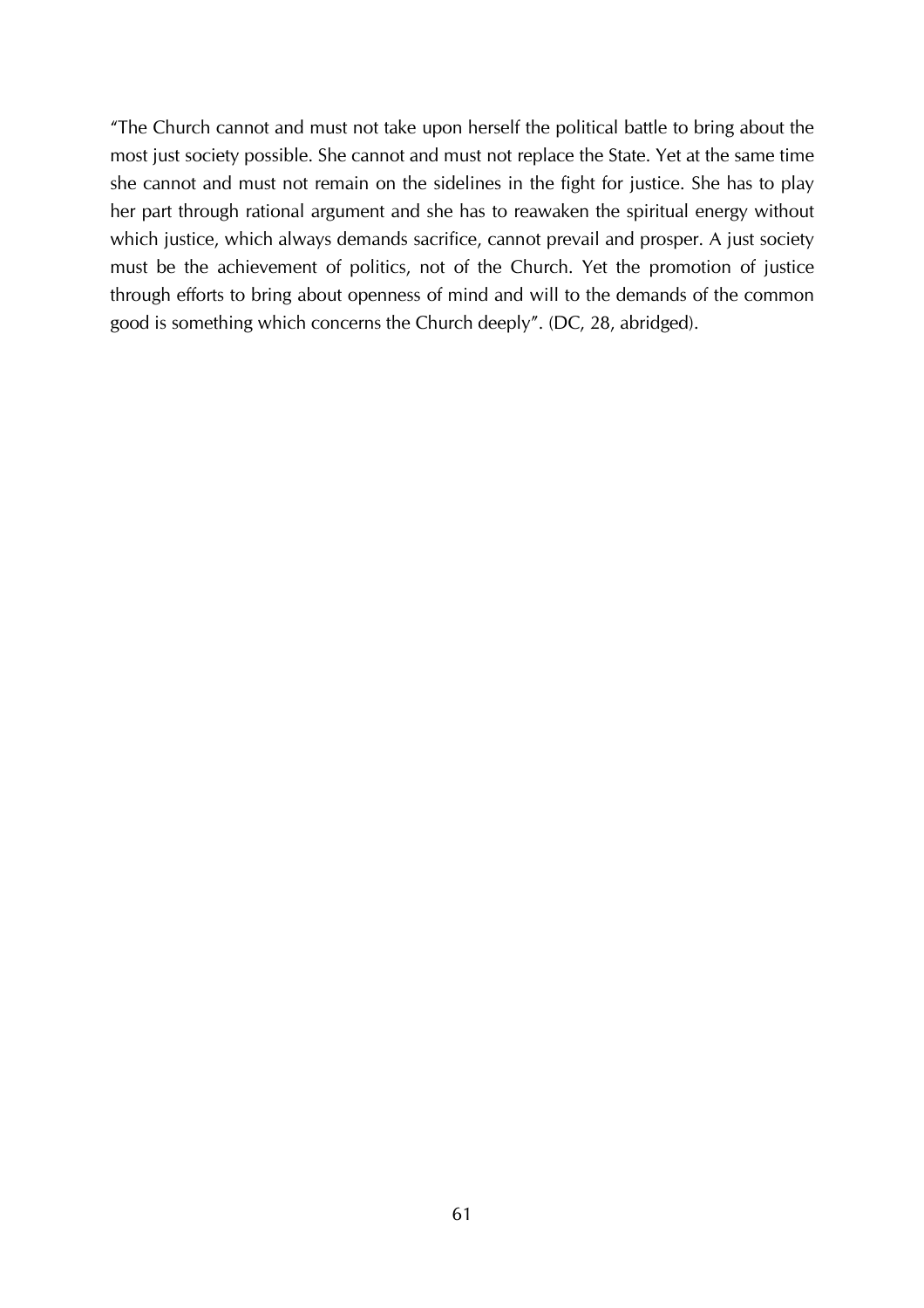"The Church cannot and must not take upon herself the political battle to bring about the most just society possible. She cannot and must not replace the State. Yet at the same time she cannot and must not remain on the sidelines in the fight for justice. She has to play her part through rational argument and she has to reawaken the spiritual energy without which justice, which always demands sacrifice, cannot prevail and prosper. A just society must be the achievement of politics, not of the Church. Yet the promotion of justice through efforts to bring about openness of mind and will to the demands of the common good is something which concerns the Church deeply". (DC, 28, abridged).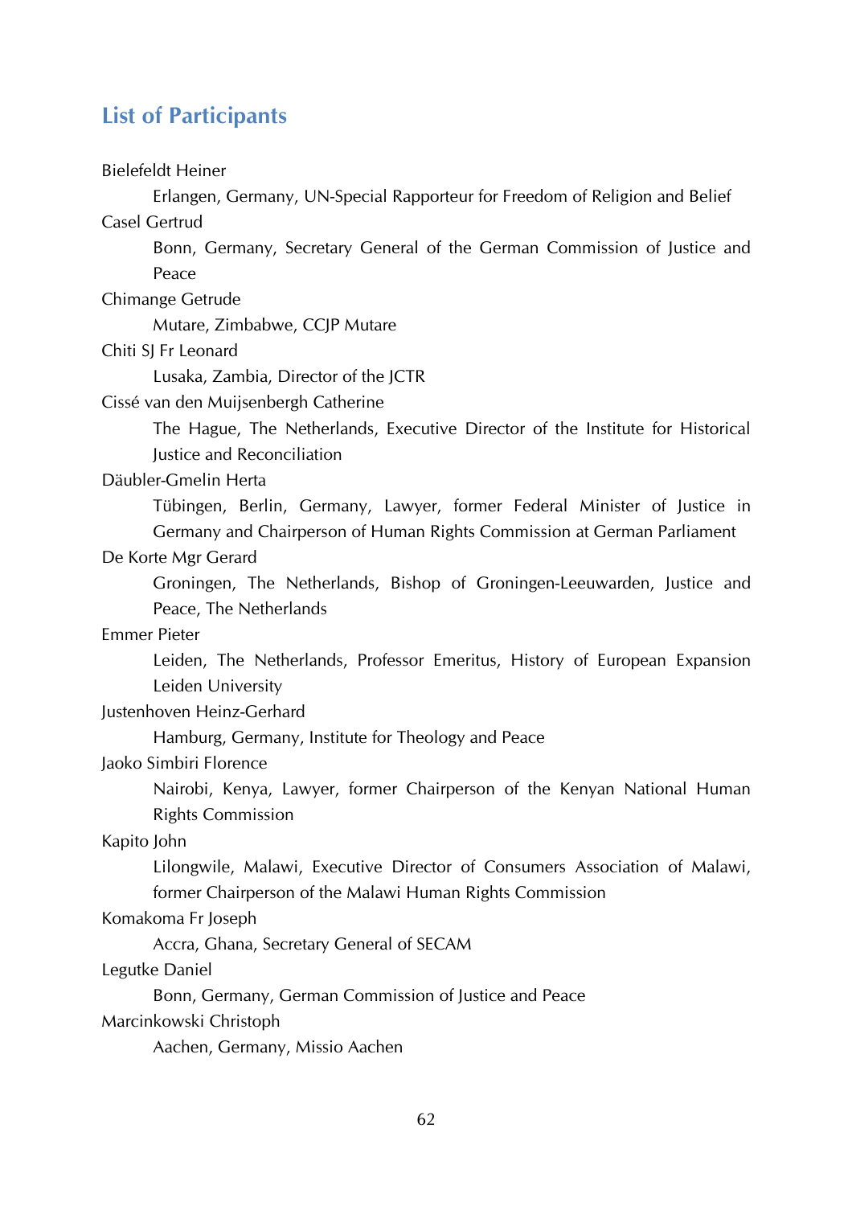## List of Participants

Bielefeldt Heiner

> Erlangen, Germany, UN-Special Rapporteur for Freedom of Religion and Belief

Casel Gertrud

> Bonn, Germany, Secretary General of the German Commission of Justice and Peace

Chimange Getrude

> Mutare, Zimbabwe, CCJP Mutare

Chiti SJ Fr Leonard

> Lusaka, Zambia, Director of the JCTR

Cissé van den Muijsenbergh Catherine

> The Hague, The Netherlands, Executive Director of the Institute for Historical Justice and Reconciliation

Däubler-Gmelin Herta

> Tübingen, Berlin, Germany, Lawyer, former Federal Minister of Justice in Germany and Chairperson of Human Rights Commission at German Parliament

De Korte Mgr Gerard

> Groningen, The Netherlands, Bishop of Groningen-Leeuwarden, Justice and Peace, The Netherlands

Emmer Pieter

> Leiden, The Netherlands, Professor Emeritus, History of European Expansion Leiden University

Justenhoven Heinz-Gerhard

> Hamburg, Germany, Institute for Theology and Peace

Jaoko Simbiri Florence

> Nairobi, Kenya, Lawyer, former Chairperson of the Kenyan National Human Rights Commission

Kapito John

> Lilongwile, Malawi, Executive Director of Consumers Association of Malawi, former Chairperson of the Malawi Human Rights Commission

Komakoma Fr Joseph

> Accra, Ghana, Secretary General of SECAM

Legutke Daniel

> Bonn, Germany, German Commission of Justice and Peace

Marcinkowski Christoph

> Aachen, Germany, Missio Aachen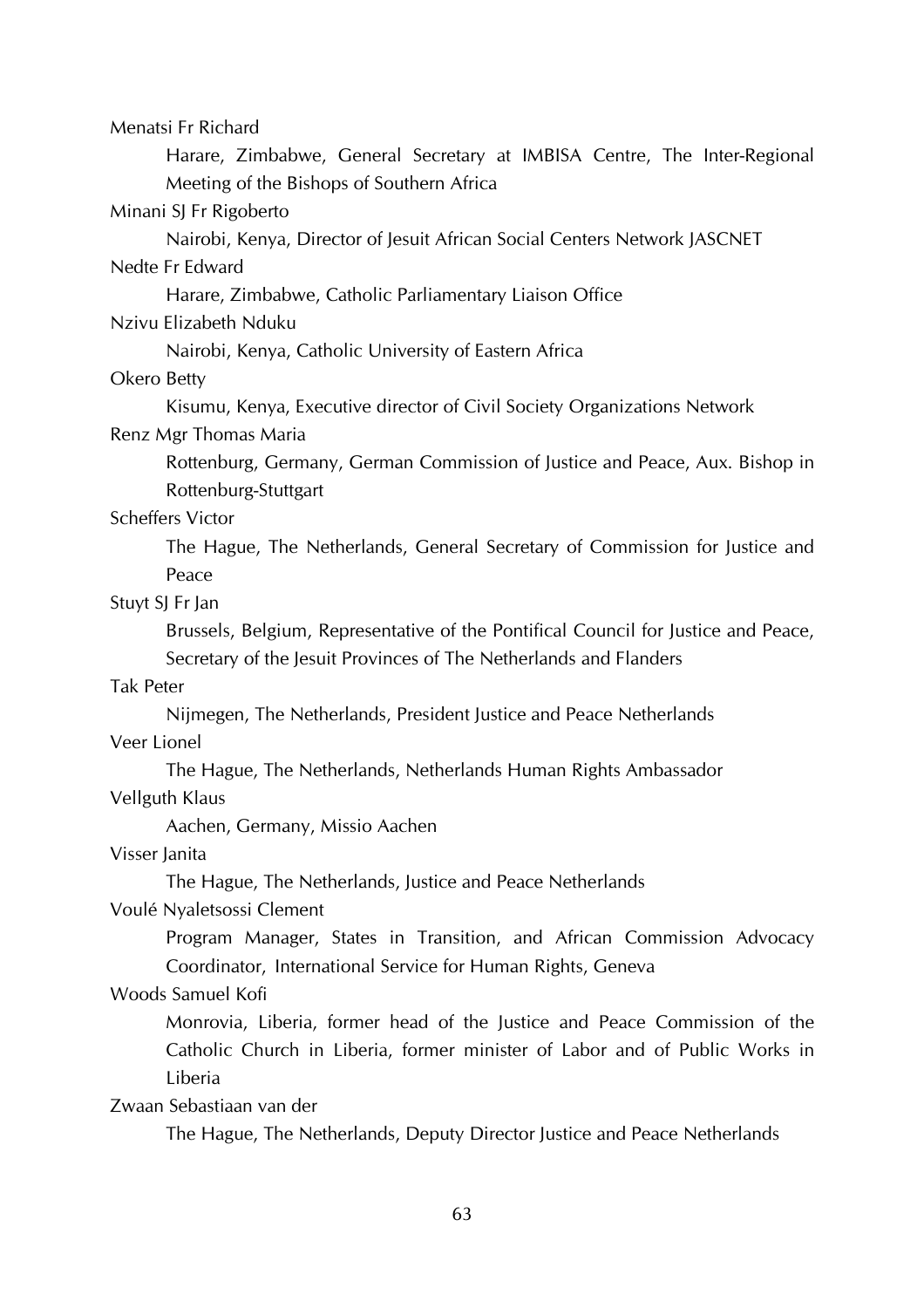Menatsi Fr Richard

Harare, Zimbabwe, General Secretary at IMBISA Centre, The Inter-Regional Meeting of the Bishops of Southern Africa

Minani SJ Fr Rigoberto

Nairobi, Kenya, Director of Jesuit African Social Centers Network JASCNET

Nedte Fr Edward

Harare, Zimbabwe, Catholic Parliamentary Liaison Office

Nzivu Elizabeth Nduku

Nairobi, Kenya, Catholic University of Eastern Africa

Okero Betty

Kisumu, Kenya, Executive director of Civil Society Organizations Network

Renz Mgr Thomas Maria

Rottenburg, Germany, German Commission of Justice and Peace, Aux. Bishop in Rottenburg-Stuttgart

Scheffers Victor

The Hague, The Netherlands, General Secretary of Commission for Justice and Peace

Stuyt SJ Fr Jan

Brussels, Belgium, Representative of the Pontifical Council for Justice and Peace, Secretary of the Jesuit Provinces of The Netherlands and Flanders

Tak Peter

Nijmegen, The Netherlands, President Justice and Peace Netherlands

Veer Lionel

The Hague, The Netherlands, Netherlands Human Rights Ambassador

Vellguth Klaus

Aachen, Germany, Missio Aachen

Visser Janita

The Hague, The Netherlands, Justice and Peace Netherlands

Voulé Nyaletsossi Clement

Program Manager, States in Transition, and African Commission Advocacy Coordinator, International Service for Human Rights, Geneva

Woods Samuel Kofi

Monrovia, Liberia, former head of the Justice and Peace Commission of the Catholic Church in Liberia, former minister of Labor and of Public Works in Liberia

Zwaan Sebastiaan van der

The Hague, The Netherlands, Deputy Director Justice and Peace Netherlands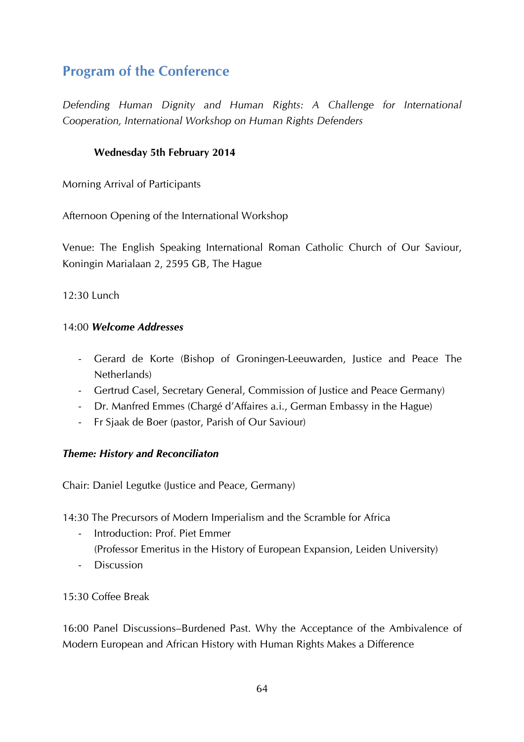## Program of the Conference

*Defending Human Dignity and Human Rights: A Challenge for International Cooperation, International Workshop on Human Rights Defenders*

**Wednesday 5th February 2014**

Morning Arrival of Participants

Afternoon Opening of the International Workshop

Venue: The English Speaking International Roman Catholic Church of Our Saviour, Koningin Marialaan 2, 2595 GB, The Hague

12:30 Lunch

14:00 ***Welcome Addresses***

- Gerard de Korte (Bishop of Groningen-Leeuwarden, Justice and Peace The Netherlands)
- Gertrud Casel, Secretary General, Commission of Justice and Peace Germany)
- Dr. Manfred Emmes (Chargé d'Affaires a.i., German Embassy in the Hague)
- Fr Sjaak de Boer (pastor, Parish of Our Saviour)

***Theme: History and Reconciliaton***

Chair: Daniel Legutke (Justice and Peace, Germany)

14:30 The Precursors of Modern Imperialism and the Scramble for Africa

- Introduction: Prof. Piet Emmer
  (Professor Emeritus in the History of European Expansion, Leiden University)
- Discussion

15:30 Coffee Break

16:00 Panel Discussions–Burdened Past. Why the Acceptance of the Ambivalence of Modern European and African History with Human Rights Makes a Difference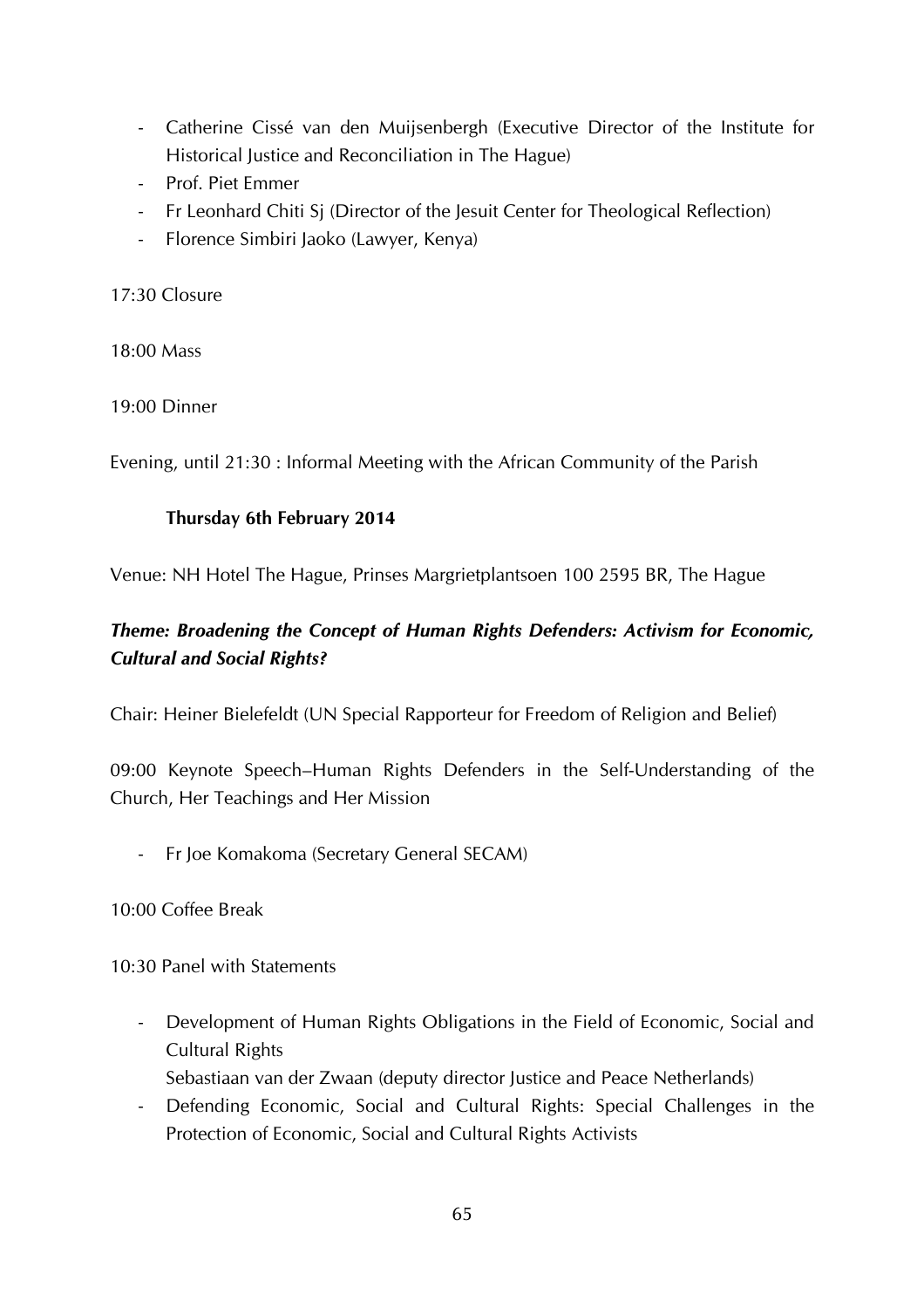- Catherine Cissé van den Muijsenbergh (Executive Director of the Institute for Historical Justice and Reconciliation in The Hague)
- Prof. Piet Emmer
- Fr Leonhard Chiti Sj (Director of the Jesuit Center for Theological Reflection)
- Florence Simbiri Jaoko (Lawyer, Kenya)

17:30 Closure

18:00 Mass

19:00 Dinner

Evening, until 21:30 : Informal Meeting with the African Community of the Parish

**Thursday 6th February 2014**

Venue: NH Hotel The Hague, Prinses Margrietplantsoen 100 2595 BR, The Hague

***Theme: Broadening the Concept of Human Rights Defenders: Activism for Economic, Cultural and Social Rights?***

Chair: Heiner Bielefeldt (UN Special Rapporteur for Freedom of Religion and Belief)

09:00 Keynote Speech–Human Rights Defenders in the Self-Understanding of the Church, Her Teachings and Her Mission

- Fr Joe Komakoma (Secretary General SECAM)

10:00 Coffee Break

10:30 Panel with Statements

- Development of Human Rights Obligations in the Field of Economic, Social and Cultural Rights
  Sebastiaan van der Zwaan (deputy director Justice and Peace Netherlands)
- Defending Economic, Social and Cultural Rights: Special Challenges in the Protection of Economic, Social and Cultural Rights Activists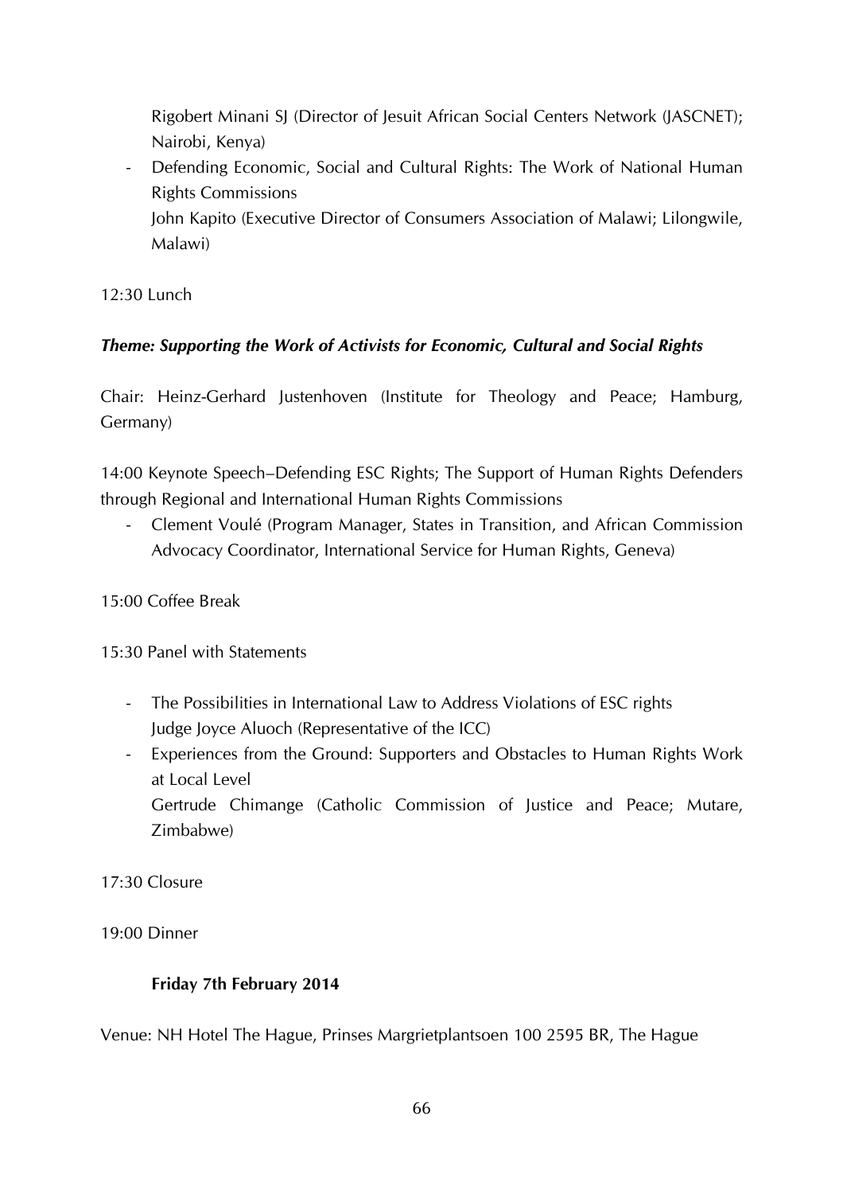Rigobert Minani SJ (Director of Jesuit African Social Centers Network (JASCNET); Nairobi, Kenya)

- Defending Economic, Social and Cultural Rights: The Work of National Human Rights Commissions
  John Kapito (Executive Director of Consumers Association of Malawi; Lilongwile, Malawi)

12:30 Lunch

***Theme: Supporting the Work of Activists for Economic, Cultural and Social Rights***

Chair: Heinz-Gerhard Justenhoven (Institute for Theology and Peace; Hamburg, Germany)

14:00 Keynote Speech–Defending ESC Rights; The Support of Human Rights Defenders through Regional and International Human Rights Commissions

- Clement Voulé (Program Manager, States in Transition, and African Commission Advocacy Coordinator, International Service for Human Rights, Geneva)

15:00 Coffee Break

15:30 Panel with Statements

- The Possibilities in International Law to Address Violations of ESC rights
  Judge Joyce Aluoch (Representative of the ICC)
- Experiences from the Ground: Supporters and Obstacles to Human Rights Work at Local Level
  Gertrude Chimange (Catholic Commission of Justice and Peace; Mutare, Zimbabwe)

17:30 Closure

19:00 Dinner

**Friday 7th February 2014**

Venue: NH Hotel The Hague, Prinses Margrietplantsoen 100 2595 BR, The Hague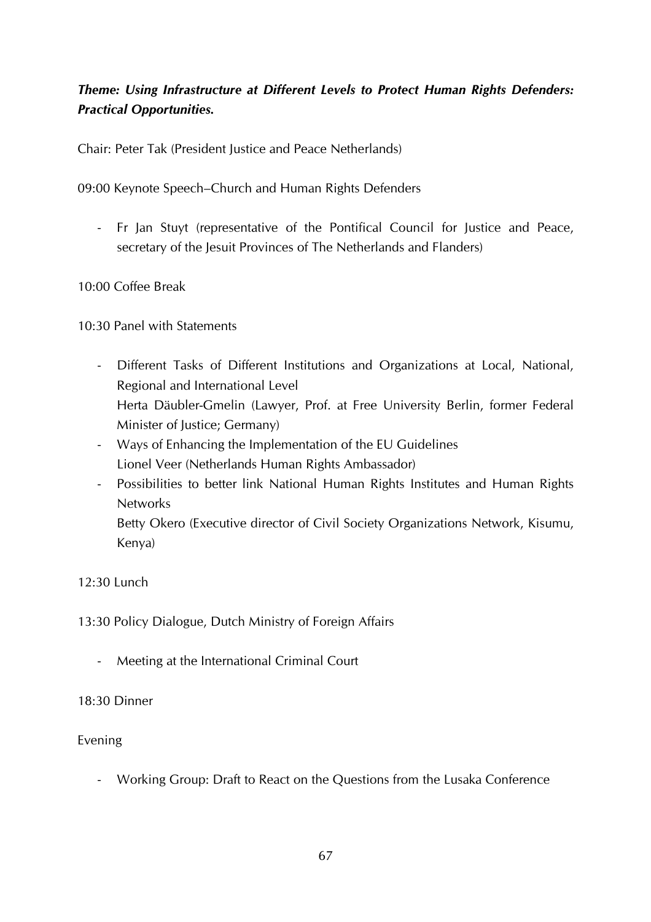***Theme: Using Infrastructure at Different Levels to Protect Human Rights Defenders: Practical Opportunities.***

Chair: Peter Tak (President Justice and Peace Netherlands)

09:00 Keynote Speech–Church and Human Rights Defenders

- Fr Jan Stuyt (representative of the Pontifical Council for Justice and Peace, secretary of the Jesuit Provinces of The Netherlands and Flanders)

10:00 Coffee Break

10:30 Panel with Statements

- Different Tasks of Different Institutions and Organizations at Local, National, Regional and International Level
  Herta Däubler-Gmelin (Lawyer, Prof. at Free University Berlin, former Federal Minister of Justice; Germany)
- Ways of Enhancing the Implementation of the EU Guidelines
  Lionel Veer (Netherlands Human Rights Ambassador)
- Possibilities to better link National Human Rights Institutes and Human Rights Networks
  Betty Okero (Executive director of Civil Society Organizations Network, Kisumu, Kenya)

12:30 Lunch

13:30 Policy Dialogue, Dutch Ministry of Foreign Affairs

- Meeting at the International Criminal Court

18:30 Dinner

Evening

- Working Group: Draft to React on the Questions from the Lusaka Conference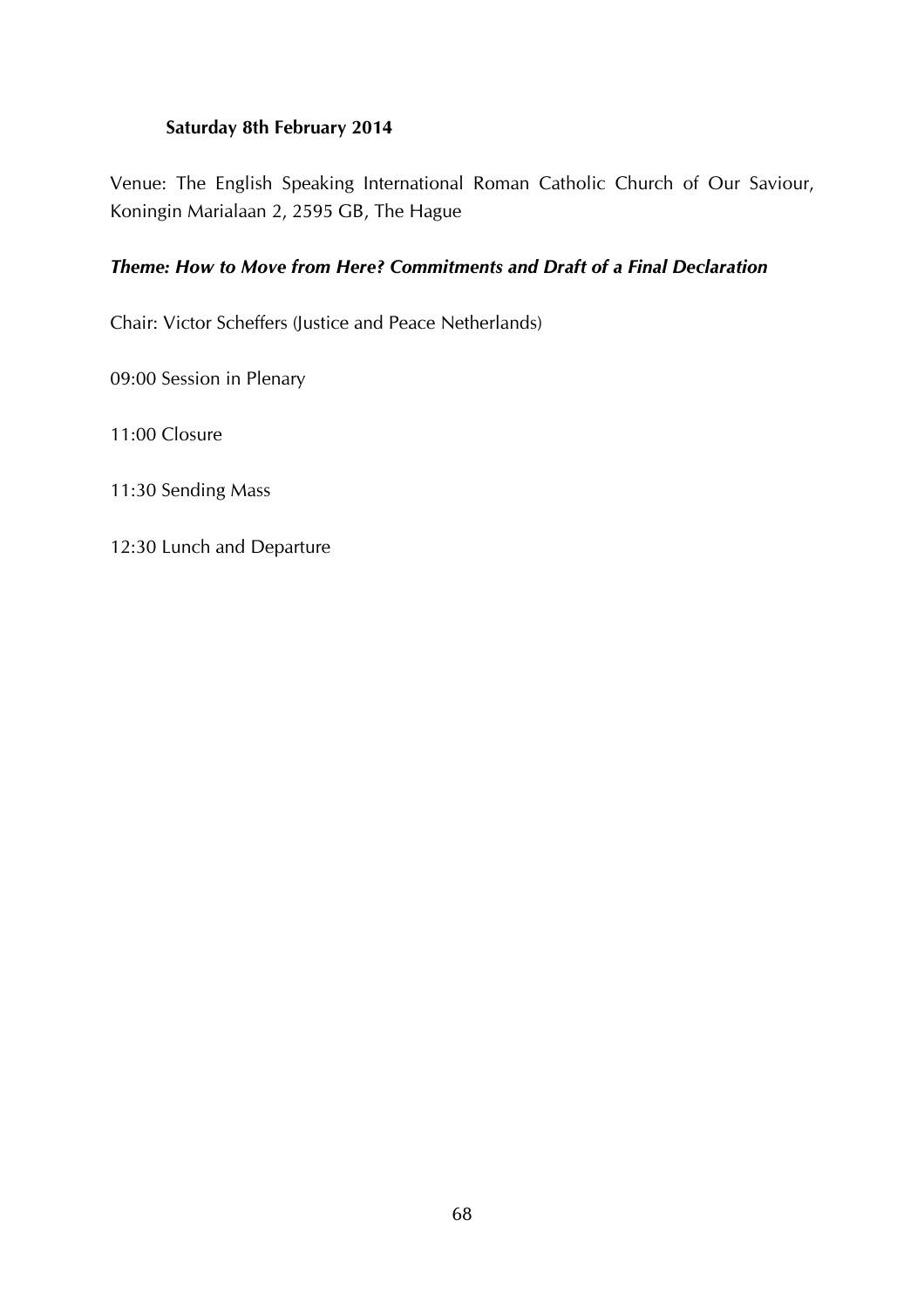**Saturday 8th February 2014**

Venue: The English Speaking International Roman Catholic Church of Our Saviour, Koningin Marialaan 2, 2595 GB, The Hague

***Theme: How to Move from Here? Commitments and Draft of a Final Declaration***

Chair: Victor Scheffers (Justice and Peace Netherlands)

09:00 Session in Plenary

11:00 Closure

11:30 Sending Mass

12:30 Lunch and Departure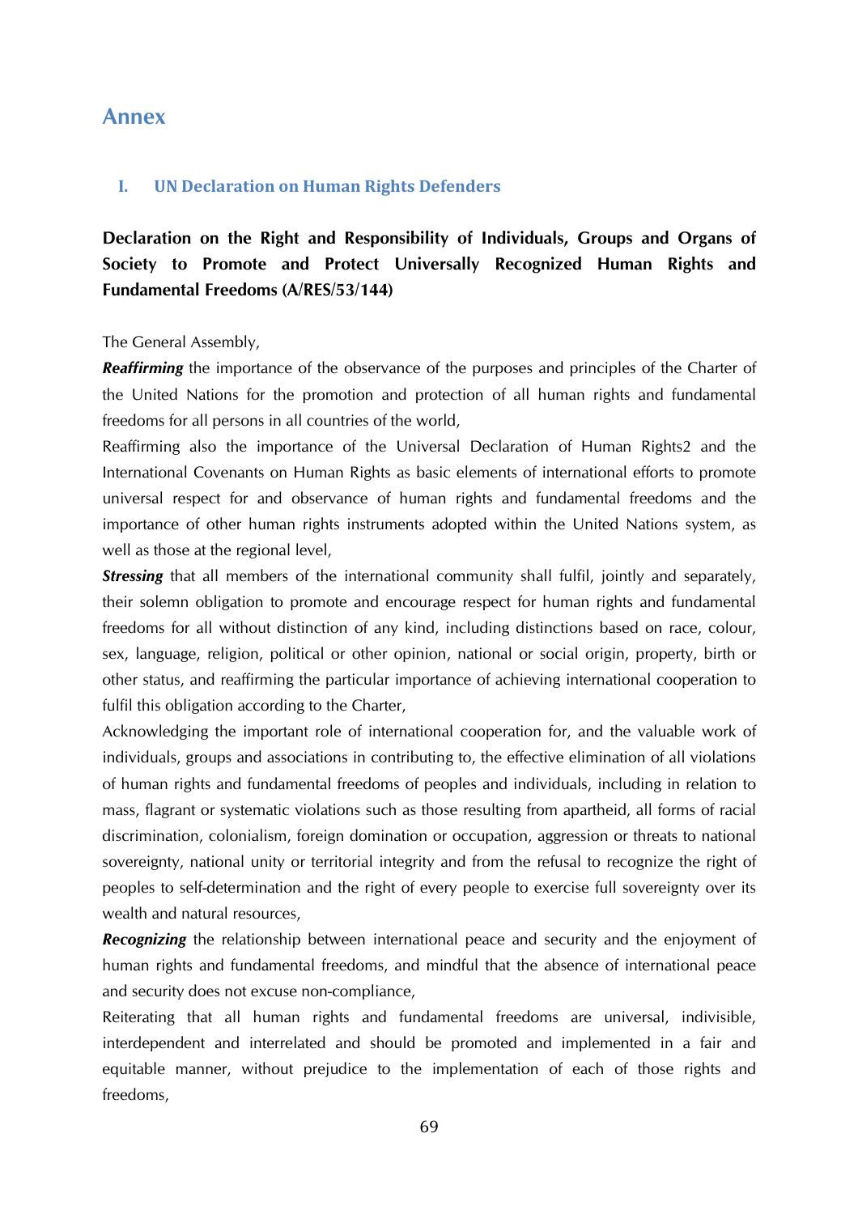# Annex

## I. UN Declaration on Human Rights Defenders

### Declaration on the Right and Responsibility of Individuals, Groups and Organs of Society to Promote and Protect Universally Recognized Human Rights and Fundamental Freedoms (A/RES/53/144)

The General Assembly,

***Reaffirming*** the importance of the observance of the purposes and principles of the Charter of the United Nations for the promotion and protection of all human rights and fundamental freedoms for all persons in all countries of the world,

Reaffirming also the importance of the Universal Declaration of Human Rights2 and the International Covenants on Human Rights as basic elements of international efforts to promote universal respect for and observance of human rights and fundamental freedoms and the importance of other human rights instruments adopted within the United Nations system, as well as those at the regional level,

***Stressing*** that all members of the international community shall fulfil, jointly and separately, their solemn obligation to promote and encourage respect for human rights and fundamental freedoms for all without distinction of any kind, including distinctions based on race, colour, sex, language, religion, political or other opinion, national or social origin, property, birth or other status, and reaffirming the particular importance of achieving international cooperation to fulfil this obligation according to the Charter,

Acknowledging the important role of international cooperation for, and the valuable work of individuals, groups and associations in contributing to, the effective elimination of all violations of human rights and fundamental freedoms of peoples and individuals, including in relation to mass, flagrant or systematic violations such as those resulting from apartheid, all forms of racial discrimination, colonialism, foreign domination or occupation, aggression or threats to national sovereignty, national unity or territorial integrity and from the refusal to recognize the right of peoples to self-determination and the right of every people to exercise full sovereignty over its wealth and natural resources,

***Recognizing*** the relationship between international peace and security and the enjoyment of human rights and fundamental freedoms, and mindful that the absence of international peace and security does not excuse non-compliance,

Reiterating that all human rights and fundamental freedoms are universal, indivisible, interdependent and interrelated and should be promoted and implemented in a fair and equitable manner, without prejudice to the implementation of each of those rights and freedoms,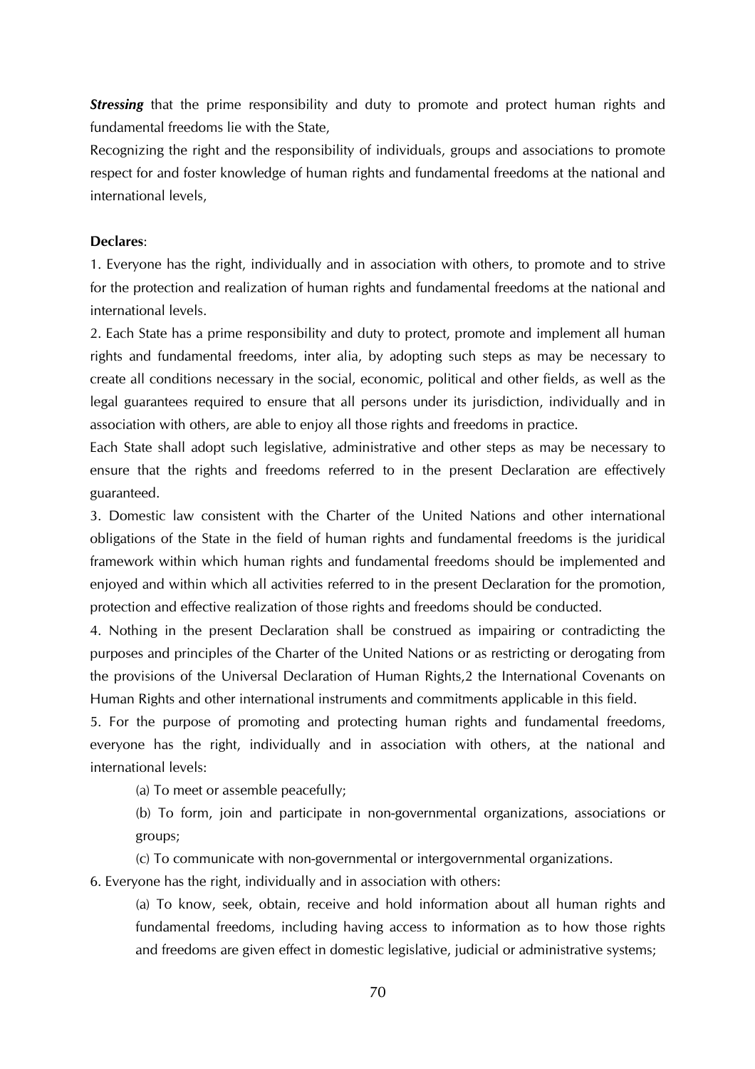***Stressing*** that the prime responsibility and duty to promote and protect human rights and fundamental freedoms lie with the State,

Recognizing the right and the responsibility of individuals, groups and associations to promote respect for and foster knowledge of human rights and fundamental freedoms at the national and international levels,

**Declares**:

1. Everyone has the right, individually and in association with others, to promote and to strive for the protection and realization of human rights and fundamental freedoms at the national and international levels.

2. Each State has a prime responsibility and duty to protect, promote and implement all human rights and fundamental freedoms, inter alia, by adopting such steps as may be necessary to create all conditions necessary in the social, economic, political and other fields, as well as the legal guarantees required to ensure that all persons under its jurisdiction, individually and in association with others, are able to enjoy all those rights and freedoms in practice.

Each State shall adopt such legislative, administrative and other steps as may be necessary to ensure that the rights and freedoms referred to in the present Declaration are effectively guaranteed.

3. Domestic law consistent with the Charter of the United Nations and other international obligations of the State in the field of human rights and fundamental freedoms is the juridical framework within which human rights and fundamental freedoms should be implemented and enjoyed and within which all activities referred to in the present Declaration for the promotion, protection and effective realization of those rights and freedoms should be conducted.

4. Nothing in the present Declaration shall be construed as impairing or contradicting the purposes and principles of the Charter of the United Nations or as restricting or derogating from the provisions of the Universal Declaration of Human Rights,2 the International Covenants on Human Rights and other international instruments and commitments applicable in this field.

5. For the purpose of promoting and protecting human rights and fundamental freedoms, everyone has the right, individually and in association with others, at the national and international levels:

   (a) To meet or assemble peacefully;

   (b) To form, join and participate in non-governmental organizations, associations or groups;

   (c) To communicate with non-governmental or intergovernmental organizations.

6. Everyone has the right, individually and in association with others:

   (a) To know, seek, obtain, receive and hold information about all human rights and fundamental freedoms, including having access to information as to how those rights and freedoms are given effect in domestic legislative, judicial or administrative systems;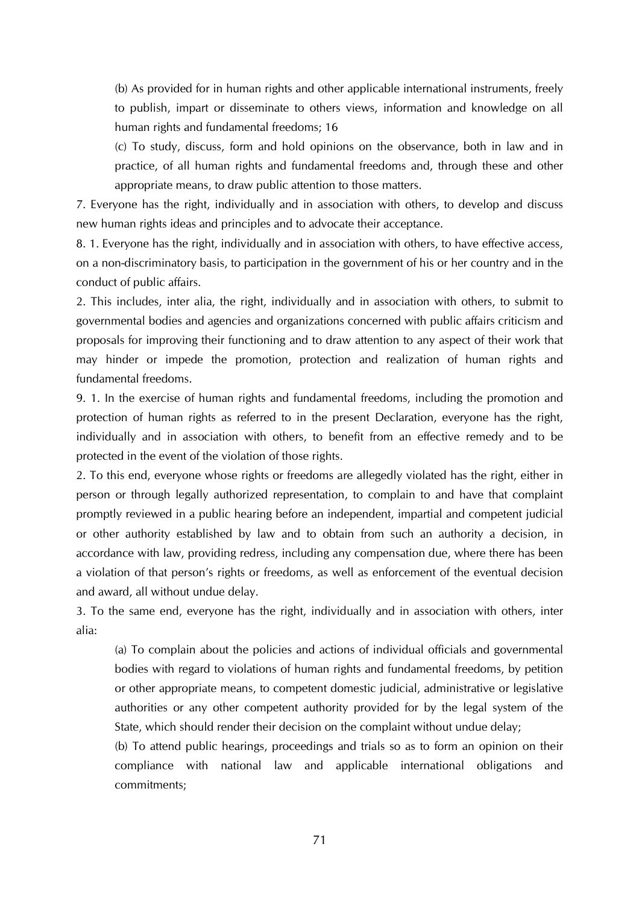(b) As provided for in human rights and other applicable international instruments, freely to publish, impart or disseminate to others views, information and knowledge on all human rights and fundamental freedoms; 16

(c) To study, discuss, form and hold opinions on the observance, both in law and in practice, of all human rights and fundamental freedoms and, through these and other appropriate means, to draw public attention to those matters.

7. Everyone has the right, individually and in association with others, to develop and discuss new human rights ideas and principles and to advocate their acceptance.

8. 1. Everyone has the right, individually and in association with others, to have effective access, on a non-discriminatory basis, to participation in the government of his or her country and in the conduct of public affairs.

2. This includes, inter alia, the right, individually and in association with others, to submit to governmental bodies and agencies and organizations concerned with public affairs criticism and proposals for improving their functioning and to draw attention to any aspect of their work that may hinder or impede the promotion, protection and realization of human rights and fundamental freedoms.

9. 1. In the exercise of human rights and fundamental freedoms, including the promotion and protection of human rights as referred to in the present Declaration, everyone has the right, individually and in association with others, to benefit from an effective remedy and to be protected in the event of the violation of those rights.

2. To this end, everyone whose rights or freedoms are allegedly violated has the right, either in person or through legally authorized representation, to complain to and have that complaint promptly reviewed in a public hearing before an independent, impartial and competent judicial or other authority established by law and to obtain from such an authority a decision, in accordance with law, providing redress, including any compensation due, where there has been a violation of that person's rights or freedoms, as well as enforcement of the eventual decision and award, all without undue delay.

3. To the same end, everyone has the right, individually and in association with others, inter alia:

(a) To complain about the policies and actions of individual officials and governmental bodies with regard to violations of human rights and fundamental freedoms, by petition or other appropriate means, to competent domestic judicial, administrative or legislative authorities or any other competent authority provided for by the legal system of the State, which should render their decision on the complaint without undue delay;

(b) To attend public hearings, proceedings and trials so as to form an opinion on their compliance with national law and applicable international obligations and commitments;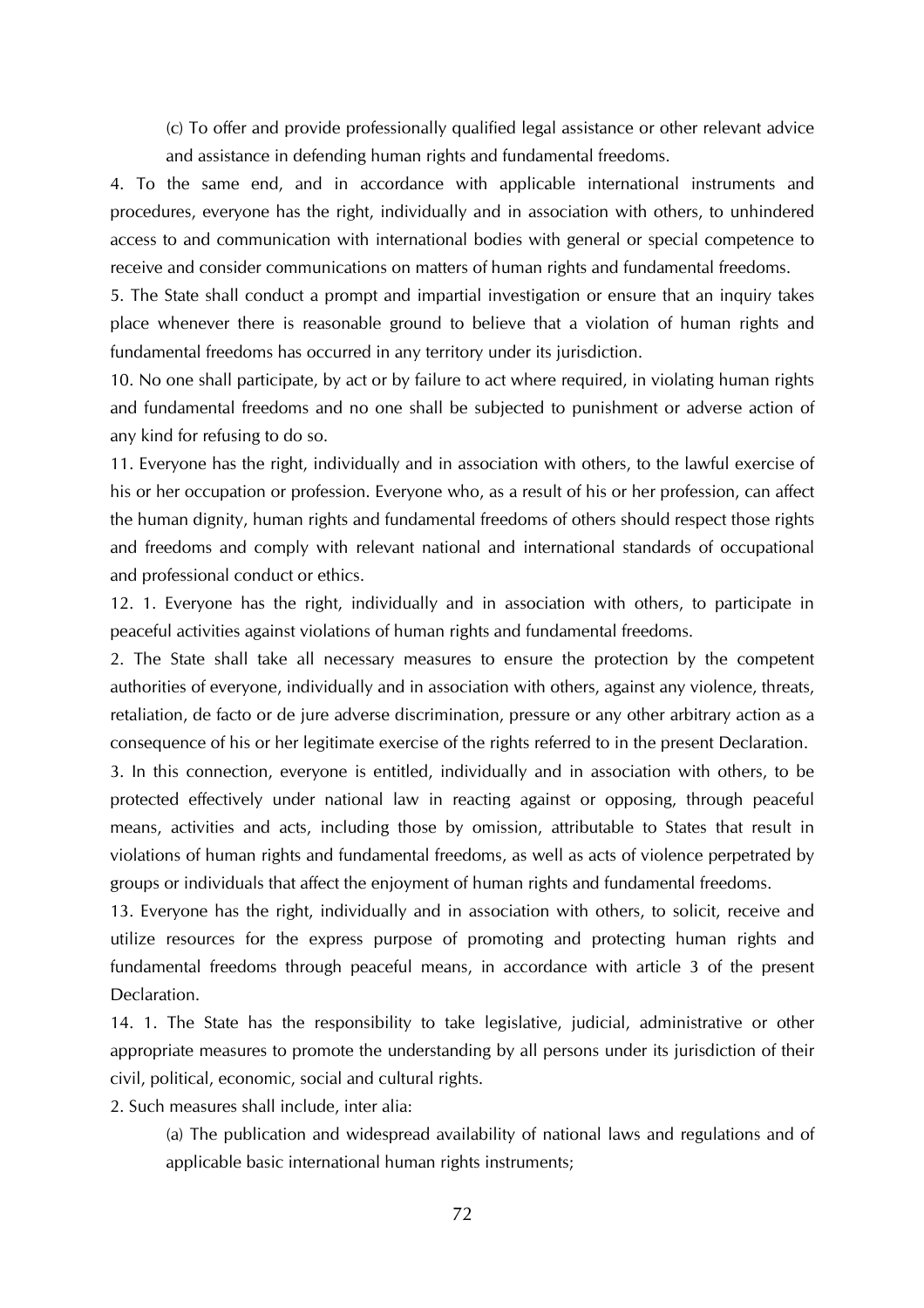(c) To offer and provide professionally qualified legal assistance or other relevant advice and assistance in defending human rights and fundamental freedoms.

4. To the same end, and in accordance with applicable international instruments and procedures, everyone has the right, individually and in association with others, to unhindered access to and communication with international bodies with general or special competence to receive and consider communications on matters of human rights and fundamental freedoms.

5. The State shall conduct a prompt and impartial investigation or ensure that an inquiry takes place whenever there is reasonable ground to believe that a violation of human rights and fundamental freedoms has occurred in any territory under its jurisdiction.

10. No one shall participate, by act or by failure to act where required, in violating human rights and fundamental freedoms and no one shall be subjected to punishment or adverse action of any kind for refusing to do so.

11. Everyone has the right, individually and in association with others, to the lawful exercise of his or her occupation or profession. Everyone who, as a result of his or her profession, can affect the human dignity, human rights and fundamental freedoms of others should respect those rights and freedoms and comply with relevant national and international standards of occupational and professional conduct or ethics.

12. 1. Everyone has the right, individually and in association with others, to participate in peaceful activities against violations of human rights and fundamental freedoms.

2. The State shall take all necessary measures to ensure the protection by the competent authorities of everyone, individually and in association with others, against any violence, threats, retaliation, de facto or de jure adverse discrimination, pressure or any other arbitrary action as a consequence of his or her legitimate exercise of the rights referred to in the present Declaration.

3. In this connection, everyone is entitled, individually and in association with others, to be protected effectively under national law in reacting against or opposing, through peaceful means, activities and acts, including those by omission, attributable to States that result in violations of human rights and fundamental freedoms, as well as acts of violence perpetrated by groups or individuals that affect the enjoyment of human rights and fundamental freedoms.

13. Everyone has the right, individually and in association with others, to solicit, receive and utilize resources for the express purpose of promoting and protecting human rights and fundamental freedoms through peaceful means, in accordance with article 3 of the present Declaration.

14. 1. The State has the responsibility to take legislative, judicial, administrative or other appropriate measures to promote the understanding by all persons under its jurisdiction of their civil, political, economic, social and cultural rights.

2. Such measures shall include, inter alia:

(a) The publication and widespread availability of national laws and regulations and of applicable basic international human rights instruments;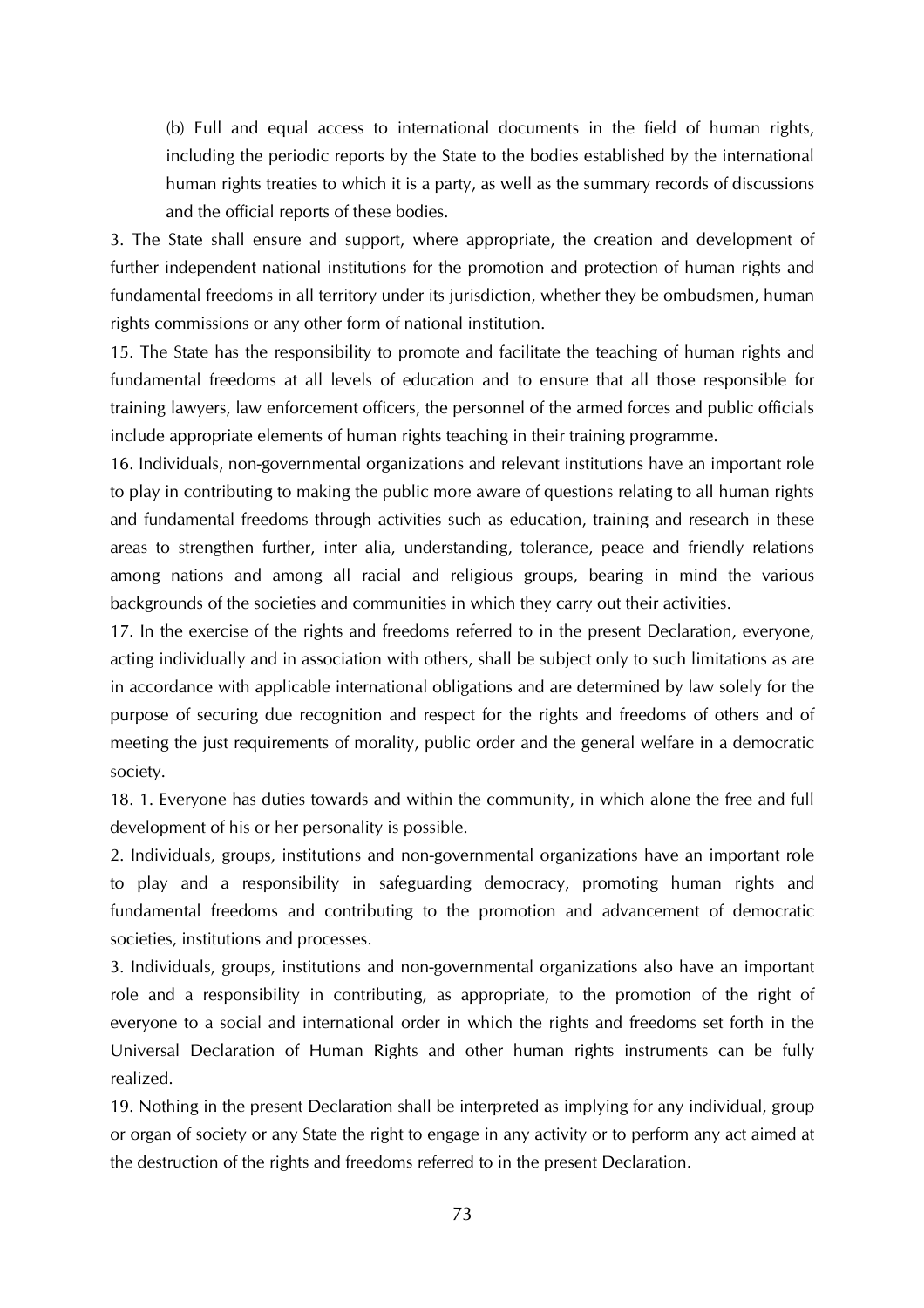(b) Full and equal access to international documents in the field of human rights, including the periodic reports by the State to the bodies established by the international human rights treaties to which it is a party, as well as the summary records of discussions and the official reports of these bodies.

3. The State shall ensure and support, where appropriate, the creation and development of further independent national institutions for the promotion and protection of human rights and fundamental freedoms in all territory under its jurisdiction, whether they be ombudsmen, human rights commissions or any other form of national institution.

15. The State has the responsibility to promote and facilitate the teaching of human rights and fundamental freedoms at all levels of education and to ensure that all those responsible for training lawyers, law enforcement officers, the personnel of the armed forces and public officials include appropriate elements of human rights teaching in their training programme.

16. Individuals, non-governmental organizations and relevant institutions have an important role to play in contributing to making the public more aware of questions relating to all human rights and fundamental freedoms through activities such as education, training and research in these areas to strengthen further, inter alia, understanding, tolerance, peace and friendly relations among nations and among all racial and religious groups, bearing in mind the various backgrounds of the societies and communities in which they carry out their activities.

17. In the exercise of the rights and freedoms referred to in the present Declaration, everyone, acting individually and in association with others, shall be subject only to such limitations as are in accordance with applicable international obligations and are determined by law solely for the purpose of securing due recognition and respect for the rights and freedoms of others and of meeting the just requirements of morality, public order and the general welfare in a democratic society.

18. 1. Everyone has duties towards and within the community, in which alone the free and full development of his or her personality is possible.

2. Individuals, groups, institutions and non-governmental organizations have an important role to play and a responsibility in safeguarding democracy, promoting human rights and fundamental freedoms and contributing to the promotion and advancement of democratic societies, institutions and processes.

3. Individuals, groups, institutions and non-governmental organizations also have an important role and a responsibility in contributing, as appropriate, to the promotion of the right of everyone to a social and international order in which the rights and freedoms set forth in the Universal Declaration of Human Rights and other human rights instruments can be fully realized.

19. Nothing in the present Declaration shall be interpreted as implying for any individual, group or organ of society or any State the right to engage in any activity or to perform any act aimed at the destruction of the rights and freedoms referred to in the present Declaration.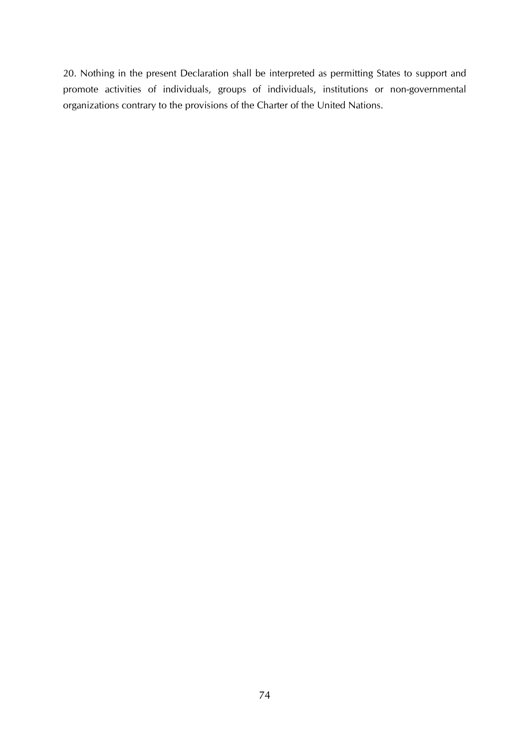20. Nothing in the present Declaration shall be interpreted as permitting States to support and promote activities of individuals, groups of individuals, institutions or non-governmental organizations contrary to the provisions of the Charter of the United Nations.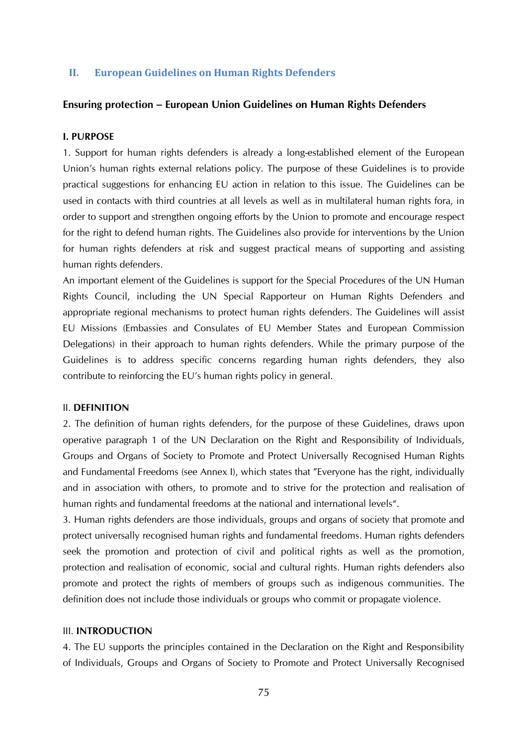## II. European Guidelines on Human Rights Defenders

### Ensuring protection – European Union Guidelines on Human Rights Defenders

#### I. PURPOSE

1. Support for human rights defenders is already a long-established element of the European Union's human rights external relations policy. The purpose of these Guidelines is to provide practical suggestions for enhancing EU action in relation to this issue. The Guidelines can be used in contacts with third countries at all levels as well as in multilateral human rights fora, in order to support and strengthen ongoing efforts by the Union to promote and encourage respect for the right to defend human rights. The Guidelines also provide for interventions by the Union for human rights defenders at risk and suggest practical means of supporting and assisting human rights defenders.

An important element of the Guidelines is support for the Special Procedures of the UN Human Rights Council, including the UN Special Rapporteur on Human Rights Defenders and appropriate regional mechanisms to protect human rights defenders. The Guidelines will assist EU Missions (Embassies and Consulates of EU Member States and European Commission Delegations) in their approach to human rights defenders. While the primary purpose of the Guidelines is to address specific concerns regarding human rights defenders, they also contribute to reinforcing the EU's human rights policy in general.

#### II. DEFINITION

2. The definition of human rights defenders, for the purpose of these Guidelines, draws upon operative paragraph 1 of the UN Declaration on the Right and Responsibility of Individuals, Groups and Organs of Society to Promote and Protect Universally Recognised Human Rights and Fundamental Freedoms (see Annex I), which states that "Everyone has the right, individually and in association with others, to promote and to strive for the protection and realisation of human rights and fundamental freedoms at the national and international levels".

3. Human rights defenders are those individuals, groups and organs of society that promote and protect universally recognised human rights and fundamental freedoms. Human rights defenders seek the promotion and protection of civil and political rights as well as the promotion, protection and realisation of economic, social and cultural rights. Human rights defenders also promote and protect the rights of members of groups such as indigenous communities. The definition does not include those individuals or groups who commit or propagate violence.

#### III. INTRODUCTION

4. The EU supports the principles contained in the Declaration on the Right and Responsibility of Individuals, Groups and Organs of Society to Promote and Protect Universally Recognised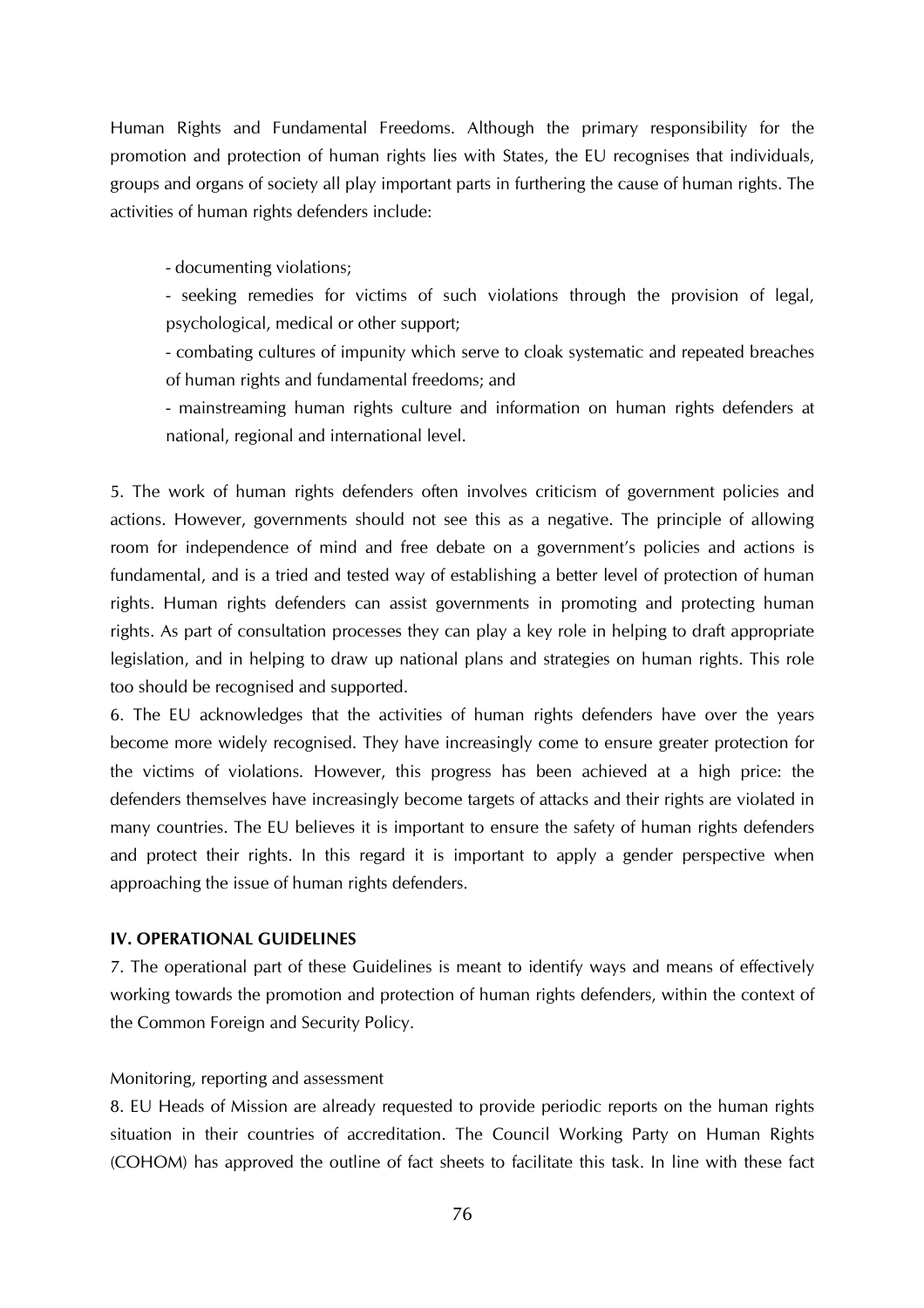Human Rights and Fundamental Freedoms. Although the primary responsibility for the promotion and protection of human rights lies with States, the EU recognises that individuals, groups and organs of society all play important parts in furthering the cause of human rights. The activities of human rights defenders include:

- documenting violations;
- seeking remedies for victims of such violations through the provision of legal, psychological, medical or other support;
- combating cultures of impunity which serve to cloak systematic and repeated breaches of human rights and fundamental freedoms; and
- mainstreaming human rights culture and information on human rights defenders at national, regional and international level.

5. The work of human rights defenders often involves criticism of government policies and actions. However, governments should not see this as a negative. The principle of allowing room for independence of mind and free debate on a government's policies and actions is fundamental, and is a tried and tested way of establishing a better level of protection of human rights. Human rights defenders can assist governments in promoting and protecting human rights. As part of consultation processes they can play a key role in helping to draft appropriate legislation, and in helping to draw up national plans and strategies on human rights. This role too should be recognised and supported.

6. The EU acknowledges that the activities of human rights defenders have over the years become more widely recognised. They have increasingly come to ensure greater protection for the victims of violations. However, this progress has been achieved at a high price: the defenders themselves have increasingly become targets of attacks and their rights are violated in many countries. The EU believes it is important to ensure the safety of human rights defenders and protect their rights. In this regard it is important to apply a gender perspective when approaching the issue of human rights defenders.

## IV. OPERATIONAL GUIDELINES

7. The operational part of these Guidelines is meant to identify ways and means of effectively working towards the promotion and protection of human rights defenders, within the context of the Common Foreign and Security Policy.

Monitoring, reporting and assessment

8. EU Heads of Mission are already requested to provide periodic reports on the human rights situation in their countries of accreditation. The Council Working Party on Human Rights (COHOM) has approved the outline of fact sheets to facilitate this task. In line with these fact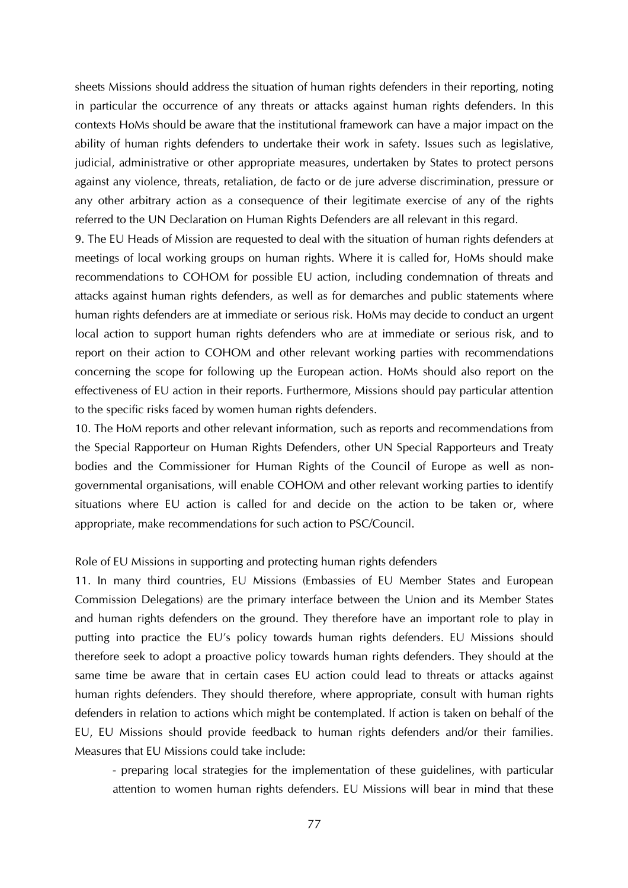sheets Missions should address the situation of human rights defenders in their reporting, noting in particular the occurrence of any threats or attacks against human rights defenders. In this contexts HoMs should be aware that the institutional framework can have a major impact on the ability of human rights defenders to undertake their work in safety. Issues such as legislative, judicial, administrative or other appropriate measures, undertaken by States to protect persons against any violence, threats, retaliation, de facto or de jure adverse discrimination, pressure or any other arbitrary action as a consequence of their legitimate exercise of any of the rights referred to the UN Declaration on Human Rights Defenders are all relevant in this regard.

9. The EU Heads of Mission are requested to deal with the situation of human rights defenders at meetings of local working groups on human rights. Where it is called for, HoMs should make recommendations to COHOM for possible EU action, including condemnation of threats and attacks against human rights defenders, as well as for demarches and public statements where human rights defenders are at immediate or serious risk. HoMs may decide to conduct an urgent local action to support human rights defenders who are at immediate or serious risk, and to report on their action to COHOM and other relevant working parties with recommendations concerning the scope for following up the European action. HoMs should also report on the effectiveness of EU action in their reports. Furthermore, Missions should pay particular attention to the specific risks faced by women human rights defenders.

10. The HoM reports and other relevant information, such as reports and recommendations from the Special Rapporteur on Human Rights Defenders, other UN Special Rapporteurs and Treaty bodies and the Commissioner for Human Rights of the Council of Europe as well as non-governmental organisations, will enable COHOM and other relevant working parties to identify situations where EU action is called for and decide on the action to be taken or, where appropriate, make recommendations for such action to PSC/Council.

Role of EU Missions in supporting and protecting human rights defenders

11. In many third countries, EU Missions (Embassies of EU Member States and European Commission Delegations) are the primary interface between the Union and its Member States and human rights defenders on the ground. They therefore have an important role to play in putting into practice the EU's policy towards human rights defenders. EU Missions should therefore seek to adopt a proactive policy towards human rights defenders. They should at the same time be aware that in certain cases EU action could lead to threats or attacks against human rights defenders. They should therefore, where appropriate, consult with human rights defenders in relation to actions which might be contemplated. If action is taken on behalf of the EU, EU Missions should provide feedback to human rights defenders and/or their families. Measures that EU Missions could take include:

- preparing local strategies for the implementation of these guidelines, with particular attention to women human rights defenders. EU Missions will bear in mind that these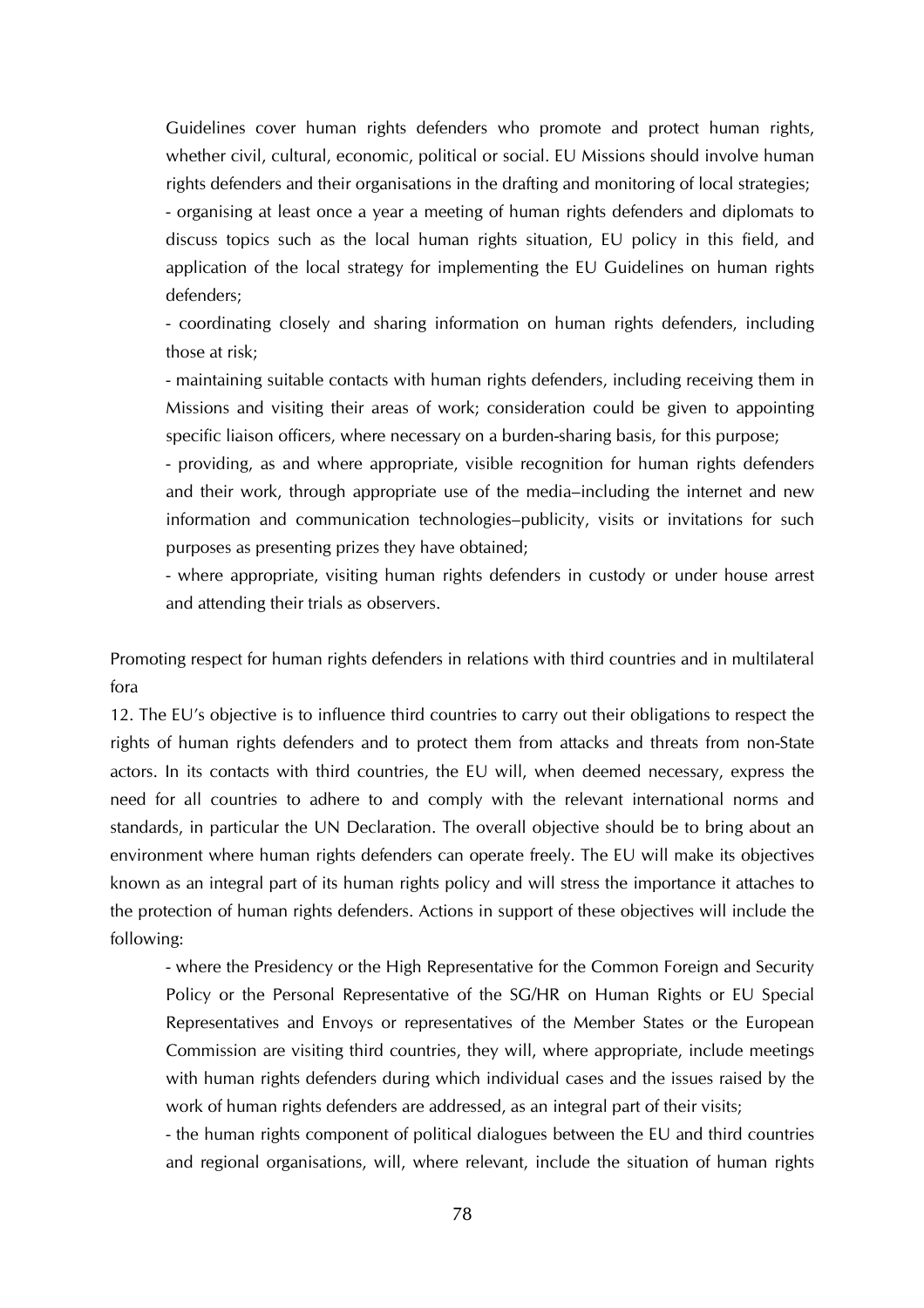Guidelines cover human rights defenders who promote and protect human rights, whether civil, cultural, economic, political or social. EU Missions should involve human rights defenders and their organisations in the drafting and monitoring of local strategies;

- organising at least once a year a meeting of human rights defenders and diplomats to discuss topics such as the local human rights situation, EU policy in this field, and application of the local strategy for implementing the EU Guidelines on human rights defenders;
- coordinating closely and sharing information on human rights defenders, including those at risk;
- maintaining suitable contacts with human rights defenders, including receiving them in Missions and visiting their areas of work; consideration could be given to appointing specific liaison officers, where necessary on a burden-sharing basis, for this purpose;
- providing, as and where appropriate, visible recognition for human rights defenders and their work, through appropriate use of the media–including the internet and new information and communication technologies–publicity, visits or invitations for such purposes as presenting prizes they have obtained;
- where appropriate, visiting human rights defenders in custody or under house arrest and attending their trials as observers.

Promoting respect for human rights defenders in relations with third countries and in multilateral fora

12. The EU's objective is to influence third countries to carry out their obligations to respect the rights of human rights defenders and to protect them from attacks and threats from non-State actors. In its contacts with third countries, the EU will, when deemed necessary, express the need for all countries to adhere to and comply with the relevant international norms and standards, in particular the UN Declaration. The overall objective should be to bring about an environment where human rights defenders can operate freely. The EU will make its objectives known as an integral part of its human rights policy and will stress the importance it attaches to the protection of human rights defenders. Actions in support of these objectives will include the following:

- where the Presidency or the High Representative for the Common Foreign and Security Policy or the Personal Representative of the SG/HR on Human Rights or EU Special Representatives and Envoys or representatives of the Member States or the European Commission are visiting third countries, they will, where appropriate, include meetings with human rights defenders during which individual cases and the issues raised by the work of human rights defenders are addressed, as an integral part of their visits;
- the human rights component of political dialogues between the EU and third countries and regional organisations, will, where relevant, include the situation of human rights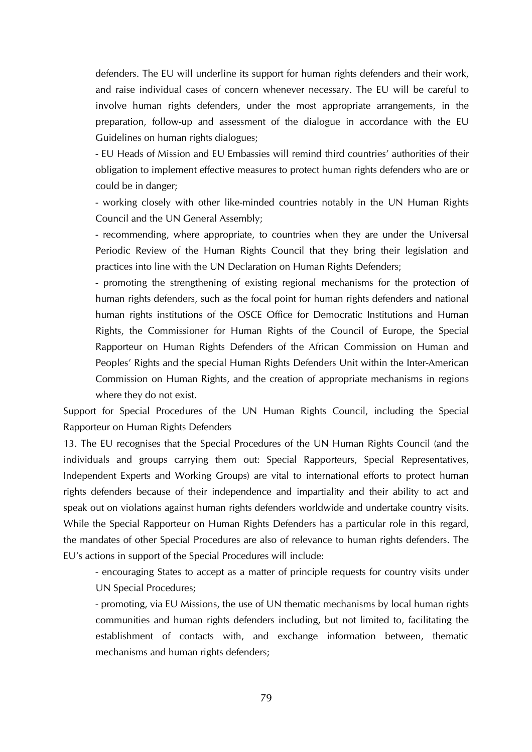defenders. The EU will underline its support for human rights defenders and their work, and raise individual cases of concern whenever necessary. The EU will be careful to involve human rights defenders, under the most appropriate arrangements, in the preparation, follow-up and assessment of the dialogue in accordance with the EU Guidelines on human rights dialogues;

- EU Heads of Mission and EU Embassies will remind third countries' authorities of their obligation to implement effective measures to protect human rights defenders who are or could be in danger;
- working closely with other like-minded countries notably in the UN Human Rights Council and the UN General Assembly;
- recommending, where appropriate, to countries when they are under the Universal Periodic Review of the Human Rights Council that they bring their legislation and practices into line with the UN Declaration on Human Rights Defenders;
- promoting the strengthening of existing regional mechanisms for the protection of human rights defenders, such as the focal point for human rights defenders and national human rights institutions of the OSCE Office for Democratic Institutions and Human Rights, the Commissioner for Human Rights of the Council of Europe, the Special Rapporteur on Human Rights Defenders of the African Commission on Human and Peoples' Rights and the special Human Rights Defenders Unit within the Inter-American Commission on Human Rights, and the creation of appropriate mechanisms in regions where they do not exist.

Support for Special Procedures of the UN Human Rights Council, including the Special Rapporteur on Human Rights Defenders

13. The EU recognises that the Special Procedures of the UN Human Rights Council (and the individuals and groups carrying them out: Special Rapporteurs, Special Representatives, Independent Experts and Working Groups) are vital to international efforts to protect human rights defenders because of their independence and impartiality and their ability to act and speak out on violations against human rights defenders worldwide and undertake country visits. While the Special Rapporteur on Human Rights Defenders has a particular role in this regard, the mandates of other Special Procedures are also of relevance to human rights defenders. The EU's actions in support of the Special Procedures will include:

- encouraging States to accept as a matter of principle requests for country visits under UN Special Procedures;
- promoting, via EU Missions, the use of UN thematic mechanisms by local human rights communities and human rights defenders including, but not limited to, facilitating the establishment of contacts with, and exchange information between, thematic mechanisms and human rights defenders;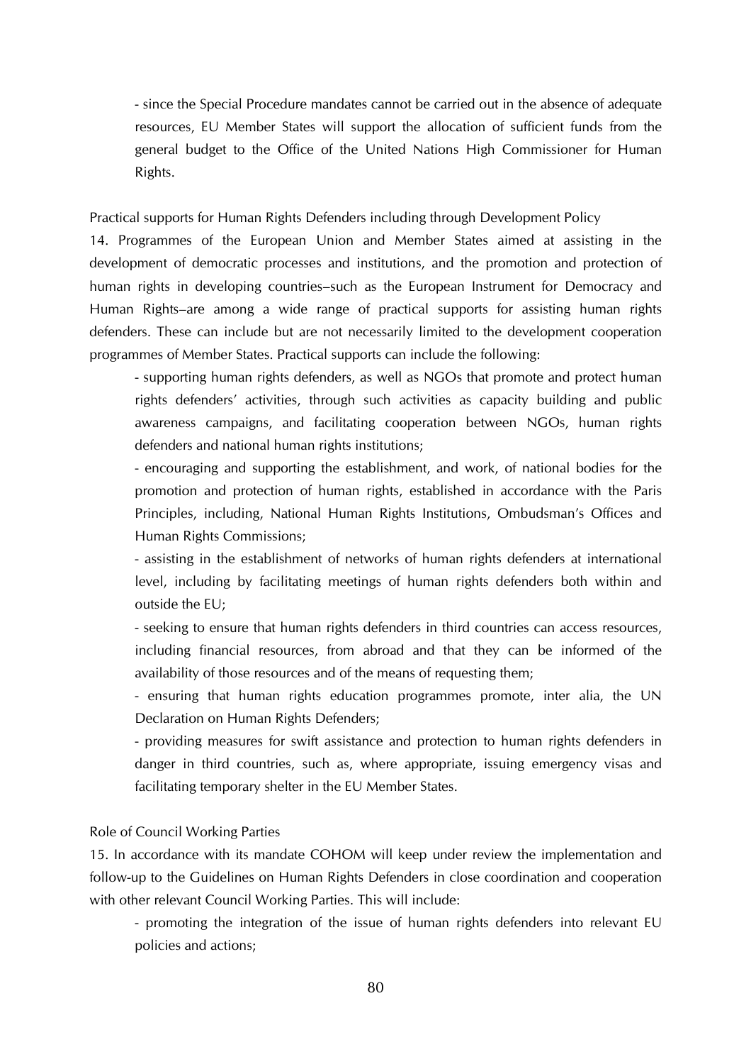- since the Special Procedure mandates cannot be carried out in the absence of adequate resources, EU Member States will support the allocation of sufficient funds from the general budget to the Office of the United Nations High Commissioner for Human Rights.

Practical supports for Human Rights Defenders including through Development Policy

14. Programmes of the European Union and Member States aimed at assisting in the development of democratic processes and institutions, and the promotion and protection of human rights in developing countries–such as the European Instrument for Democracy and Human Rights–are among a wide range of practical supports for assisting human rights defenders. These can include but are not necessarily limited to the development cooperation programmes of Member States. Practical supports can include the following:

- supporting human rights defenders, as well as NGOs that promote and protect human rights defenders' activities, through such activities as capacity building and public awareness campaigns, and facilitating cooperation between NGOs, human rights defenders and national human rights institutions;
- encouraging and supporting the establishment, and work, of national bodies for the promotion and protection of human rights, established in accordance with the Paris Principles, including, National Human Rights Institutions, Ombudsman's Offices and Human Rights Commissions;
- assisting in the establishment of networks of human rights defenders at international level, including by facilitating meetings of human rights defenders both within and outside the EU;
- seeking to ensure that human rights defenders in third countries can access resources, including financial resources, from abroad and that they can be informed of the availability of those resources and of the means of requesting them;
- ensuring that human rights education programmes promote, inter alia, the UN Declaration on Human Rights Defenders;
- providing measures for swift assistance and protection to human rights defenders in danger in third countries, such as, where appropriate, issuing emergency visas and facilitating temporary shelter in the EU Member States.

Role of Council Working Parties

15. In accordance with its mandate COHOM will keep under review the implementation and follow-up to the Guidelines on Human Rights Defenders in close coordination and cooperation with other relevant Council Working Parties. This will include:

- promoting the integration of the issue of human rights defenders into relevant EU policies and actions;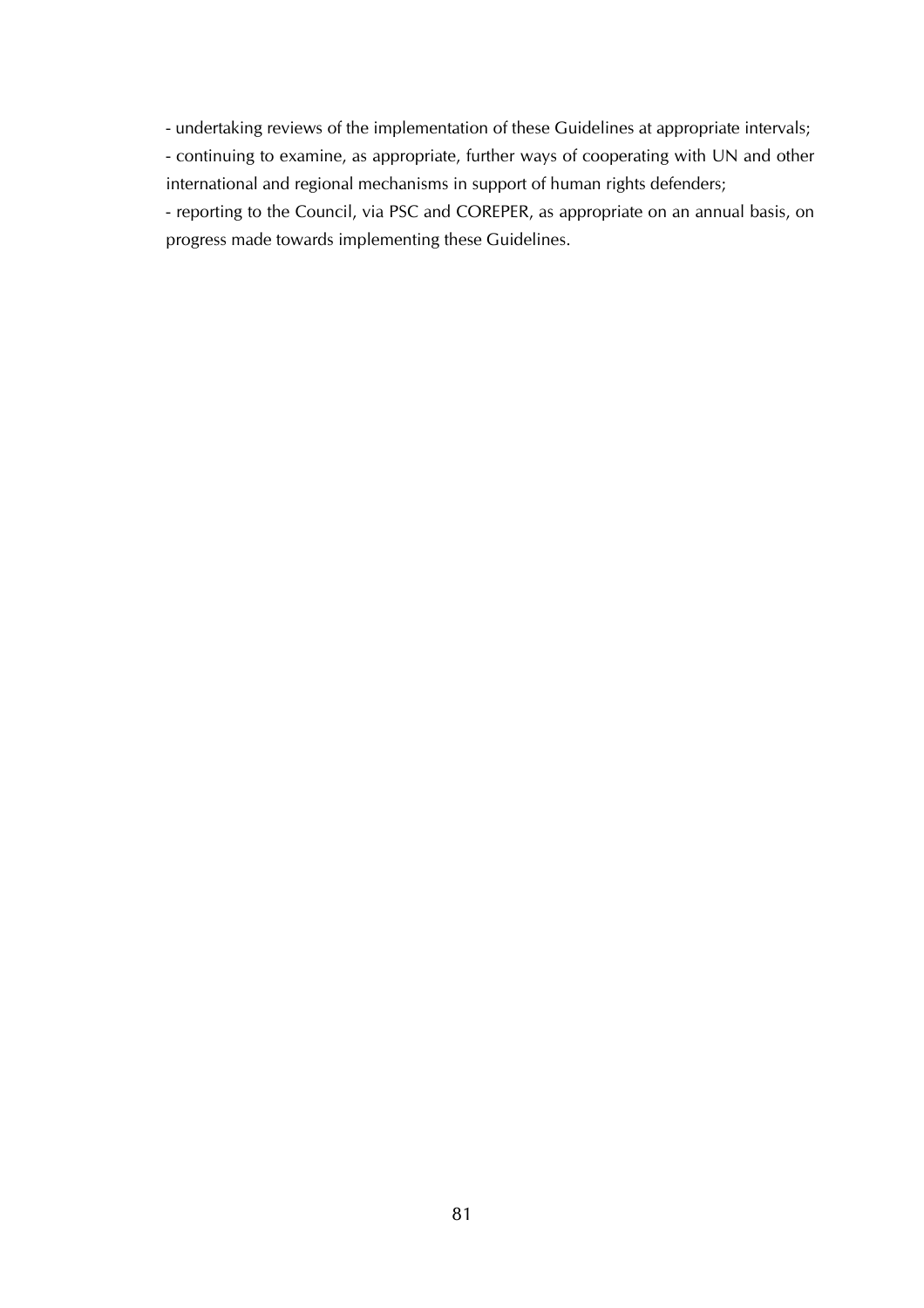- undertaking reviews of the implementation of these Guidelines at appropriate intervals;
- continuing to examine, as appropriate, further ways of cooperating with UN and other international and regional mechanisms in support of human rights defenders;
- reporting to the Council, via PSC and COREPER, as appropriate on an annual basis, on progress made towards implementing these Guidelines.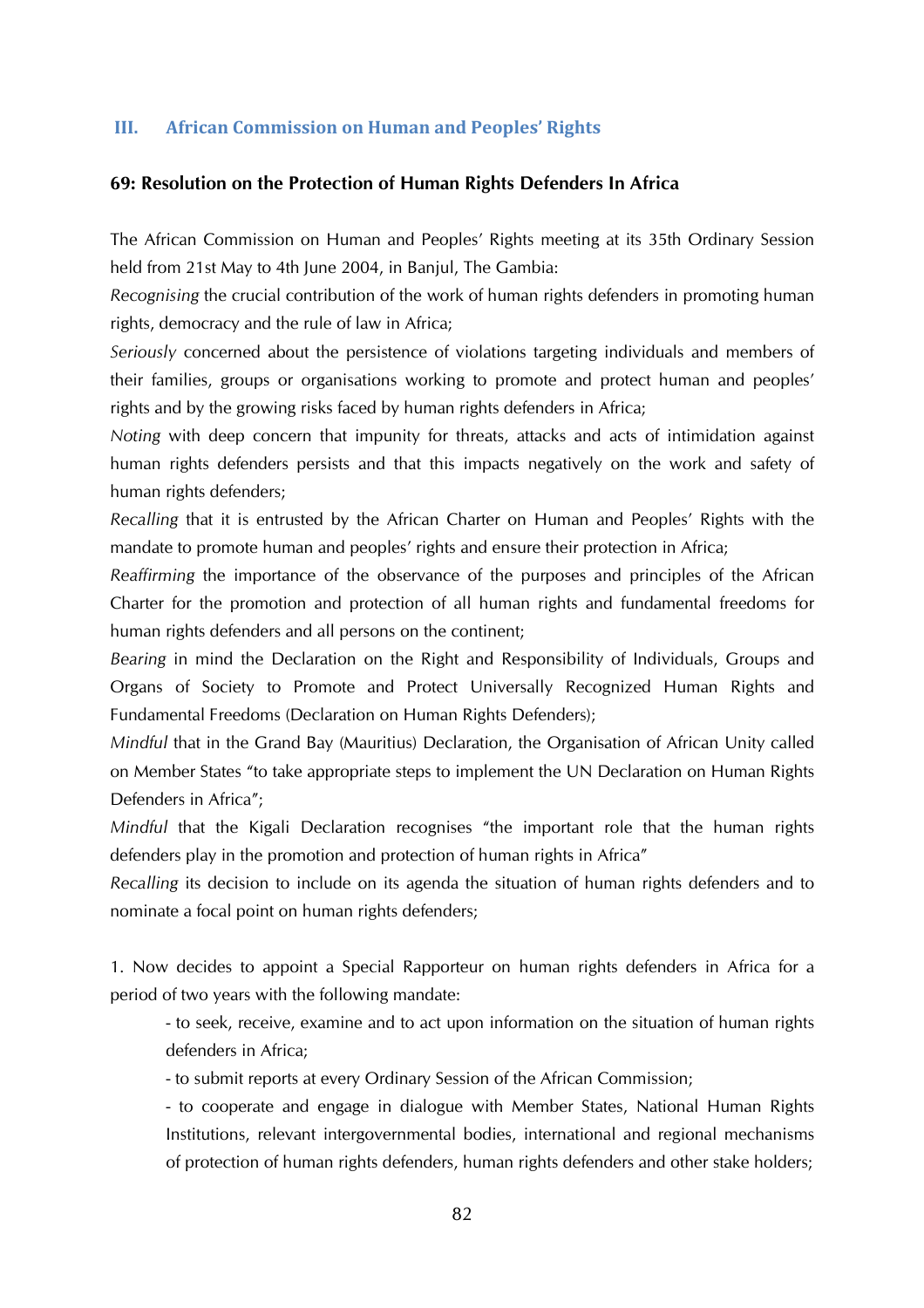## III. African Commission on Human and Peoples' Rights

### 69: Resolution on the Protection of Human Rights Defenders In Africa

The African Commission on Human and Peoples' Rights meeting at its 35th Ordinary Session held from 21st May to 4th June 2004, in Banjul, The Gambia:

*Recognising* the crucial contribution of the work of human rights defenders in promoting human rights, democracy and the rule of law in Africa;

*Seriously* concerned about the persistence of violations targeting individuals and members of their families, groups or organisations working to promote and protect human and peoples' rights and by the growing risks faced by human rights defenders in Africa;

*Noting* with deep concern that impunity for threats, attacks and acts of intimidation against human rights defenders persists and that this impacts negatively on the work and safety of human rights defenders;

*Recalling* that it is entrusted by the African Charter on Human and Peoples' Rights with the mandate to promote human and peoples' rights and ensure their protection in Africa;

*Reaffirming* the importance of the observance of the purposes and principles of the African Charter for the promotion and protection of all human rights and fundamental freedoms for human rights defenders and all persons on the continent;

*Bearing* in mind the Declaration on the Right and Responsibility of Individuals, Groups and Organs of Society to Promote and Protect Universally Recognized Human Rights and Fundamental Freedoms (Declaration on Human Rights Defenders);

*Mindful* that in the Grand Bay (Mauritius) Declaration, the Organisation of African Unity called on Member States "to take appropriate steps to implement the UN Declaration on Human Rights Defenders in Africa";

*Mindful* that the Kigali Declaration recognises "the important role that the human rights defenders play in the promotion and protection of human rights in Africa"

*Recalling* its decision to include on its agenda the situation of human rights defenders and to nominate a focal point on human rights defenders;

1. Now decides to appoint a Special Rapporteur on human rights defenders in Africa for a period of two years with the following mandate:

   - to seek, receive, examine and to act upon information on the situation of human rights defenders in Africa;
   - to submit reports at every Ordinary Session of the African Commission;
   - to cooperate and engage in dialogue with Member States, National Human Rights Institutions, relevant intergovernmental bodies, international and regional mechanisms of protection of human rights defenders, human rights defenders and other stake holders;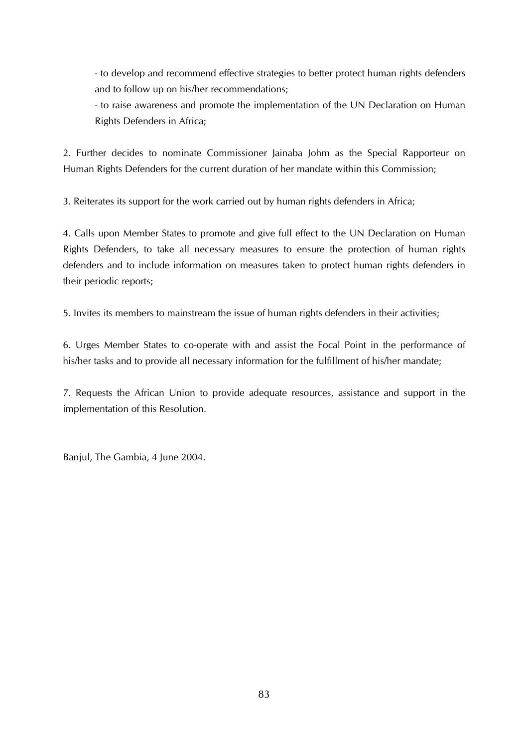- to develop and recommend effective strategies to better protect human rights defenders and to follow up on his/her recommendations;
- to raise awareness and promote the implementation of the UN Declaration on Human Rights Defenders in Africa;

2. Further decides to nominate Commissioner Jainaba Johm as the Special Rapporteur on Human Rights Defenders for the current duration of her mandate within this Commission;

3. Reiterates its support for the work carried out by human rights defenders in Africa;

4. Calls upon Member States to promote and give full effect to the UN Declaration on Human Rights Defenders, to take all necessary measures to ensure the protection of human rights defenders and to include information on measures taken to protect human rights defenders in their periodic reports;

5. Invites its members to mainstream the issue of human rights defenders in their activities;

6. Urges Member States to co-operate with and assist the Focal Point in the performance of his/her tasks and to provide all necessary information for the fulfillment of his/her mandate;

7. Requests the African Union to provide adequate resources, assistance and support in the implementation of this Resolution.

Banjul, The Gambia, 4 June 2004.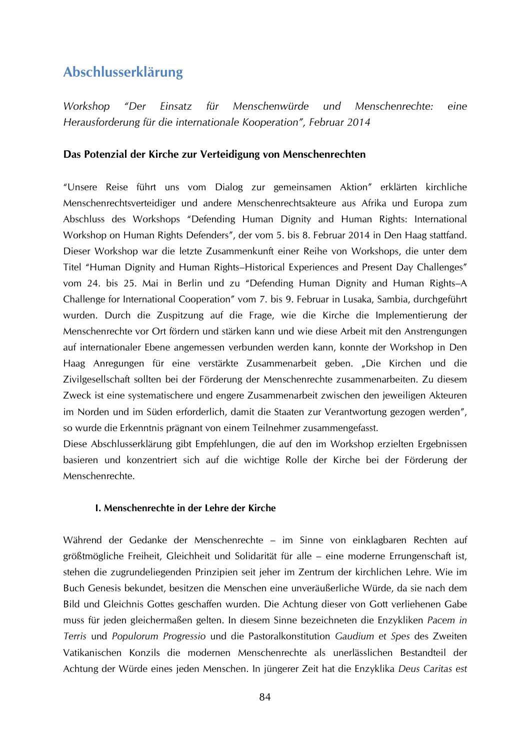## Abschlusserklärung

*Workshop "Der Einsatz für Menschenwürde und Menschenrechte: eine Herausforderung für die internationale Kooperation", Februar 2014*

### Das Potenzial der Kirche zur Verteidigung von Menschenrechten

"Unsere Reise führt uns vom Dialog zur gemeinsamen Aktion" erklärten kirchliche Menschenrechtsverteidiger und andere Menschenrechtsakteure aus Afrika und Europa zum Abschluss des Workshops "Defending Human Dignity and Human Rights: International Workshop on Human Rights Defenders", der vom 5. bis 8. Februar 2014 in Den Haag stattfand. Dieser Workshop war die letzte Zusammenkunft einer Reihe von Workshops, die unter dem Titel "Human Dignity and Human Rights–Historical Experiences and Present Day Challenges" vom 24. bis 25. Mai in Berlin und zu "Defending Human Dignity and Human Rights–A Challenge for International Cooperation" vom 7. bis 9. Februar in Lusaka, Sambia, durchgeführt wurden. Durch die Zuspitzung auf die Frage, wie die Kirche die Implementierung der Menschenrechte vor Ort fördern und stärken kann und wie diese Arbeit mit den Anstrengungen auf internationaler Ebene angemessen verbunden werden kann, konnte der Workshop in Den Haag Anregungen für eine verstärkte Zusammenarbeit geben. „Die Kirchen und die Zivilgesellschaft sollten bei der Förderung der Menschenrechte zusammenarbeiten. Zu diesem Zweck ist eine systematischere und engere Zusammenarbeit zwischen den jeweiligen Akteuren im Norden und im Süden erforderlich, damit die Staaten zur Verantwortung gezogen werden", so wurde die Erkenntnis prägnant von einem Teilnehmer zusammengefasst.

Diese Abschlusserklärung gibt Empfehlungen, die auf den im Workshop erzielten Ergebnissen basieren und konzentriert sich auf die wichtige Rolle der Kirche bei der Förderung der Menschenrechte.

#### I. Menschenrechte in der Lehre der Kirche

Während der Gedanke der Menschenrechte – im Sinne von einklagbaren Rechten auf größtmögliche Freiheit, Gleichheit und Solidarität für alle – eine moderne Errungenschaft ist, stehen die zugrundeliegenden Prinzipien seit jeher im Zentrum der kirchlichen Lehre. Wie im Buch Genesis bekundet, besitzen die Menschen eine unveräußerliche Würde, da sie nach dem Bild und Gleichnis Gottes geschaffen wurden. Die Achtung dieser von Gott verliehenen Gabe muss für jeden gleichermaßen gelten. In diesem Sinne bezeichneten die Enzykliken *Pacem in Terris* und *Populorum Progressio* und die Pastoralkonstitution *Gaudium et Spes* des Zweiten Vatikanischen Konzils die modernen Menschenrechte als unerlässlichen Bestandteil der Achtung der Würde eines jeden Menschen. In jüngerer Zeit hat die Enzyklika *Deus Caritas est*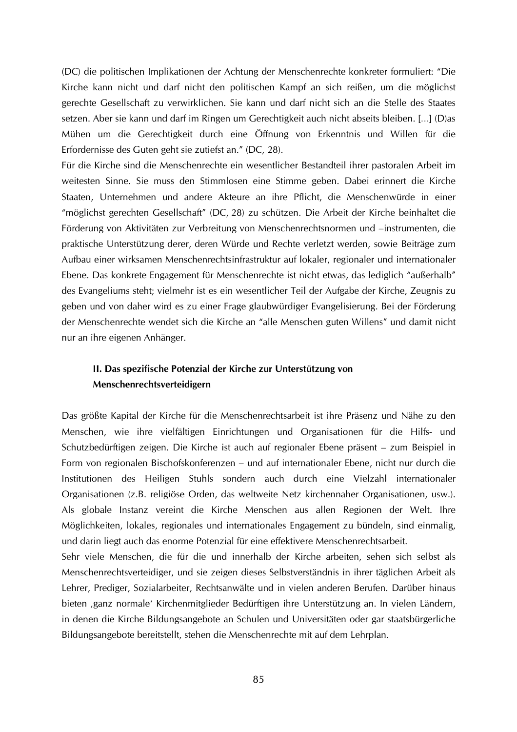(DC) die politischen Implikationen der Achtung der Menschenrechte konkreter formuliert: "Die Kirche kann nicht und darf nicht den politischen Kampf an sich reißen, um die möglichst gerechte Gesellschaft zu verwirklichen. Sie kann und darf nicht sich an die Stelle des Staates setzen. Aber sie kann und darf im Ringen um Gerechtigkeit auch nicht abseits bleiben. [...] (D)as Mühen um die Gerechtigkeit durch eine Öffnung von Erkenntnis und Willen für die Erfordernisse des Guten geht sie zutiefst an." (DC, 28).

Für die Kirche sind die Menschenrechte ein wesentlicher Bestandteil ihrer pastoralen Arbeit im weitesten Sinne. Sie muss den Stimmlosen eine Stimme geben. Dabei erinnert die Kirche Staaten, Unternehmen und andere Akteure an ihre Pflicht, die Menschenwürde in einer "möglichst gerechten Gesellschaft" (DC, 28) zu schützen. Die Arbeit der Kirche beinhaltet die Förderung von Aktivitäten zur Verbreitung von Menschenrechtsnormen und –instrumenten, die praktische Unterstützung derer, deren Würde und Rechte verletzt werden, sowie Beiträge zum Aufbau einer wirksamen Menschenrechtsinfrastruktur auf lokaler, regionaler und internationaler Ebene. Das konkrete Engagement für Menschenrechte ist nicht etwas, das lediglich "außerhalb" des Evangeliums steht; vielmehr ist es ein wesentlicher Teil der Aufgabe der Kirche, Zeugnis zu geben und von daher wird es zu einer Frage glaubwürdiger Evangelisierung. Bei der Förderung der Menschenrechte wendet sich die Kirche an "alle Menschen guten Willens" und damit nicht nur an ihre eigenen Anhänger.

## II. Das spezifische Potenzial der Kirche zur Unterstützung von Menschenrechtsverteidigern

Das größte Kapital der Kirche für die Menschenrechtsarbeit ist ihre Präsenz und Nähe zu den Menschen, wie ihre vielfältigen Einrichtungen und Organisationen für die Hilfs- und Schutzbedürftigen zeigen. Die Kirche ist auch auf regionaler Ebene präsent – zum Beispiel in Form von regionalen Bischofskonferenzen – und auf internationaler Ebene, nicht nur durch die Institutionen des Heiligen Stuhls sondern auch durch eine Vielzahl internationaler Organisationen (z.B. religiöse Orden, das weltweite Netz kirchennaher Organisationen, usw.). Als globale Instanz vereint die Kirche Menschen aus allen Regionen der Welt. Ihre Möglichkeiten, lokales, regionales und internationales Engagement zu bündeln, sind einmalig, und darin liegt auch das enorme Potenzial für eine effektivere Menschenrechtsarbeit.

Sehr viele Menschen, die für die und innerhalb der Kirche arbeiten, sehen sich selbst als Menschenrechtsverteidiger, und sie zeigen dieses Selbstverständnis in ihrer täglichen Arbeit als Lehrer, Prediger, Sozialarbeiter, Rechtsanwälte und in vielen anderen Berufen. Darüber hinaus bieten ‚ganz normale' Kirchenmitglieder Bedürftigen ihre Unterstützung an. In vielen Ländern, in denen die Kirche Bildungsangebote an Schulen und Universitäten oder gar staatsbürgerliche Bildungsangebote bereitstellt, stehen die Menschenrechte mit auf dem Lehrplan.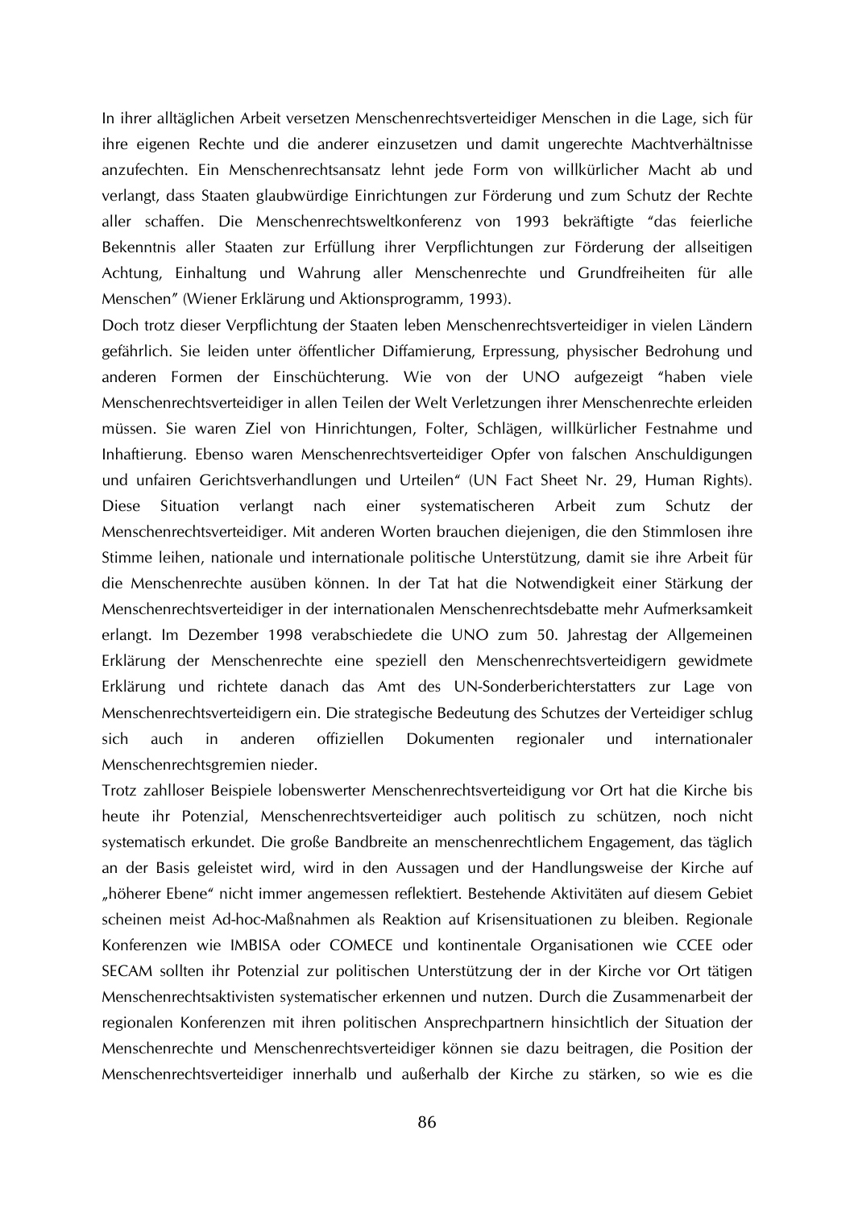In ihrer alltäglichen Arbeit versetzen Menschenrechtsverteidiger Menschen in die Lage, sich für ihre eigenen Rechte und die anderer einzusetzen und damit ungerechte Machtverhältnisse anzufechten. Ein Menschenrechtsansatz lehnt jede Form von willkürlicher Macht ab und verlangt, dass Staaten glaubwürdige Einrichtungen zur Förderung und zum Schutz der Rechte aller schaffen. Die Menschenrechtsweltkonferenz von 1993 bekräftigte "das feierliche Bekenntnis aller Staaten zur Erfüllung ihrer Verpflichtungen zur Förderung der allseitigen Achtung, Einhaltung und Wahrung aller Menschenrechte und Grundfreiheiten für alle Menschen" (Wiener Erklärung und Aktionsprogramm, 1993).

Doch trotz dieser Verpflichtung der Staaten leben Menschenrechtsverteidiger in vielen Ländern gefährlich. Sie leiden unter öffentlicher Diffamierung, Erpressung, physischer Bedrohung und anderen Formen der Einschüchterung. Wie von der UNO aufgezeigt "haben viele Menschenrechtsverteidiger in allen Teilen der Welt Verletzungen ihrer Menschenrechte erleiden müssen. Sie waren Ziel von Hinrichtungen, Folter, Schlägen, willkürlicher Festnahme und Inhaftierung. Ebenso waren Menschenrechtsverteidiger Opfer von falschen Anschuldigungen und unfairen Gerichtsverhandlungen und Urteilen" (UN Fact Sheet Nr. 29, Human Rights). Diese Situation verlangt nach einer systematischeren Arbeit zum Schutz der Menschenrechtsverteidiger. Mit anderen Worten brauchen diejenigen, die den Stimmlosen ihre Stimme leihen, nationale und internationale politische Unterstützung, damit sie ihre Arbeit für die Menschenrechte ausüben können. In der Tat hat die Notwendigkeit einer Stärkung der Menschenrechtsverteidiger in der internationalen Menschenrechtsdebatte mehr Aufmerksamkeit erlangt. Im Dezember 1998 verabschiedete die UNO zum 50. Jahrestag der Allgemeinen Erklärung der Menschenrechte eine speziell den Menschenrechtsverteidigern gewidmete Erklärung und richtete danach das Amt des UN-Sonderberichterstatters zur Lage von Menschenrechtsverteidigern ein. Die strategische Bedeutung des Schutzes der Verteidiger schlug sich auch in anderen offiziellen Dokumenten regionaler und internationaler Menschenrechtsgremien nieder.

Trotz zahlloser Beispiele lobenswerter Menschenrechtsverteidigung vor Ort hat die Kirche bis heute ihr Potenzial, Menschenrechtsverteidiger auch politisch zu schützen, noch nicht systematisch erkundet. Die große Bandbreite an menschenrechtlichem Engagement, das täglich an der Basis geleistet wird, wird in den Aussagen und der Handlungsweise der Kirche auf „höherer Ebene" nicht immer angemessen reflektiert. Bestehende Aktivitäten auf diesem Gebiet scheinen meist Ad-hoc-Maßnahmen als Reaktion auf Krisensituationen zu bleiben. Regionale Konferenzen wie IMBISA oder COMECE und kontinentale Organisationen wie CCEE oder SECAM sollten ihr Potenzial zur politischen Unterstützung der in der Kirche vor Ort tätigen Menschenrechtsaktivisten systematischer erkennen und nutzen. Durch die Zusammenarbeit der regionalen Konferenzen mit ihren politischen Ansprechpartnern hinsichtlich der Situation der Menschenrechte und Menschenrechtsverteidiger können sie dazu beitragen, die Position der Menschenrechtsverteidiger innerhalb und außerhalb der Kirche zu stärken, so wie es die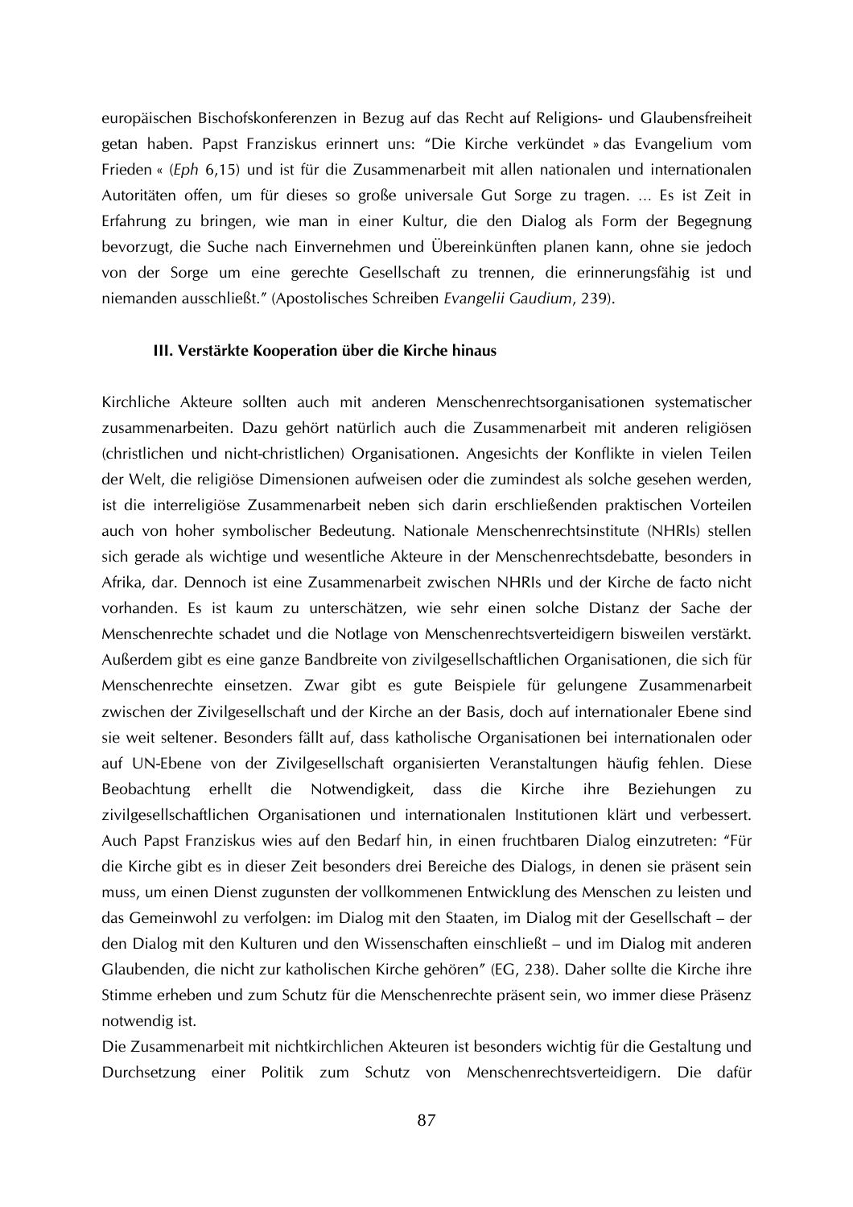europäischen Bischofskonferenzen in Bezug auf das Recht auf Religions- und Glaubensfreiheit getan haben. Papst Franziskus erinnert uns: "Die Kirche verkündet » das Evangelium vom Frieden « (*Eph* 6,15) und ist für die Zusammenarbeit mit allen nationalen und internationalen Autoritäten offen, um für dieses so große universale Gut Sorge zu tragen. … Es ist Zeit in Erfahrung zu bringen, wie man in einer Kultur, die den Dialog als Form der Begegnung bevorzugt, die Suche nach Einvernehmen und Übereinkünften planen kann, ohne sie jedoch von der Sorge um eine gerechte Gesellschaft zu trennen, die erinnerungsfähig ist und niemanden ausschließt." (Apostolisches Schreiben *Evangelii Gaudium*, 239).

### III. Verstärkte Kooperation über die Kirche hinaus

Kirchliche Akteure sollten auch mit anderen Menschenrechtsorganisationen systematischer zusammenarbeiten. Dazu gehört natürlich auch die Zusammenarbeit mit anderen religiösen (christlichen und nicht-christlichen) Organisationen. Angesichts der Konflikte in vielen Teilen der Welt, die religiöse Dimensionen aufweisen oder die zumindest als solche gesehen werden, ist die interreligiöse Zusammenarbeit neben sich darin erschließenden praktischen Vorteilen auch von hoher symbolischer Bedeutung. Nationale Menschenrechtsinstitute (NHRIs) stellen sich gerade als wichtige und wesentliche Akteure in der Menschenrechtsdebatte, besonders in Afrika, dar. Dennoch ist eine Zusammenarbeit zwischen NHRIs und der Kirche de facto nicht vorhanden. Es ist kaum zu unterschätzen, wie sehr einen solche Distanz der Sache der Menschenrechte schadet und die Notlage von Menschenrechtsverteidigern bisweilen verstärkt. Außerdem gibt es eine ganze Bandbreite von zivilgesellschaftlichen Organisationen, die sich für Menschenrechte einsetzen. Zwar gibt es gute Beispiele für gelungene Zusammenarbeit zwischen der Zivilgesellschaft und der Kirche an der Basis, doch auf internationaler Ebene sind sie weit seltener. Besonders fällt auf, dass katholische Organisationen bei internationalen oder auf UN-Ebene von der Zivilgesellschaft organisierten Veranstaltungen häufig fehlen. Diese Beobachtung erhellt die Notwendigkeit, dass die Kirche ihre Beziehungen zu zivilgesellschaftlichen Organisationen und internationalen Institutionen klärt und verbessert. Auch Papst Franziskus wies auf den Bedarf hin, in einen fruchtbaren Dialog einzutreten: "Für die Kirche gibt es in dieser Zeit besonders drei Bereiche des Dialogs, in denen sie präsent sein muss, um einen Dienst zugunsten der vollkommenen Entwicklung des Menschen zu leisten und das Gemeinwohl zu verfolgen: im Dialog mit den Staaten, im Dialog mit der Gesellschaft – der den Dialog mit den Kulturen und den Wissenschaften einschließt – und im Dialog mit anderen Glaubenden, die nicht zur katholischen Kirche gehören" (EG, 238). Daher sollte die Kirche ihre Stimme erheben und zum Schutz für die Menschenrechte präsent sein, wo immer diese Präsenz notwendig ist.

Die Zusammenarbeit mit nichtkirchlichen Akteuren ist besonders wichtig für die Gestaltung und Durchsetzung einer Politik zum Schutz von Menschenrechtsverteidigern. Die dafür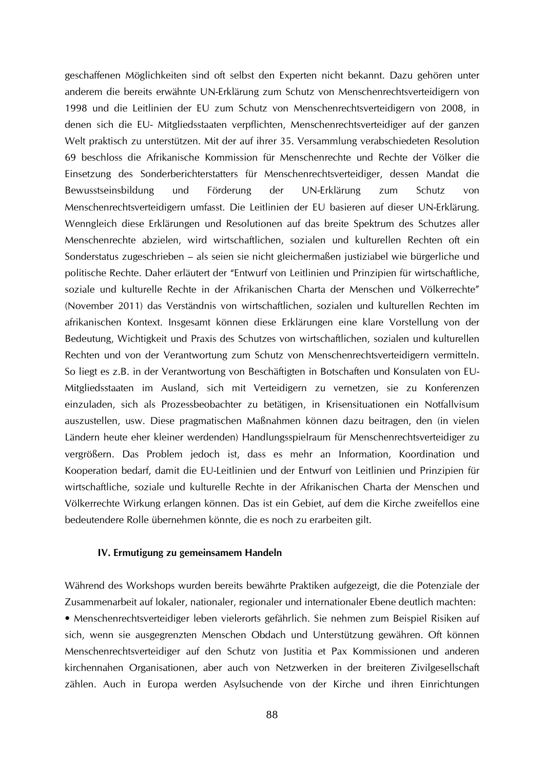geschaffenen Möglichkeiten sind oft selbst den Experten nicht bekannt. Dazu gehören unter anderem die bereits erwähnte UN-Erklärung zum Schutz von Menschenrechtsverteidigern von 1998 und die Leitlinien der EU zum Schutz von Menschenrechtsverteidigern von 2008, in denen sich die EU- Mitgliedsstaaten verpflichten, Menschenrechtsverteidiger auf der ganzen Welt praktisch zu unterstützen. Mit der auf ihrer 35. Versammlung verabschiedeten Resolution 69 beschloss die Afrikanische Kommission für Menschenrechte und Rechte der Völker die Einsetzung des Sonderberichterstatters für Menschenrechtsverteidiger, dessen Mandat die Bewusstseinsbildung und Förderung der UN-Erklärung zum Schutz von Menschenrechtsverteidigern umfasst. Die Leitlinien der EU basieren auf dieser UN-Erklärung. Wenngleich diese Erklärungen und Resolutionen auf das breite Spektrum des Schutzes aller Menschenrechte abzielen, wird wirtschaftlichen, sozialen und kulturellen Rechten oft ein Sonderstatus zugeschrieben – als seien sie nicht gleichermaßen justiziabel wie bürgerliche und politische Rechte. Daher erläutert der "Entwurf von Leitlinien und Prinzipien für wirtschaftliche, soziale und kulturelle Rechte in der Afrikanischen Charta der Menschen und Völkerrechte" (November 2011) das Verständnis von wirtschaftlichen, sozialen und kulturellen Rechten im afrikanischen Kontext. Insgesamt können diese Erklärungen eine klare Vorstellung von der Bedeutung, Wichtigkeit und Praxis des Schutzes von wirtschaftlichen, sozialen und kulturellen Rechten und von der Verantwortung zum Schutz von Menschenrechtsverteidigern vermitteln. So liegt es z.B. in der Verantwortung von Beschäftigten in Botschaften und Konsulaten von EU-Mitgliedsstaaten im Ausland, sich mit Verteidigern zu vernetzen, sie zu Konferenzen einzuladen, sich als Prozessbeobachter zu betätigen, in Krisensituationen ein Notfallvisum auszustellen, usw. Diese pragmatischen Maßnahmen können dazu beitragen, den (in vielen Ländern heute eher kleiner werdenden) Handlungsspielraum für Menschenrechtsverteidiger zu vergrößern. Das Problem jedoch ist, dass es mehr an Information, Koordination und Kooperation bedarf, damit die EU-Leitlinien und der Entwurf von Leitlinien und Prinzipien für wirtschaftliche, soziale und kulturelle Rechte in der Afrikanischen Charta der Menschen und Völkerrechte Wirkung erlangen können. Das ist ein Gebiet, auf dem die Kirche zweifellos eine bedeutendere Rolle übernehmen könnte, die es noch zu erarbeiten gilt.

## IV. Ermutigung zu gemeinsamem Handeln

Während des Workshops wurden bereits bewährte Praktiken aufgezeigt, die die Potenziale der Zusammenarbeit auf lokaler, nationaler, regionaler und internationaler Ebene deutlich machten:

- Menschenrechtsverteidiger leben vielerorts gefährlich. Sie nehmen zum Beispiel Risiken auf sich, wenn sie ausgegrenzten Menschen Obdach und Unterstützung gewähren. Oft können Menschenrechtsverteidiger auf den Schutz von Justitia et Pax Kommissionen und anderen kirchennahen Organisationen, aber auch von Netzwerken in der breiteren Zivilgesellschaft zählen. Auch in Europa werden Asylsuchende von der Kirche und ihren Einrichtungen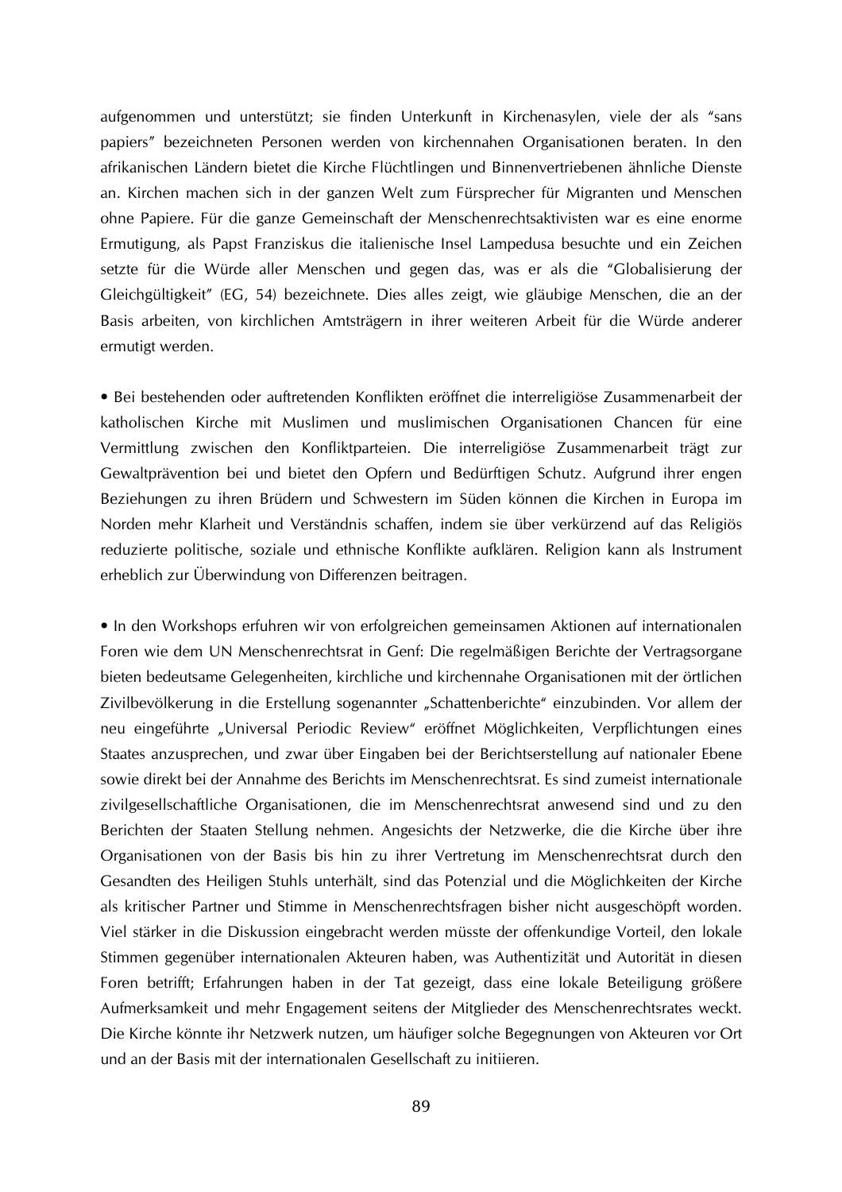aufgenommen und unterstützt; sie finden Unterkunft in Kirchenasylen, viele der als "sans papiers" bezeichneten Personen werden von kirchennahen Organisationen beraten. In den afrikanischen Ländern bietet die Kirche Flüchtlingen und Binnenvertriebenen ähnliche Dienste an. Kirchen machen sich in der ganzen Welt zum Fürsprecher für Migranten und Menschen ohne Papiere. Für die ganze Gemeinschaft der Menschenrechtsaktivisten war es eine enorme Ermutigung, als Papst Franziskus die italienische Insel Lampedusa besuchte und ein Zeichen setzte für die Würde aller Menschen und gegen das, was er als die "Globalisierung der Gleichgültigkeit" (EG, 54) bezeichnete. Dies alles zeigt, wie gläubige Menschen, die an der Basis arbeiten, von kirchlichen Amtsträgern in ihrer weiteren Arbeit für die Würde anderer ermutigt werden.

• Bei bestehenden oder auftretenden Konflikten eröffnet die interreligiöse Zusammenarbeit der katholischen Kirche mit Muslimen und muslimischen Organisationen Chancen für eine Vermittlung zwischen den Konfliktparteien. Die interreligiöse Zusammenarbeit trägt zur Gewaltprävention bei und bietet den Opfern und Bedürftigen Schutz. Aufgrund ihrer engen Beziehungen zu ihren Brüdern und Schwestern im Süden können die Kirchen in Europa im Norden mehr Klarheit und Verständnis schaffen, indem sie über verkürzend auf das Religiös reduzierte politische, soziale und ethnische Konflikte aufklären. Religion kann als Instrument erheblich zur Überwindung von Differenzen beitragen.

• In den Workshops erfuhren wir von erfolgreichen gemeinsamen Aktionen auf internationalen Foren wie dem UN Menschenrechtsrat in Genf: Die regelmäßigen Berichte der Vertragsorgane bieten bedeutsame Gelegenheiten, kirchliche und kirchennahe Organisationen mit der örtlichen Zivilbevölkerung in die Erstellung sogenannter „Schattenberichte" einzubinden. Vor allem der neu eingeführte „Universal Periodic Review" eröffnet Möglichkeiten, Verpflichtungen eines Staates anzusprechen, und zwar über Eingaben bei der Berichtserstellung auf nationaler Ebene sowie direkt bei der Annahme des Berichts im Menschenrechtsrat. Es sind zumeist internationale zivilgesellschaftliche Organisationen, die im Menschenrechtsrat anwesend sind und zu den Berichten der Staaten Stellung nehmen. Angesichts der Netzwerke, die die Kirche über ihre Organisationen von der Basis bis hin zu ihrer Vertretung im Menschenrechtsrat durch den Gesandten des Heiligen Stuhls unterhält, sind das Potenzial und die Möglichkeiten der Kirche als kritischer Partner und Stimme in Menschenrechtsfragen bisher nicht ausgeschöpft worden. Viel stärker in die Diskussion eingebracht werden müsste der offenkundige Vorteil, den lokale Stimmen gegenüber internationalen Akteuren haben, was Authentizität und Autorität in diesen Foren betrifft; Erfahrungen haben in der Tat gezeigt, dass eine lokale Beteiligung größere Aufmerksamkeit und mehr Engagement seitens der Mitglieder des Menschenrechtsrates weckt. Die Kirche könnte ihr Netzwerk nutzen, um häufiger solche Begegnungen von Akteuren vor Ort und an der Basis mit der internationalen Gesellschaft zu initiieren.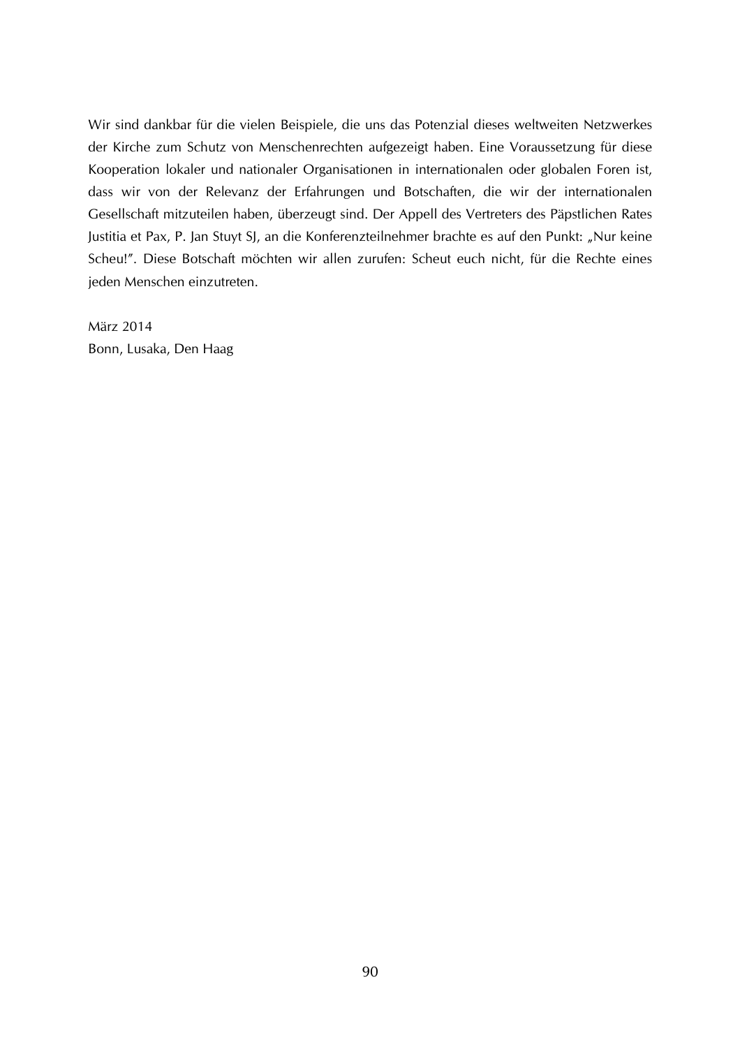Wir sind dankbar für die vielen Beispiele, die uns das Potenzial dieses weltweiten Netzwerkes der Kirche zum Schutz von Menschenrechten aufgezeigt haben. Eine Voraussetzung für diese Kooperation lokaler und nationaler Organisationen in internationalen oder globalen Foren ist, dass wir von der Relevanz der Erfahrungen und Botschaften, die wir der internationalen Gesellschaft mitzuteilen haben, überzeugt sind. Der Appell des Vertreters des Päpstlichen Rates Justitia et Pax, P. Jan Stuyt SJ, an die Konferenzteilnehmer brachte es auf den Punkt: „Nur keine Scheu!". Diese Botschaft möchten wir allen zurufen: Scheut euch nicht, für die Rechte eines jeden Menschen einzutreten.

März 2014  
Bonn, Lusaka, Den Haag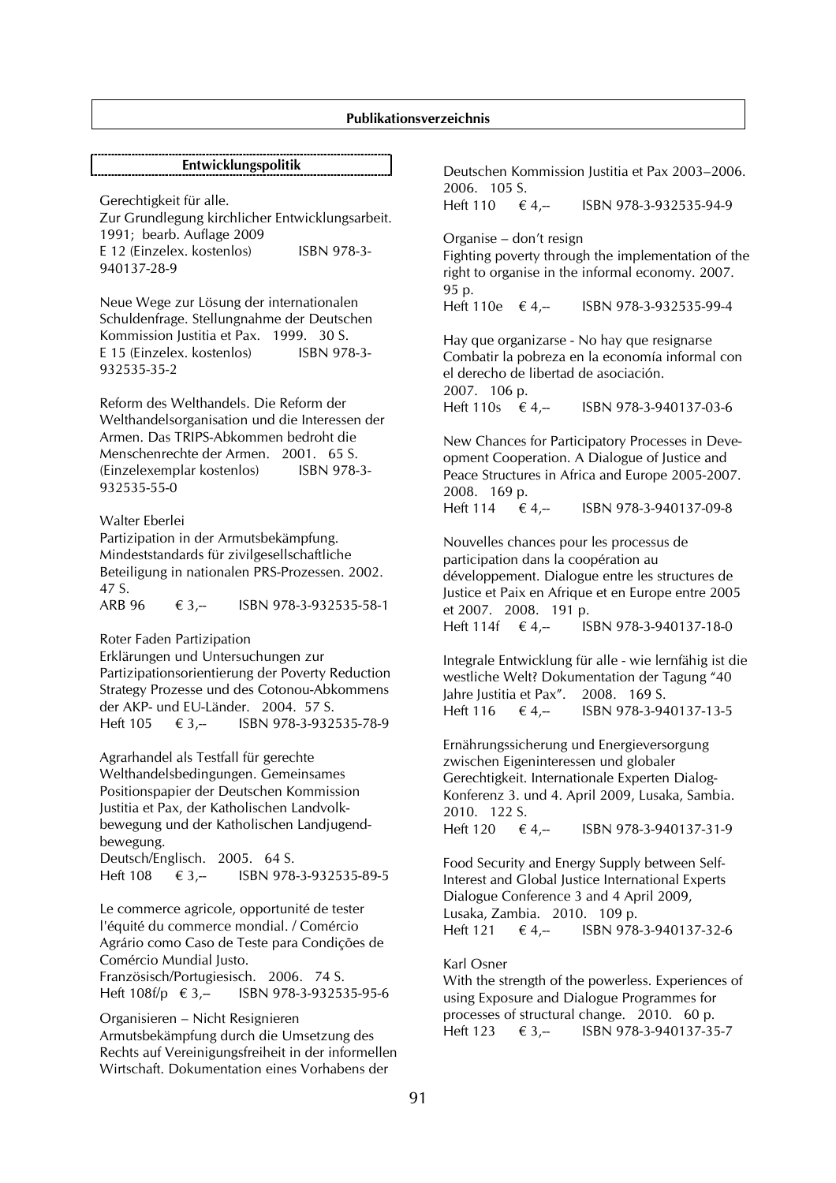## Publikationsverzeichnis

### Entwicklungspolitik

Gerechtigkeit für alle.
Zur Grundlegung kirchlicher Entwicklungsarbeit. 1991; bearb. Auflage 2009
E 12 (Einzelex. kostenlos) ISBN 978-3-940137-28-9

Neue Wege zur Lösung der internationalen Schuldenfrage. Stellungnahme der Deutschen Kommission Justitia et Pax. 1999. 30 S.
E 15 (Einzelex. kostenlos) ISBN 978-3-932535-35-2

Reform des Welthandels. Die Reform der Welthandelsorganisation und die Interessen der Armen. Das TRIPS-Abkommen bedroht die Menschenrechte der Armen. 2001. 65 S.
(Einzelexemplar kostenlos) ISBN 978-3-932535-55-0

Walter Eberlei
Partizipation in der Armutsbekämpfung. Mindeststandards für zivilgesellschaftliche Beteiligung in nationalen PRS-Prozessen. 2002. 47 S.
ARB 96 € 3,-- ISBN 978-3-932535-58-1

Roter Faden Partizipation
Erklärungen und Untersuchungen zur Partizipationsorientierung der Poverty Reduction Strategy Prozesse und des Cotonou-Abkommens der AKP- und EU-Länder. 2004. 57 S.
Heft 105 € 3,-- ISBN 978-3-932535-78-9

Agrarhandel als Testfall für gerechte Welthandelsbedingungen. Gemeinsames Positionspapier der Deutschen Kommission Justitia et Pax, der Katholischen Landvolkbewegung und der Katholischen Landjugendbewegung.
Deutsch/Englisch. 2005. 64 S.
Heft 108 € 3,-- ISBN 978-3-932535-89-5

Le commerce agricole, opportunité de tester l'équité du commerce mondial. / Comércio Agrário como Caso de Teste para Condições de Comércio Mundial Justo.
Französisch/Portugiesisch. 2006. 74 S.
Heft 108f/p € 3,-- ISBN 978-3-932535-95-6

Organisieren – Nicht Resignieren
Armutsbekämpfung durch die Umsetzung des Rechts auf Vereinigungsfreiheit in der informellen Wirtschaft. Dokumentation eines Vorhabens der Deutschen Kommission Justitia et Pax 2003–2006. 2006. 105 S.
Heft 110 € 4,-- ISBN 978-3-932535-94-9

Organise – don't resign
Fighting poverty through the implementation of the right to organise in the informal economy. 2007. 95 p.
Heft 110e € 4,-- ISBN 978-3-932535-99-4

Hay que organizarse - No hay que resignarse
Combatir la pobreza en la economía informal con el derecho de libertad de asociación.
2007. 106 p.
Heft 110s € 4,-- ISBN 978-3-940137-03-6

New Chances for Participatory Processes in Deveopment Cooperation. A Dialogue of Justice and Peace Structures in Africa and Europe 2005-2007. 2008. 169 p.
Heft 114 € 4,-- ISBN 978-3-940137-09-8

Nouvelles chances pour les processus de participation dans la coopération au développement. Dialogue entre les structures de Justice et Paix en Afrique et en Europe entre 2005 et 2007. 2008. 191 p.
Heft 114f € 4,-- ISBN 978-3-940137-18-0

Integrale Entwicklung für alle - wie lernfähig ist die westliche Welt? Dokumentation der Tagung "40 Jahre Justitia et Pax". 2008. 169 S.
Heft 116 € 4,-- ISBN 978-3-940137-13-5

Ernährungssicherung und Energieversorgung zwischen Eigeninteressen und globaler Gerechtigkeit. Internationale Experten Dialog-Konferenz 3. und 4. April 2009, Lusaka, Sambia. 2010. 122 S.
Heft 120 € 4,-- ISBN 978-3-940137-31-9

Food Security and Energy Supply between Self-Interest and Global Justice International Experts Dialogue Conference 3 and 4 April 2009, Lusaka, Zambia. 2010. 109 p.
Heft 121 € 4,-- ISBN 978-3-940137-32-6

Karl Osner
With the strength of the powerless. Experiences of using Exposure and Dialogue Programmes for processes of structural change. 2010. 60 p.
Heft 123 € 3,-- ISBN 978-3-940137-35-7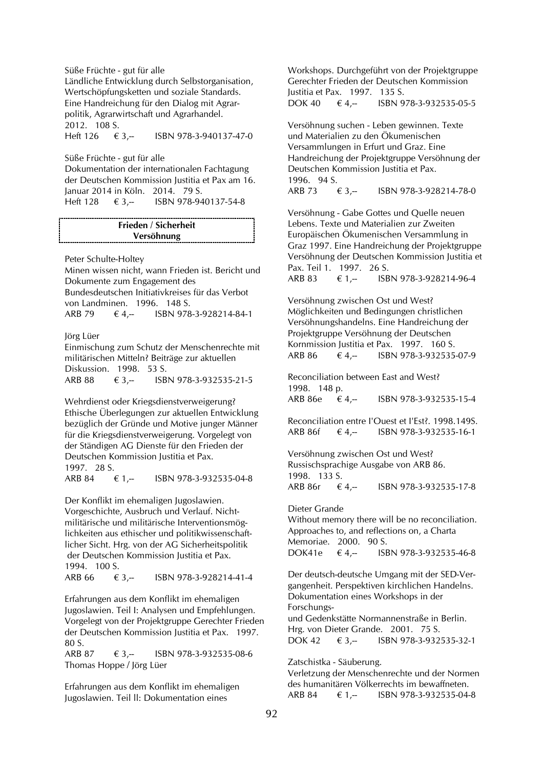Süße Früchte - gut für alle
Ländliche Entwicklung durch Selbstorganisation, Wertschöpfungsketten und soziale Standards. Eine Handreichung für den Dialog mit Agrarpolitik, Agrarwirtschaft und Agrarhandel.
2012. 108 S.
Heft 126 € 3,-- ISBN 978-3-940137-47-0

Süße Früchte - gut für alle
Dokumentation der internationalen Fachtagung der Deutschen Kommission Justitia et Pax am 16. Januar 2014 in Köln. 2014. 79 S.
Heft 128 € 3,-- ISBN 978-940137-54-8

**Frieden / Sicherheit**
**Versöhnung**

Peter Schulte-Holtey
Minen wissen nicht, wann Frieden ist. Bericht und Dokumente zum Engagement des Bundesdeutschen Initiativkreises für das Verbot von Landminen. 1996. 148 S.
ARB 79 € 4,-- ISBN 978-3-928214-84-1

Jörg Lüer
Einmischung zum Schutz der Menschenrechte mit militärischen Mitteln? Beiträge zur aktuellen Diskussion. 1998. 53 S.
ARB 88 € 3,-- ISBN 978-3-932535-21-5

Wehrdienst oder Kriegsdienstverweigerung? Ethische Überlegungen zur aktuellen Entwicklung bezüglich der Gründe und Motive junger Männer für die Kriegsdienstverweigerung. Vorgelegt von der Ständigen AG Dienste für den Frieden der Deutschen Kommission Justitia et Pax.
1997. 28 S.
ARB 84 € 1,-- ISBN 978-3-932535-04-8

Der Konflikt im ehemaligen Jugoslawien. Vorgeschichte, Ausbruch und Verlauf. Nichtmilitärische und militärische Interventionsmöglichkeiten aus ethischer und politikwissenschaftlicher Sicht. Hrg. von der AG Sicherheitspolitik der Deutschen Kommission Justitia et Pax.
1994. 100 S.
ARB 66 € 3,-- ISBN 978-3-928214-41-4

Erfahrungen aus dem Konflikt im ehemaligen Jugoslawien. Teil I: Analysen und Empfehlungen. Vorgelegt von der Projektgruppe Gerechter Frieden der Deutschen Kommission Justitia et Pax. 1997. 80 S.
ARB 87 € 3,-- ISBN 978-3-932535-08-6
Thomas Hoppe / Jörg Lüer

Erfahrungen aus dem Konflikt im ehemaligen Jugoslawien. Teil ll: Dokumentation eines Workshops. Durchgeführt von der Projektgruppe Gerechter Frieden der Deutschen Kommission Justitia et Pax. 1997. 135 S.
DOK 40 € 4,-- ISBN 978-3-932535-05-5

Versöhnung suchen - Leben gewinnen. Texte und Materialien zu den Ökumenischen Versammlungen in Erfurt und Graz. Eine Handreichung der Projektgruppe Versöhnung der Deutschen Kommission Justitia et Pax.
1996. 94 S.
ARB 73 € 3,-- ISBN 978-3-928214-78-0

Versöhnung - Gabe Gottes und Quelle neuen Lebens. Texte und Materialien zur Zweiten Europäischen Ökumenischen Versammlung in Graz 1997. Eine Handreichung der Projektgruppe Versöhnung der Deutschen Kommission Justitia et Pax. Teil 1. 1997. 26 S.
ARB 83 € 1,-- ISBN 978-3-928214-96-4

Versöhnung zwischen Ost und West? Möglichkeiten und Bedingungen christlichen Versöhnungshandelns. Eine Handreichung der Projektgruppe Versöhnung der Deutschen Kornmission Justitia et Pax. 1997. 160 S.
ARB 86 € 4,-- ISBN 978-3-932535-07-9

Reconciliation between East and West?
1998. 148 p.
ARB 86e € 4,-- ISBN 978-3-932535-15-4

Reconciliation entre I'Ouest et I'Est?. 1998.149S.
ARB 86f € 4,-- ISBN 978-3-932535-16-1

Versöhnung zwischen Ost und West? Russischsprachige Ausgabe von ARB 86.
1998. 133 S.
ARB 86r € 4,-- ISBN 978-3-932535-17-8

Dieter Grande
Without memory there will be no reconciliation. Approaches to, and reflections on, a Charta Memoriae. 2000. 90 S.
DOK41e € 4,-- ISBN 978-3-932535-46-8

Der deutsch-deutsche Umgang mit der SED-Vergangenheit. Perspektiven kirchlichen Handelns. Dokumentation eines Workshops in der Forschungs-
und Gedenkstätte Normannenstraße in Berlin. Hrg. von Dieter Grande. 2001. 75 S.
DOK 42 € 3,-- ISBN 978-3-932535-32-1

Zatschistka - Säuberung.
Verletzung der Menschenrechte und der Normen des humanitären Völkerrechts im bewaffneten.
ARB 84 € 1,-- ISBN 978-3-932535-04-8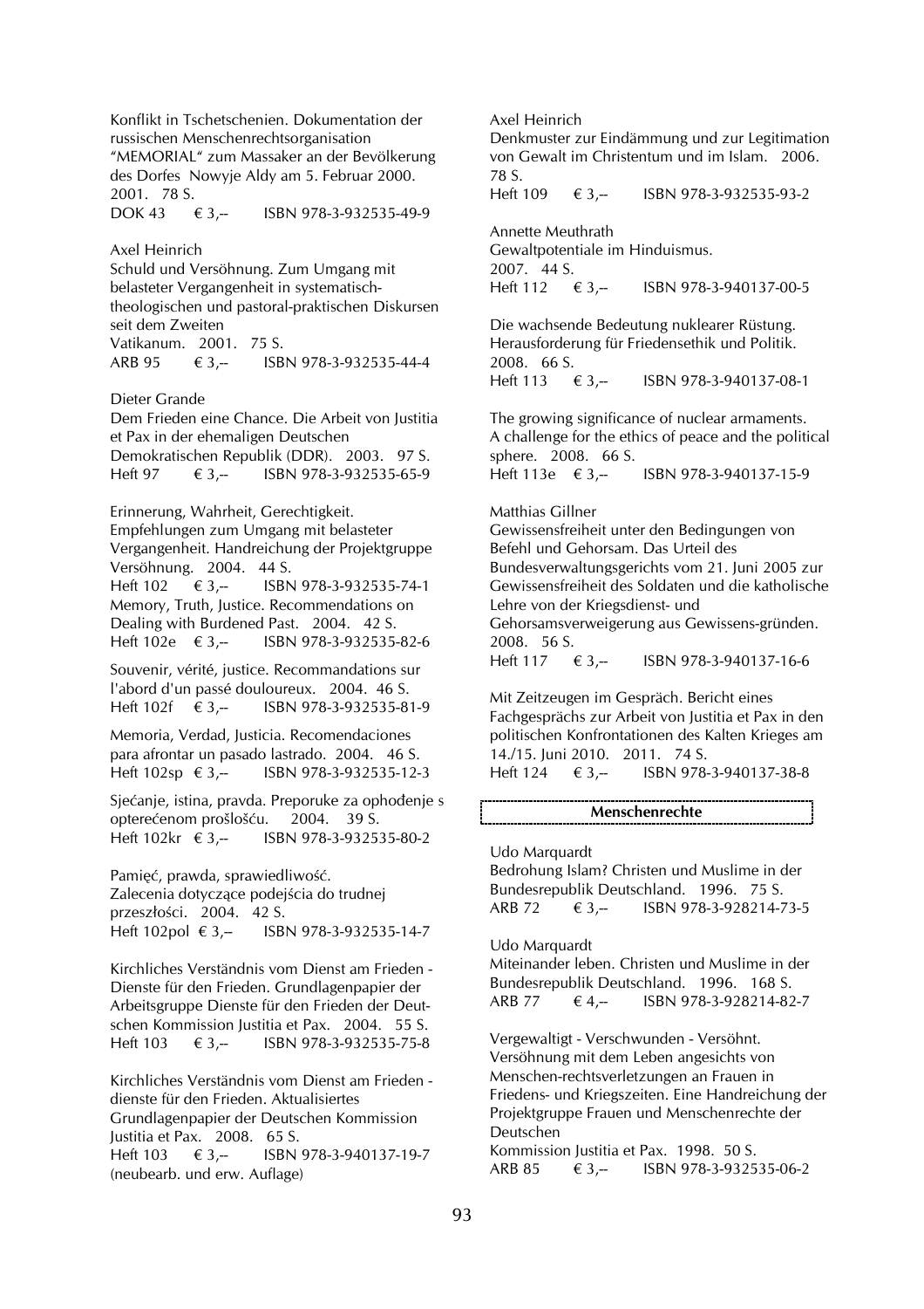Konflikt in Tschetschenien. Dokumentation der russischen Menschenrechtsorganisation "MEMORIAL" zum Massaker an der Bevölkerung des Dorfes Nowyje Aldy am 5. Februar 2000. 2001. 78 S.
DOK 43 € 3,-- ISBN 978-3-932535-49-9

Axel Heinrich
Schuld und Versöhnung. Zum Umgang mit belasteter Vergangenheit in systematisch-theologischen und pastoral-praktischen Diskursen seit dem Zweiten Vatikanum. 2001. 75 S.
ARB 95 € 3,-- ISBN 978-3-932535-44-4

Dieter Grande
Dem Frieden eine Chance. Die Arbeit von Justitia et Pax in der ehemaligen Deutschen Demokratischen Republik (DDR). 2003. 97 S.
Heft 97 € 3,-- ISBN 978-3-932535-65-9

Erinnerung, Wahrheit, Gerechtigkeit. Empfehlungen zum Umgang mit belasteter Vergangenheit. Handreichung der Projektgruppe Versöhnung. 2004. 44 S.
Heft 102 € 3,-- ISBN 978-3-932535-74-1
Memory, Truth, Justice. Recommendations on Dealing with Burdened Past. 2004. 42 S.
Heft 102e € 3,-- ISBN 978-3-932535-82-6

Souvenir, vérité, justice. Recommandations sur l'abord d'un passé douloureux. 2004. 46 S.
Heft 102f € 3,-- ISBN 978-3-932535-81-9

Memoria, Verdad, Justicia. Recomendaciones para afrontar un pasado lastrado. 2004. 46 S.
Heft 102sp € 3,-- ISBN 978-3-932535-12-3

Sjećanje, istina, pravda. Preporuke za ophođenje s opterećenom prošlošću. 2004. 39 S.
Heft 102kr € 3,-- ISBN 978-3-932535-80-2

Pamięć, prawda, sprawiedliwość. Zalecenia dotyczące podejścia do trudnej przeszłości. 2004. 42 S.
Heft 102pol € 3,-- ISBN 978-3-932535-14-7

Kirchliches Verständnis vom Dienst am Frieden - Dienste für den Frieden. Grundlagenpapier der Arbeitsgruppe Dienste für den Frieden der Deutschen Kommission Justitia et Pax. 2004. 55 S.
Heft 103 € 3,-- ISBN 978-3-932535-75-8

Kirchliches Verständnis vom Dienst am Frieden - dienste für den Frieden. Aktualisiertes Grundlagenpapier der Deutschen Kommission Justitia et Pax. 2008. 65 S.
Heft 103 € 3,-- ISBN 978-3-940137-19-7
(neubearb. und erw. Auflage)

Axel Heinrich
Denkmuster zur Eindämmung und zur Legitimation von Gewalt im Christentum und im Islam. 2006. 78 S.
Heft 109 € 3,-- ISBN 978-3-932535-93-2

Annette Meuthrath
Gewaltpotentiale im Hinduismus. 2007. 44 S.
Heft 112 € 3,-- ISBN 978-3-940137-00-5

Die wachsende Bedeutung nuklearer Rüstung. Herausforderung für Friedensethik und Politik. 2008. 66 S.
Heft 113 € 3,-- ISBN 978-3-940137-08-1

The growing significance of nuclear armaments. A challenge for the ethics of peace and the political sphere. 2008. 66 S.
Heft 113e € 3,-- ISBN 978-3-940137-15-9

Matthias Gillner
Gewissensfreiheit unter den Bedingungen von Befehl und Gehorsam. Das Urteil des Bundesverwaltungsgerichts vom 21. Juni 2005 zur Gewissensfreiheit des Soldaten und die katholische Lehre von der Kriegsdienst- und Gehorsamsverweigerung aus Gewissens-gründen. 2008. 56 S.
Heft 117 € 3,-- ISBN 978-3-940137-16-6

Mit Zeitzeugen im Gespräch. Bericht eines Fachgesprächs zur Arbeit von Justitia et Pax in den politischen Konfrontationen des Kalten Krieges am 14./15. Juni 2010. 2011. 74 S.
Heft 124 € 3,-- ISBN 978-3-940137-38-8

## Menschenrechte

Udo Marquardt
Bedrohung Islam? Christen und Muslime in der Bundesrepublik Deutschland. 1996. 75 S.
ARB 72 € 3,-- ISBN 978-3-928214-73-5

Udo Marquardt
Miteinander leben. Christen und Muslime in der Bundesrepublik Deutschland. 1996. 168 S.
ARB 77 € 4,-- ISBN 978-3-928214-82-7

Vergewaltigt - Verschwunden - Versöhnt. Versöhnung mit dem Leben angesichts von Menschen-rechtsverletzungen an Frauen in Friedens- und Kriegszeiten. Eine Handreichung der Projektgruppe Frauen und Menschenrechte der Deutschen Kommission Justitia et Pax. 1998. 50 S.
ARB 85 € 3,-- ISBN 978-3-932535-06-2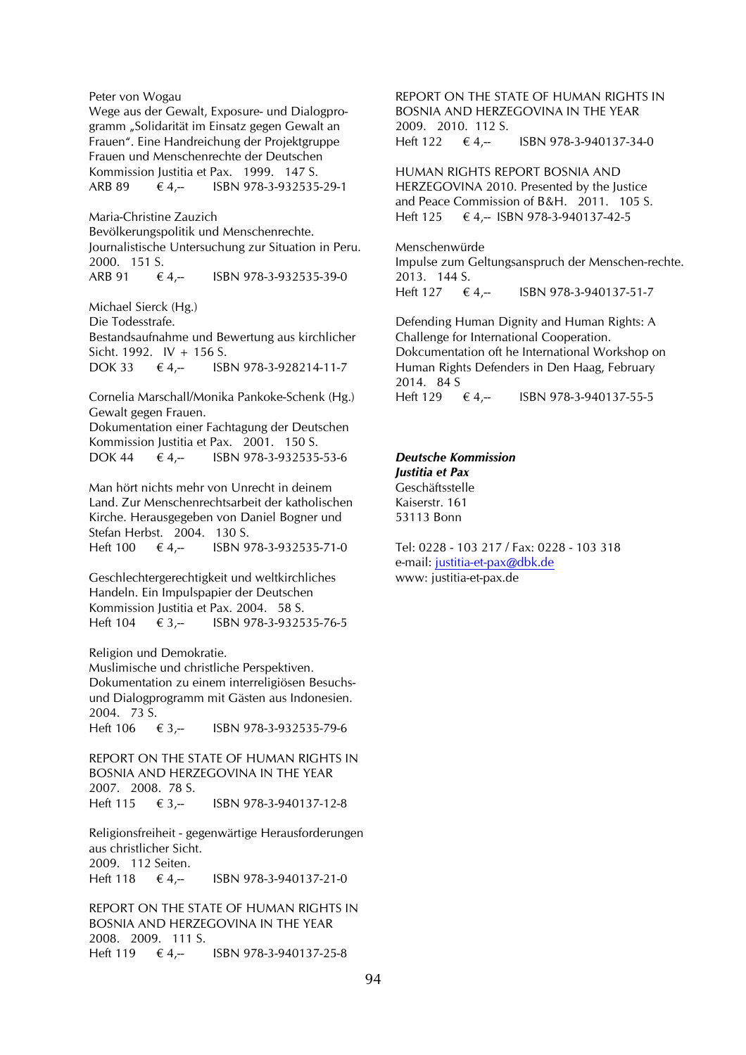Peter von Wogau
Wege aus der Gewalt, Exposure- und Dialogprogramm „Solidarität im Einsatz gegen Gewalt an Frauen". Eine Handreichung der Projektgruppe Frauen und Menschenrechte der Deutschen Kommission Justitia et Pax. 1999. 147 S.
ARB 89 € 4,-- ISBN 978-3-932535-29-1

Maria-Christine Zauzich
Bevölkerungspolitik und Menschenrechte. Journalistische Untersuchung zur Situation in Peru. 2000. 151 S.
ARB 91 € 4,-- ISBN 978-3-932535-39-0

Michael Sierck (Hg.)
Die Todesstrafe.
Bestandsaufnahme und Bewertung aus kirchlicher Sicht. 1992. IV + 156 S.
DOK 33 € 4,-- ISBN 978-3-928214-11-7

Cornelia Marschall/Monika Pankoke-Schenk (Hg.)
Gewalt gegen Frauen.
Dokumentation einer Fachtagung der Deutschen Kommission Justitia et Pax. 2001. 150 S.
DOK 44 € 4,-- ISBN 978-3-932535-53-6

Man hört nichts mehr von Unrecht in deinem Land. Zur Menschenrechtsarbeit der katholischen Kirche. Herausgegeben von Daniel Bogner und Stefan Herbst. 2004. 130 S.
Heft 100 € 4,-- ISBN 978-3-932535-71-0

Geschlechtergerechtigkeit und weltkirchliches Handeln. Ein Impulspapier der Deutschen Kommission Justitia et Pax. 2004. 58 S.
Heft 104 € 3,-- ISBN 978-3-932535-76-5

Religion und Demokratie.
Muslimische und christliche Perspektiven.
Dokumentation zu einem interreligiösen Besuchs- und Dialogprogramm mit Gästen aus Indonesien. 2004. 73 S.
Heft 106 € 3,-- ISBN 978-3-932535-79-6

REPORT ON THE STATE OF HUMAN RIGHTS IN BOSNIA AND HERZEGOVINA IN THE YEAR 2007. 2008. 78 S.
Heft 115 € 3,-- ISBN 978-3-940137-12-8

Religionsfreiheit - gegenwärtige Herausforderungen aus christlicher Sicht.
2009. 112 Seiten.
Heft 118 € 4,-- ISBN 978-3-940137-21-0

REPORT ON THE STATE OF HUMAN RIGHTS IN BOSNIA AND HERZEGOVINA IN THE YEAR 2008. 2009. 111 S.
Heft 119 € 4,-- ISBN 978-3-940137-25-8

REPORT ON THE STATE OF HUMAN RIGHTS IN BOSNIA AND HERZEGOVINA IN THE YEAR 2009. 2010. 112 S.
Heft 122 € 4,-- ISBN 978-3-940137-34-0

HUMAN RIGHTS REPORT BOSNIA AND HERZEGOVINA 2010. Presented by the Justice and Peace Commission of B&H. 2011. 105 S.
Heft 125 € 4,-- ISBN 978-3-940137-42-5

Menschenwürde
Impulse zum Geltungsanspruch der Menschen-rechte.
2013. 144 S.
Heft 127 € 4,-- ISBN 978-3-940137-51-7

Defending Human Dignity and Human Rights: A Challenge for International Cooperation.
Dokcumentation oft he International Workshop on Human Rights Defenders in Den Haag, February 2014. 84 S
Heft 129 € 4,-- ISBN 978-3-940137-55-5

***Deutsche Kommission Justitia et Pax***
Geschäftsstelle
Kaiserstr. 161
53113 Bonn

Tel: 0228 - 103 217 / Fax: 0228 - 103 318
e-mail: justitia-et-pax@dbk.de
www: justitia-et-pax.de